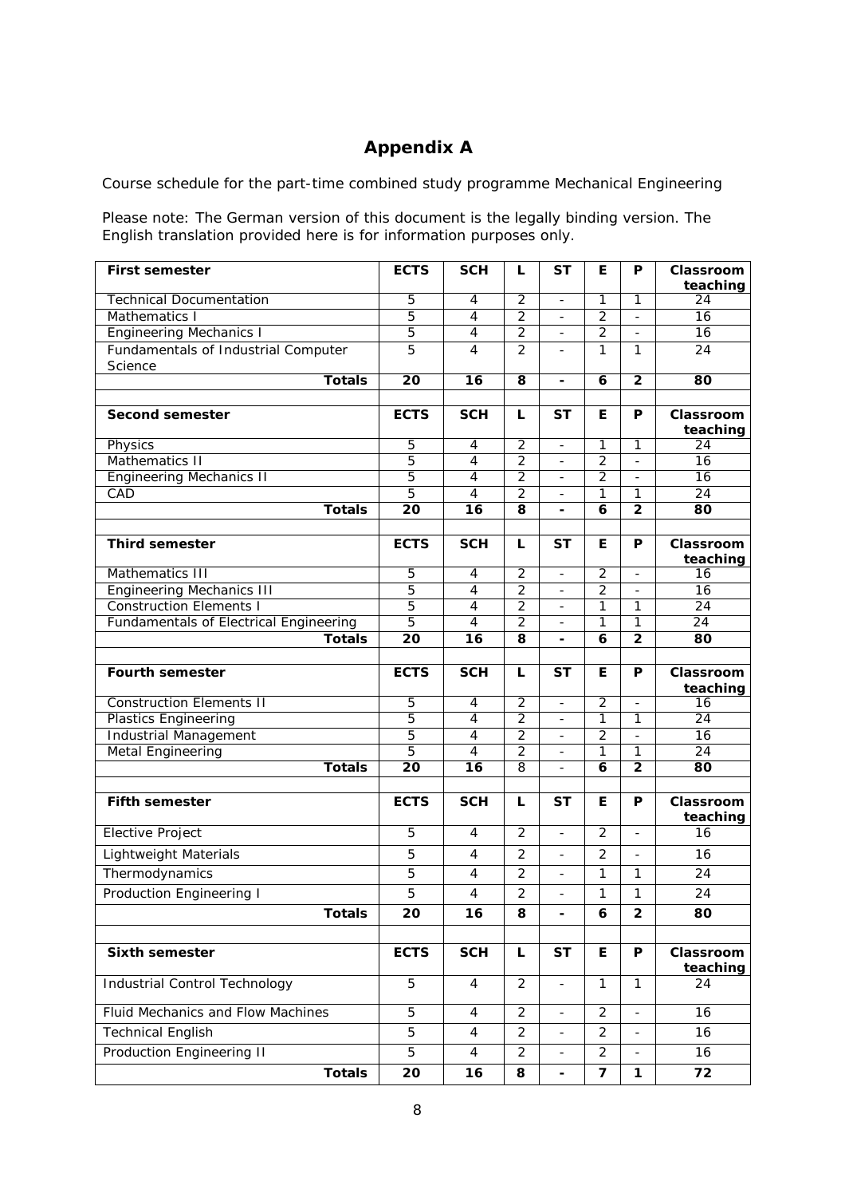# Appendix A

Course schedule for the part-time combined study programme Mechanical Engineering

Please note: The German version of this document is the legally binding version. The English translation provided here is for information purposes only.

| First semester | ECTS | SCH | L | ST | E | P | Classroom teaching |
|---|---|---|---|---|---|---|---|
| Technical Documentation | 5 | 4 | 2 | - | 1 | 1 | 24 |
| Mathematics I | 5 | 4 | 2 | - | 2 | - | 16 |
| Engineering Mechanics I | 5 | 4 | 2 | - | 2 | - | 16 |
| Fundamentals of Industrial Computer Science | 5 | 4 | 2 | - | 1 | 1 | 24 |
| **Totals** | **20** | **16** | **8** | **-** | **6** | **2** | **80** |
| | | | | | | | |
| **Second semester** | **ECTS** | **SCH** | **L** | **ST** | **E** | **P** | **Classroom teaching** |
| Physics | 5 | 4 | 2 | - | 1 | 1 | 24 |
| Mathematics II | 5 | 4 | 2 | - | 2 | - | 16 |
| Engineering Mechanics II | 5 | 4 | 2 | - | 2 | - | 16 |
| CAD | 5 | 4 | 2 | - | 1 | 1 | 24 |
| **Totals** | **20** | **16** | **8** | **-** | **6** | **2** | **80** |
| | | | | | | | |
| **Third semester** | **ECTS** | **SCH** | **L** | **ST** | **E** | **P** | **Classroom teaching** |
| Mathematics III | 5 | 4 | 2 | - | 2 | - | 16 |
| Engineering Mechanics III | 5 | 4 | 2 | - | 2 | - | 16 |
| Construction Elements I | 5 | 4 | 2 | - | 1 | 1 | 24 |
| Fundamentals of Electrical Engineering | 5 | 4 | 2 | - | 1 | 1 | 24 |
| **Totals** | **20** | **16** | **8** | **-** | **6** | **2** | **80** |
| | | | | | | | |
| **Fourth semester** | **ECTS** | **SCH** | **L** | **ST** | **E** | **P** | **Classroom teaching** |
| Construction Elements II | 5 | 4 | 2 | - | 2 | - | 16 |
| Plastics Engineering | 5 | 4 | 2 | - | 1 | 1 | 24 |
| Industrial Management | 5 | 4 | 2 | - | 2 | - | 16 |
| Metal Engineering | 5 | 4 | 2 | - | 1 | 1 | 24 |
| **Totals** | **20** | **16** | 8 | - | **6** | **2** | **80** |
| | | | | | | | |
| **Fifth semester** | **ECTS** | **SCH** | **L** | **ST** | **E** | **P** | **Classroom teaching** |
| Elective Project | 5 | 4 | 2 | - | 2 | - | 16 |
| Lightweight Materials | 5 | 4 | 2 | - | 2 | - | 16 |
| Thermodynamics | 5 | 4 | 2 | - | 1 | 1 | 24 |
| Production Engineering I | 5 | 4 | 2 | - | 1 | 1 | 24 |
| **Totals** | **20** | **16** | **8** | **-** | **6** | **2** | **80** |
| | | | | | | | |
| **Sixth semester** | **ECTS** | **SCH** | **L** | **ST** | **E** | **P** | **Classroom teaching** |
| Industrial Control Technology | 5 | 4 | 2 | - | 1 | 1 | 24 |
| Fluid Mechanics and Flow Machines | 5 | 4 | 2 | - | 2 | - | 16 |
| Technical English | 5 | 4 | 2 | - | 2 | - | 16 |
| Production Engineering II | 5 | 4 | 2 | - | 2 | - | 16 |
| **Totals** | **20** | **16** | **8** | **-** | **7** | **1** | **72** |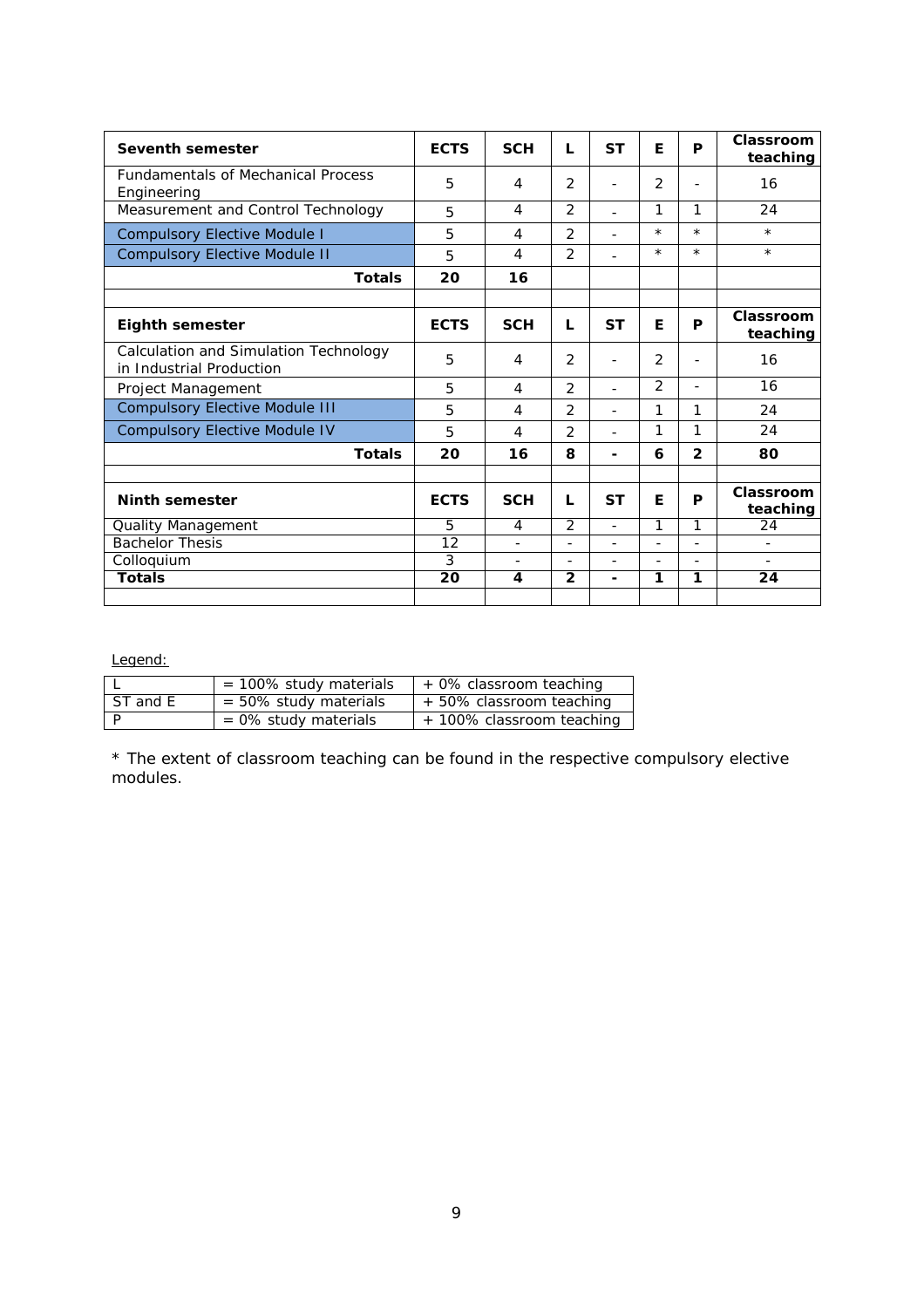| Seventh semester | ECTS | SCH | L | ST | E | P | Classroom teaching |
|---|---|---|---|---|---|---|---|
| Fundamentals of Mechanical Process Engineering | 5 | 4 | 2 | - | 2 | - | 16 |
| Measurement and Control Technology | 5 | 4 | 2 | - | 1 | 1 | 24 |
| Compulsory Elective Module I | 5 | 4 | 2 | - | * | * | * |
| Compulsory Elective Module II | 5 | 4 | 2 | - | * | * | * |
| **Totals** | **20** | **16** | | | | | |
| | | | | | | | |
| **Eighth semester** | **ECTS** | **SCH** | **L** | **ST** | **E** | **P** | **Classroom teaching** |
| Calculation and Simulation Technology in Industrial Production | 5 | 4 | 2 | - | 2 | - | 16 |
| Project Management | 5 | 4 | 2 | - | 2 | - | 16 |
| Compulsory Elective Module III | 5 | 4 | 2 | - | 1 | 1 | 24 |
| Compulsory Elective Module IV | 5 | 4 | 2 | - | 1 | 1 | 24 |
| **Totals** | **20** | **16** | **8** | **-** | **6** | **2** | **80** |
| | | | | | | | |
| **Ninth semester** | **ECTS** | **SCH** | **L** | **ST** | **E** | **P** | **Classroom teaching** |
| Quality Management | 5 | 4 | 2 | - | 1 | 1 | 24 |
| Bachelor Thesis | 12 | - | - | - | - | - | - |
| Colloquium | 3 | - | - | - | - | - | - |
| **Totals** | **20** | **4** | **2** | **-** | **1** | **1** | **24** |

Legend:

| | | |
|---|---|---|
| L | = 100% study materials | + 0% classroom teaching |
| ST and E | = 50% study materials | + 50% classroom teaching |
| P | = 0% study materials | + 100% classroom teaching |

* The extent of classroom teaching can be found in the respective compulsory elective modules.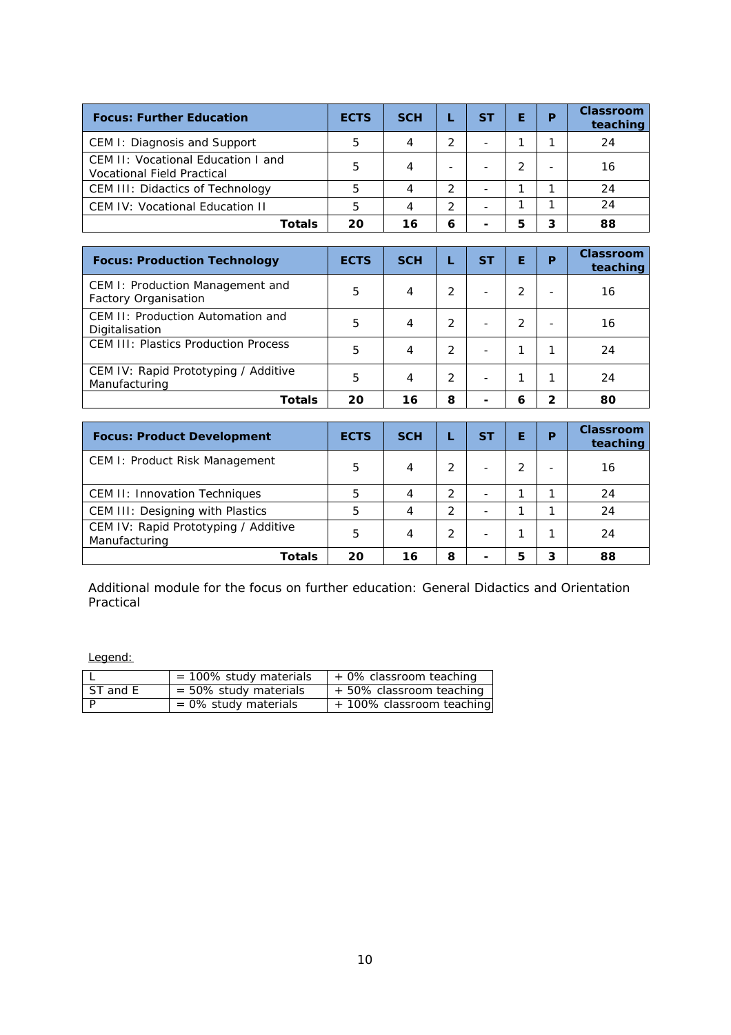| **Focus: Further Education** | **ECTS** | **SCH** | **L** | **ST** | **E** | **P** | **Classroom teaching** |
|---|---|---|---|---|---|---|---|
| CEM I: Diagnosis and Support | 5 | 4 | 2 | - | 1 | 1 | 24 |
| CEM II: Vocational Education I and Vocational Field Practical | 5 | 4 | - | - | 2 | - | 16 |
| CEM III: Didactics of Technology | 5 | 4 | 2 | - | 1 | 1 | 24 |
| CEM IV: Vocational Education II | 5 | 4 | 2 | - | 1 | 1 | 24 |
| **Totals** | **20** | **16** | **6** | **-** | **5** | **3** | **88** |

| **Focus: Production Technology** | **ECTS** | **SCH** | **L** | **ST** | **E** | **P** | **Classroom teaching** |
|---|---|---|---|---|---|---|---|
| CEM I: Production Management and Factory Organisation | 5 | 4 | 2 | - | 2 | - | 16 |
| CEM II: Production Automation and Digitalisation | 5 | 4 | 2 | - | 2 | - | 16 |
| CEM III: Plastics Production Process | 5 | 4 | 2 | - | 1 | 1 | 24 |
| CEM IV: Rapid Prototyping / Additive Manufacturing | 5 | 4 | 2 | - | 1 | 1 | 24 |
| **Totals** | **20** | **16** | **8** | **-** | **6** | **2** | **80** |

| **Focus: Product Development** | **ECTS** | **SCH** | **L** | **ST** | **E** | **P** | **Classroom teaching** |
|---|---|---|---|---|---|---|---|
| CEM I: Product Risk Management | 5 | 4 | 2 | - | 2 | - | 16 |
| CEM II: Innovation Techniques | 5 | 4 | 2 | - | 1 | 1 | 24 |
| CEM III: Designing with Plastics | 5 | 4 | 2 | - | 1 | 1 | 24 |
| CEM IV: Rapid Prototyping / Additive Manufacturing | 5 | 4 | 2 | - | 1 | 1 | 24 |
| **Totals** | **20** | **16** | **8** | **-** | **5** | **3** | **88** |

Additional module for the focus on further education: General Didactics and Orientation Practical

Legend:

| | | |
|---|---|---|
| L | = 100% study materials | + 0% classroom teaching |
| ST and E | = 50% study materials | + 50% classroom teaching |
| P | = 0% study materials | + 100% classroom teaching |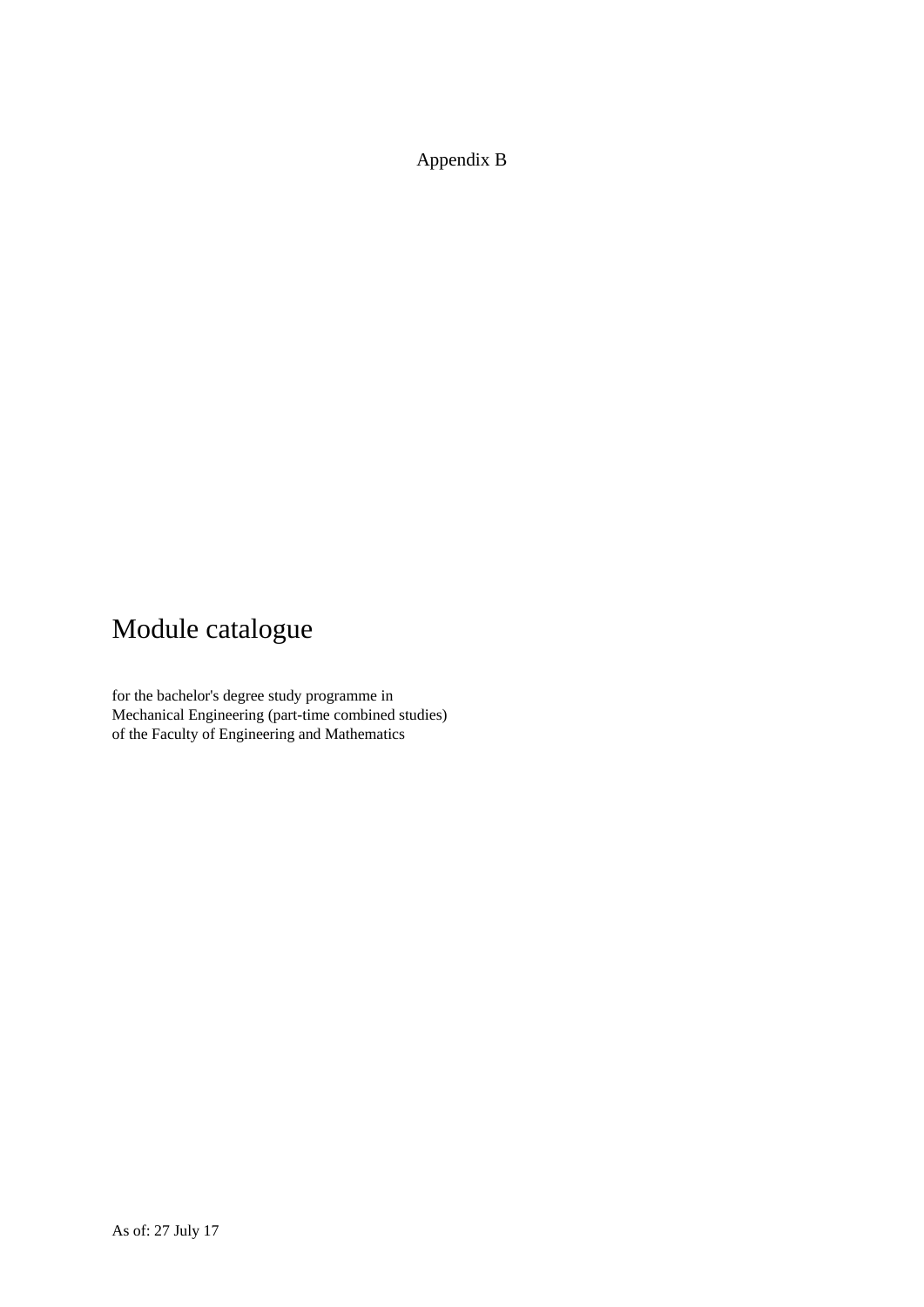Appendix B

# Module catalogue

for the bachelor's degree study programme in
Mechanical Engineering (part-time combined studies)
of the Faculty of Engineering and Mathematics

As of: 27 July 17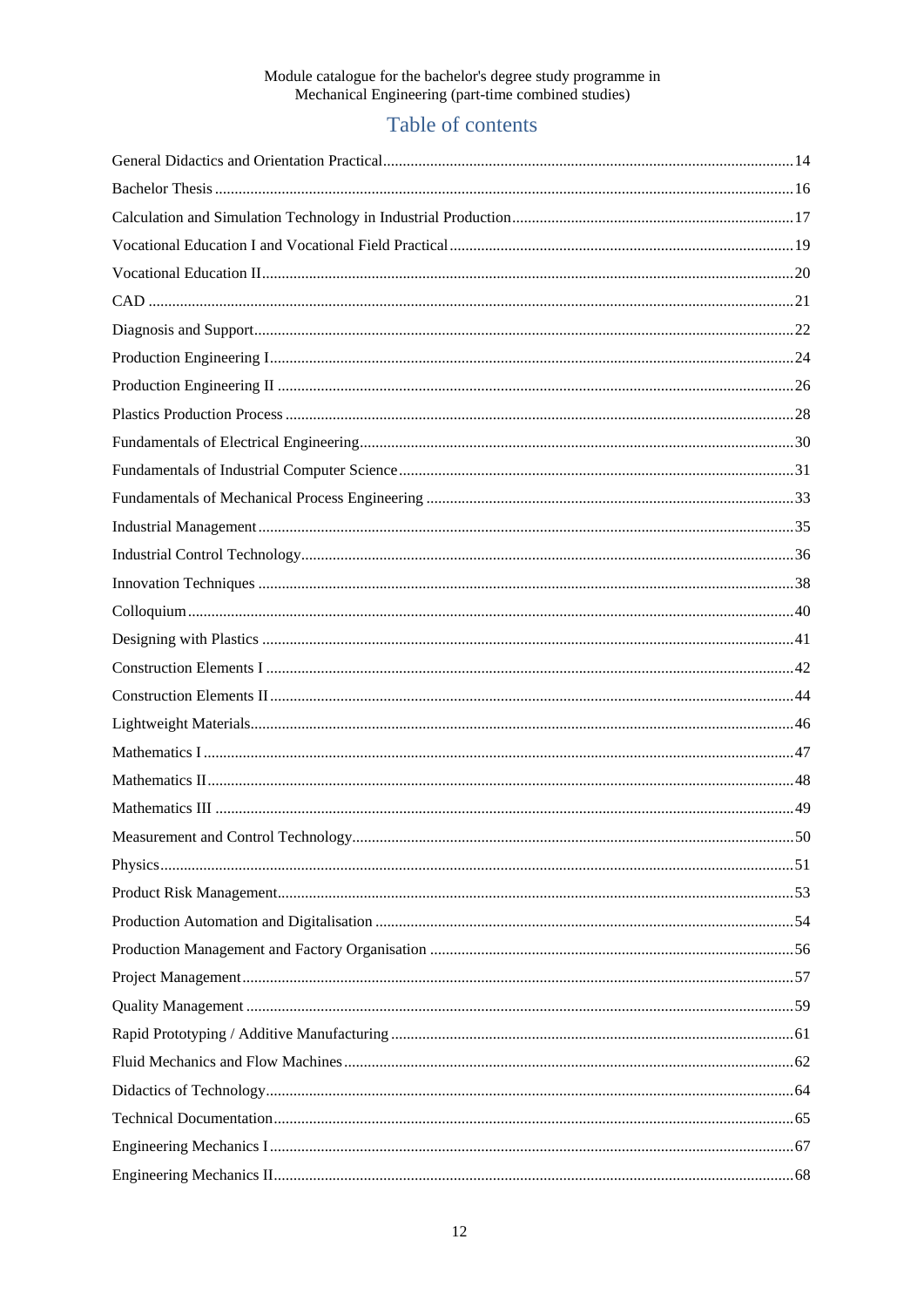# Table of contents

General Didactics and Orientation Practical ........ 14

Bachelor Thesis ........ 16

Calculation and Simulation Technology in Industrial Production ........ 17

Vocational Education I and Vocational Field Practical ........ 19

Vocational Education II ........ 20

CAD ........ 21

Diagnosis and Support ........ 22

Production Engineering I ........ 24

Production Engineering II ........ 26

Plastics Production Process ........ 28

Fundamentals of Electrical Engineering ........ 30

Fundamentals of Industrial Computer Science ........ 31

Fundamentals of Mechanical Process Engineering ........ 33

Industrial Management ........ 35

Industrial Control Technology ........ 36

Innovation Techniques ........ 38

Colloquium ........ 40

Designing with Plastics ........ 41

Construction Elements I ........ 42

Construction Elements II ........ 44

Lightweight Materials ........ 46

Mathematics I ........ 47

Mathematics II ........ 48

Mathematics III ........ 49

Measurement and Control Technology ........ 50

Physics ........ 51

Product Risk Management ........ 53

Production Automation and Digitalisation ........ 54

Production Management and Factory Organisation ........ 56

Project Management ........ 57

Quality Management ........ 59

Rapid Prototyping / Additive Manufacturing ........ 61

Fluid Mechanics and Flow Machines ........ 62

Didactics of Technology ........ 64

Technical Documentation ........ 65

Engineering Mechanics I ........ 67

Engineering Mechanics II ........ 68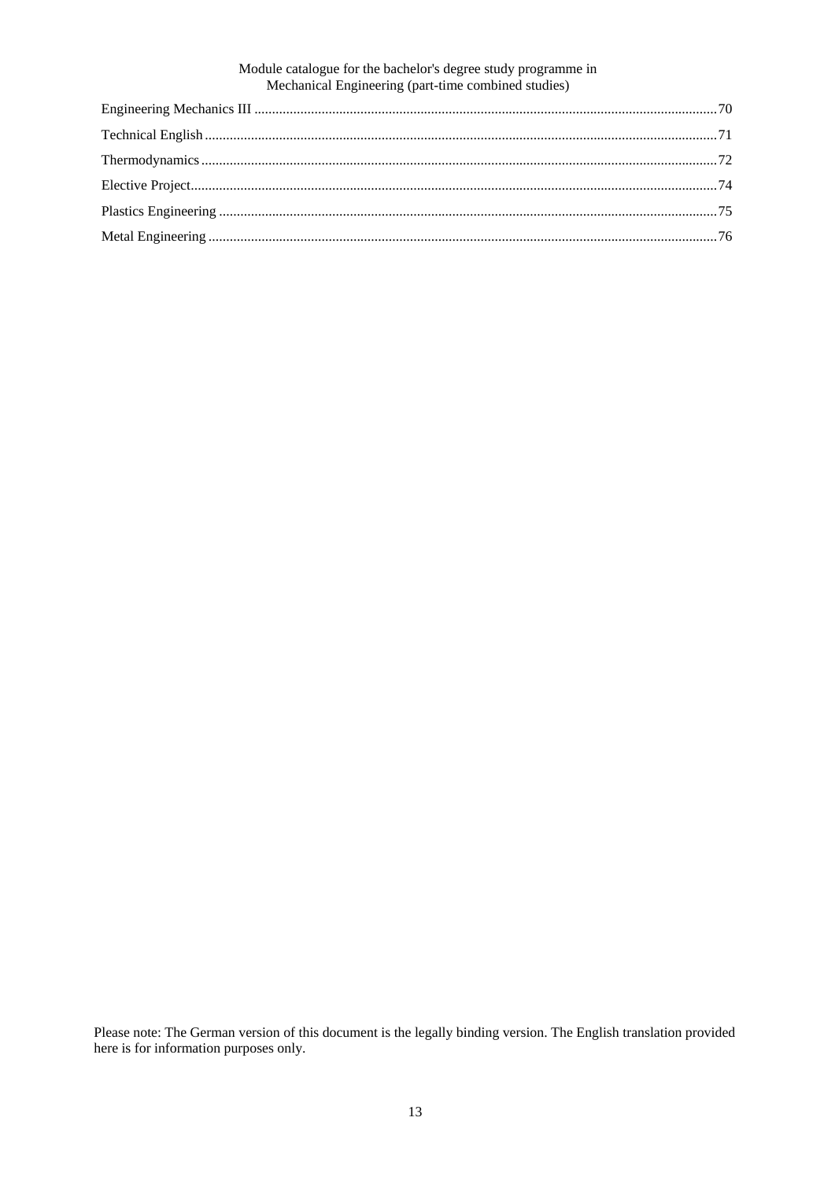Engineering Mechanics III .................................................................................................................................70

Technical English .............................................................................................................................................71

Thermodynamics ...............................................................................................................................................72

Elective Project..................................................................................................................................................74

Plastics Engineering ..........................................................................................................................................75

Metal Engineering .............................................................................................................................................76

Please note: The German version of this document is the legally binding version. The English translation provided here is for information purposes only.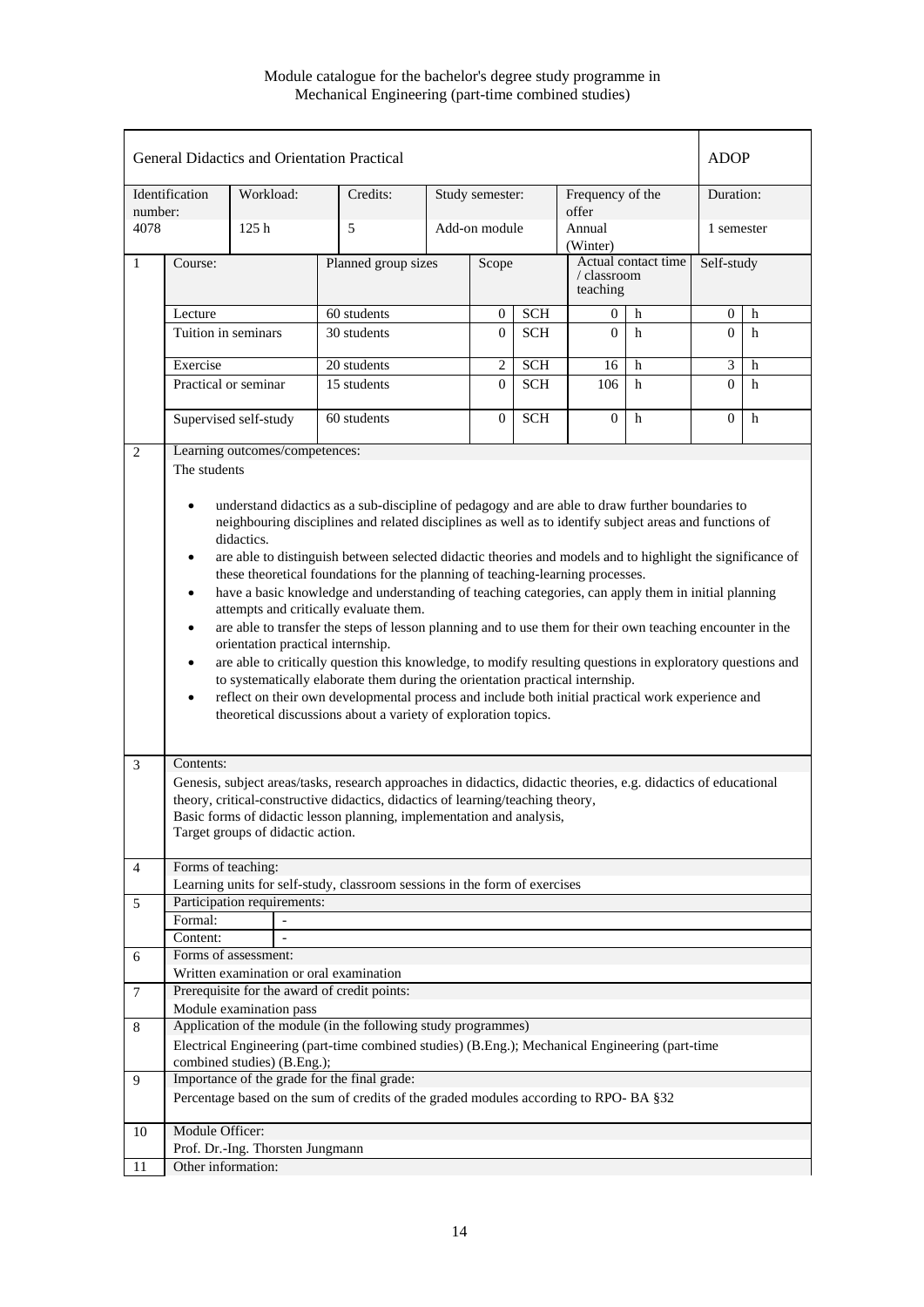| General Didactics and Orientation Practical | | | | | | ADOP |
|---|---|---|---|---|---|---|
| Identification number: | Workload: | Credits: | Study semester: | Frequency of the offer | | Duration: |
| 4078 | 125 h | 5 | Add-on module | Annual (Winter) | | 1 semester |

| 1 | Course: | Planned group sizes | Scope | | Actual contact time / classroom teaching | | Self-study | |
|---|---|---|---|---|---|---|---|---|
| | Lecture | 60 students | 0 | SCH | 0 | h | 0 | h |
| | Tuition in seminars | 30 students | 0 | SCH | 0 | h | 0 | h |
| | Exercise | 20 students | 2 | SCH | 16 | h | 3 | h |
| | Practical or seminar | 15 students | 0 | SCH | 106 | h | 0 | h |
| | Supervised self-study | 60 students | 0 | SCH | 0 | h | 0 | h |

**2 Learning outcomes/competences:**

The students

- understand didactics as a sub-discipline of pedagogy and are able to draw further boundaries to neighbouring disciplines and related disciplines as well as to identify subject areas and functions of didactics.
- are able to distinguish between selected didactic theories and models and to highlight the significance of these theoretical foundations for the planning of teaching-learning processes.
- have a basic knowledge and understanding of teaching categories, can apply them in initial planning attempts and critically evaluate them.
- are able to transfer the steps of lesson planning and to use them for their own teaching encounter in the orientation practical internship.
- are able to critically question this knowledge, to modify resulting questions in exploratory questions and to systematically elaborate them during the orientation practical internship.
- reflect on their own developmental process and include both initial practical work experience and theoretical discussions about a variety of exploration topics.

**3 Contents:**

Genesis, subject areas/tasks, research approaches in didactics, didactic theories, e.g. didactics of educational theory, critical-constructive didactics, didactics of learning/teaching theory,
Basic forms of didactic lesson planning, implementation and analysis,
Target groups of didactic action.

**4 Forms of teaching:**

Learning units for self-study, classroom sessions in the form of exercises

**5 Participation requirements:**

Formal: -
Content: -

**6 Forms of assessment:**

Written examination or oral examination

**7 Prerequisite for the award of credit points:**

Module examination pass

**8 Application of the module (in the following study programmes)**

Electrical Engineering (part-time combined studies) (B.Eng.); Mechanical Engineering (part-time combined studies) (B.Eng.);

**9 Importance of the grade for the final grade:**

Percentage based on the sum of credits of the graded modules according to RPO- BA §32

**10 Module Officer:**

Prof. Dr.-Ing. Thorsten Jungmann

**11 Other information:**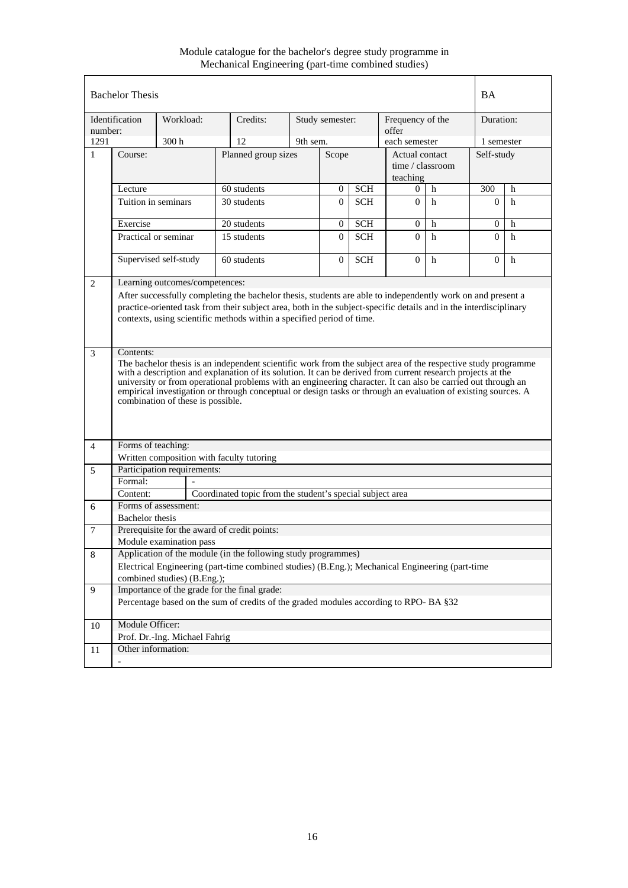Module catalogue for the bachelor's degree study programme in Mechanical Engineering (part-time combined studies)

| Bachelor Thesis | | | | | | BA |
|---|---|---|---|---|---|---|
| Identification number: | Workload: | Credits: | Study semester: | Frequency of the offer | | Duration: |
| 1291 | 300 h | 12 | 9th sem. | each semester | | 1 semester |

| | Course: | Planned group sizes | Scope | | Actual contact time / classroom teaching | | Self-study | |
|---|---|---|---|---|---|---|---|---|
| 1 | Lecture | 60 students | 0 | SCH | 0 | h | 300 | h |
| | Tuition in seminars | 30 students | 0 | SCH | 0 | h | 0 | h |
| | Exercise | 20 students | 0 | SCH | 0 | h | 0 | h |
| | Practical or seminar | 15 students | 0 | SCH | 0 | h | 0 | h |
| | Supervised self-study | 60 students | 0 | SCH | 0 | h | 0 | h |

**2 Learning outcomes/competences:**

After successfully completing the bachelor thesis, students are able to independently work on and present a practice-oriented task from their subject area, both in the subject-specific details and in the interdisciplinary contexts, using scientific methods within a specified period of time.

**3 Contents:**

The bachelor thesis is an independent scientific work from the subject area of the respective study programme with a description and explanation of its solution. It can be derived from current research projects at the university or from operational problems with an engineering character. It can also be carried out through an empirical investigation or through conceptual or design tasks or through an evaluation of existing sources. A combination of these is possible.

**4 Forms of teaching:**

Written composition with faculty tutoring

**5 Participation requirements:**

| | |
|---|---|
| Formal: | - |
| Content: | Coordinated topic from the student's special subject area |

**6 Forms of assessment:**

Bachelor thesis

**7 Prerequisite for the award of credit points:**

Module examination pass

**8 Application of the module (in the following study programmes)**

Electrical Engineering (part-time combined studies) (B.Eng.); Mechanical Engineering (part-time combined studies) (B.Eng.);

**9 Importance of the grade for the final grade:**

Percentage based on the sum of credits of the graded modules according to RPO- BA §32

**10 Module Officer:**

Prof. Dr.-Ing. Michael Fahrig

**11 Other information:**

-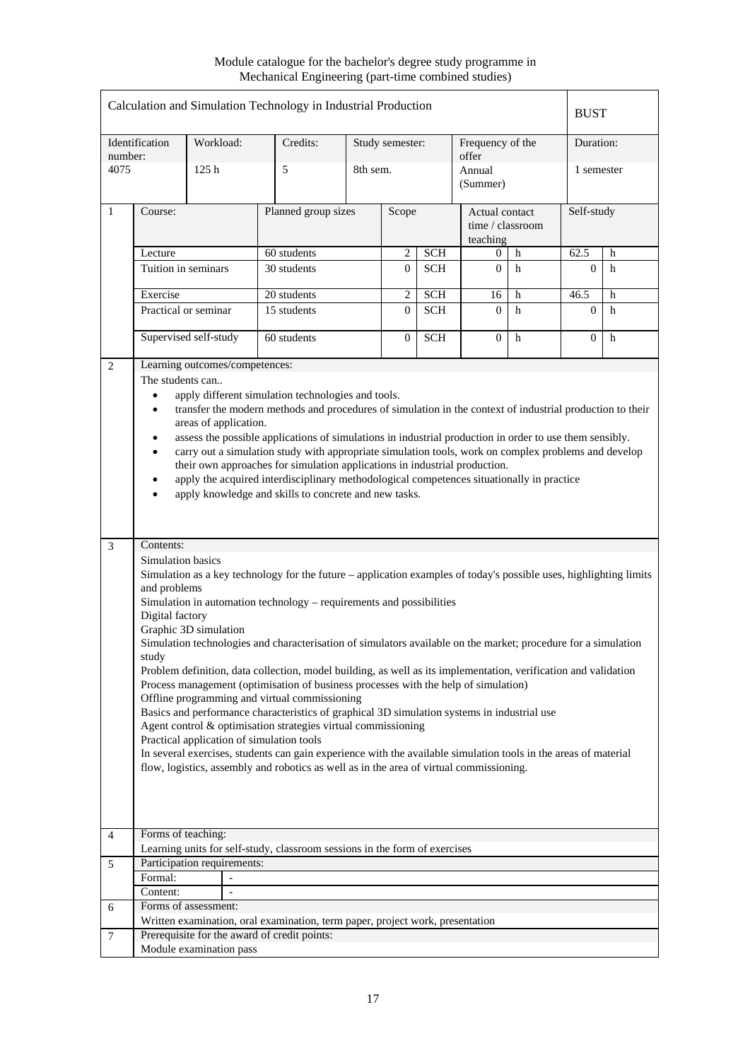Module catalogue for the bachelor's degree study programme in Mechanical Engineering (part-time combined studies)

## Calculation and Simulation Technology in Industrial Production

**BUST**

| Identification number: | Workload: | Credits: | Study semester: | Frequency of the offer | Duration: |
|---|---|---|---|---|---|
| 4075 | 125 h | 5 | 8th sem. | Annual (Summer) | 1 semester |

**1**

| Course: | Planned group sizes | Scope | Actual contact time / classroom teaching | Self-study |
|---|---|---|---|---|
| Lecture | 60 students | 2 SCH | 0 h | 62.5 h |
| Tuition in seminars | 30 students | 0 SCH | 0 h | 0 h |
| Exercise | 20 students | 2 SCH | 16 h | 46.5 h |
| Practical or seminar | 15 students | 0 SCH | 0 h | 0 h |
| Supervised self-study | 60 students | 0 SCH | 0 h | 0 h |

**2 Learning outcomes/competences:**

The students can..

- apply different simulation technologies and tools.
- transfer the modern methods and procedures of simulation in the context of industrial production to their areas of application.
- assess the possible applications of simulations in industrial production in order to use them sensibly.
- carry out a simulation study with appropriate simulation tools, work on complex problems and develop their own approaches for simulation applications in industrial production.
- apply the acquired interdisciplinary methodological competences situationally in practice
- apply knowledge and skills to concrete and new tasks.

**3 Contents:**

Simulation basics
Simulation as a key technology for the future – application examples of today's possible uses, highlighting limits and problems
Simulation in automation technology – requirements and possibilities
Digital factory
Graphic 3D simulation
Simulation technologies and characterisation of simulators available on the market; procedure for a simulation study
Problem definition, data collection, model building, as well as its implementation, verification and validation
Process management (optimisation of business processes with the help of simulation)
Offline programming and virtual commissioning
Basics and performance characteristics of graphical 3D simulation systems in industrial use
Agent control & optimisation strategies virtual commissioning
Practical application of simulation tools
In several exercises, students can gain experience with the available simulation tools in the areas of material flow, logistics, assembly and robotics as well as in the area of virtual commissioning.

**4 Forms of teaching:**

Learning units for self-study, classroom sessions in the form of exercises

**5 Participation requirements:**

Formal: -

Content: -

**6 Forms of assessment:**

Written examination, oral examination, term paper, project work, presentation

**7 Prerequisite for the award of credit points:**

Module examination pass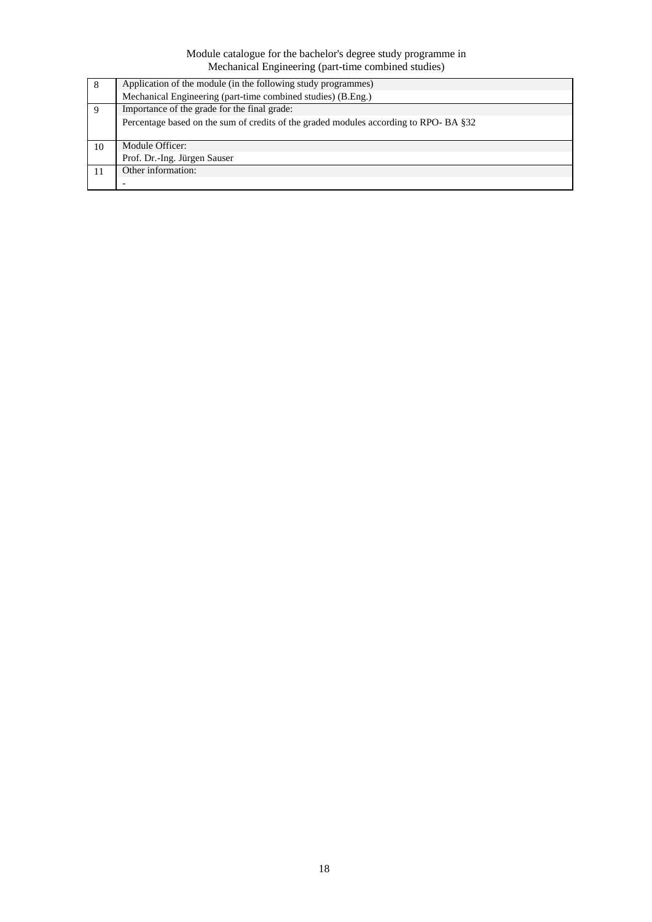| | |
|---|---|
| 8 | Application of the module (in the following study programmes) |
| | Mechanical Engineering (part-time combined studies) (B.Eng.) |
| 9 | Importance of the grade for the final grade: |
| | Percentage based on the sum of credits of the graded modules according to RPO- BA §32 |
| 10 | Module Officer: |
| | Prof. Dr.-Ing. Jürgen Sauser |
| 11 | Other information: |
| | - |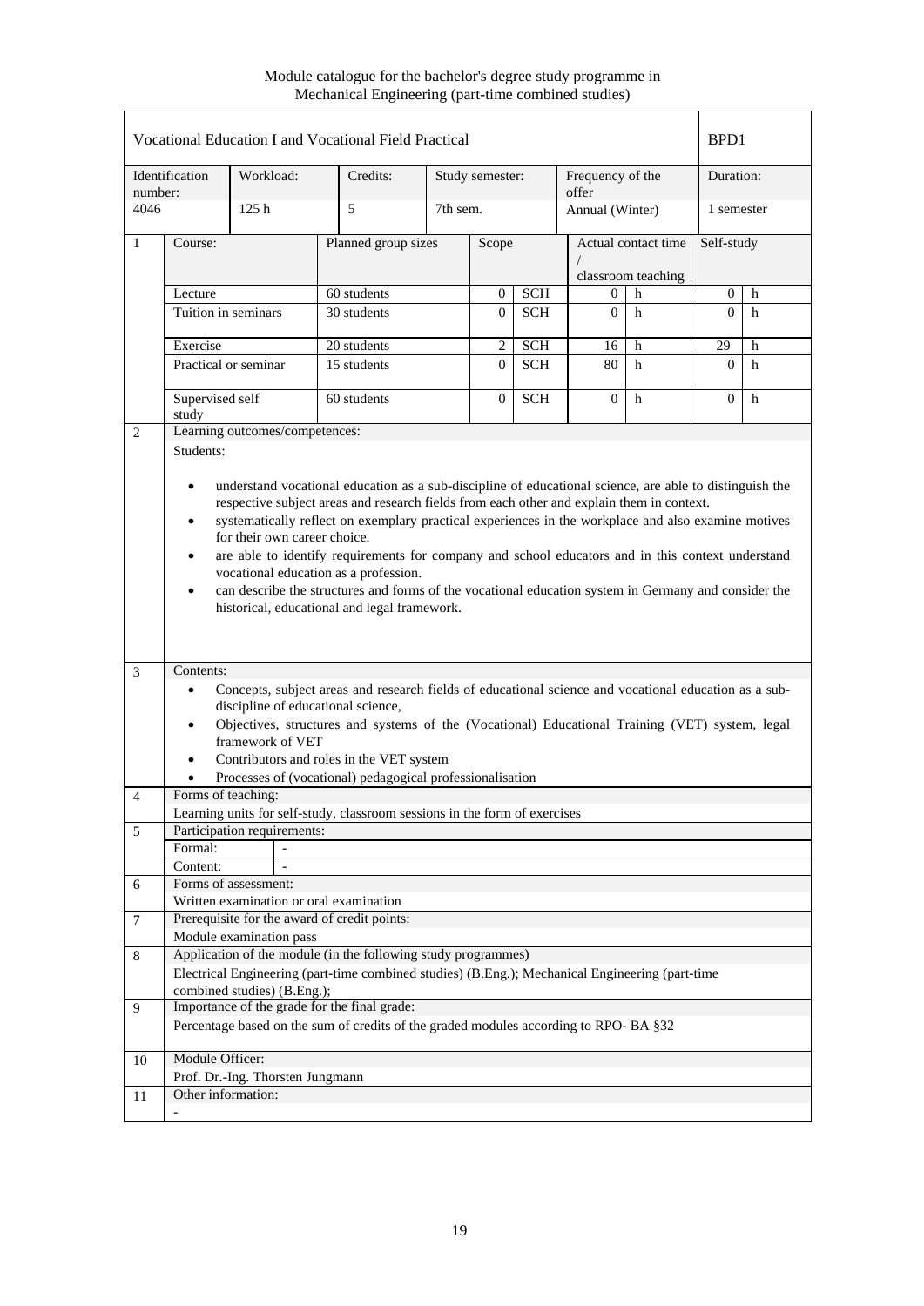Module catalogue for the bachelor's degree study programme in Mechanical Engineering (part-time combined studies)

| Vocational Education I and Vocational Field Practical | | | | | | BPD1 |
|---|---|---|---|---|---|---|
| Identification number: | Workload: | Credits: | Study semester: | Frequency of the offer | | Duration: |
| 4046 | 125 h | 5 | 7th sem. | Annual (Winter) | | 1 semester |

| 1 | Course: | Planned group sizes | Scope | | Actual contact time / classroom teaching | | Self-study | |
|---|---|---|---|---|---|---|---|---|
| | Lecture | 60 students | 0 | SCH | 0 | h | 0 | h |
| | Tuition in seminars | 30 students | 0 | SCH | 0 | h | 0 | h |
| | Exercise | 20 students | 2 | SCH | 16 | h | 29 | h |
| | Practical or seminar | 15 students | 0 | SCH | 80 | h | 0 | h |
| | Supervised self study | 60 students | 0 | SCH | 0 | h | 0 | h |

**2 Learning outcomes/competences:**

Students:

- understand vocational education as a sub-discipline of educational science, are able to distinguish the respective subject areas and research fields from each other and explain them in context.
- systematically reflect on exemplary practical experiences in the workplace and also examine motives for their own career choice.
- are able to identify requirements for company and school educators and in this context understand vocational education as a profession.
- can describe the structures and forms of the vocational education system in Germany and consider the historical, educational and legal framework.

**3 Contents:**

- Concepts, subject areas and research fields of educational science and vocational education as a sub-discipline of educational science,
- Objectives, structures and systems of the (Vocational) Educational Training (VET) system, legal framework of VET
- Contributors and roles in the VET system
- Processes of (vocational) pedagogical professionalisation

**4 Forms of teaching:**

Learning units for self-study, classroom sessions in the form of exercises

**5 Participation requirements:**

Formal: -

Content: -

**6 Forms of assessment:**

Written examination or oral examination

**7 Prerequisite for the award of credit points:**

Module examination pass

**8 Application of the module (in the following study programmes)**

Electrical Engineering (part-time combined studies) (B.Eng.); Mechanical Engineering (part-time combined studies) (B.Eng.);

**9 Importance of the grade for the final grade:**

Percentage based on the sum of credits of the graded modules according to RPO- BA §32

**10 Module Officer:**

Prof. Dr.-Ing. Thorsten Jungmann

**11 Other information:**

-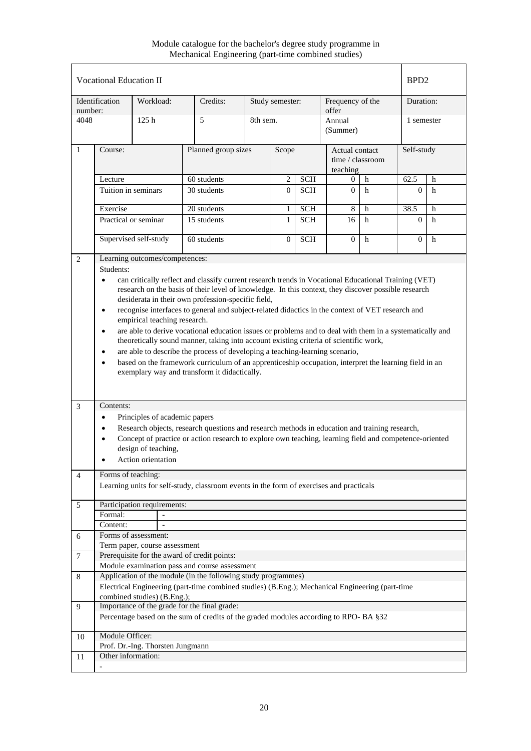Module catalogue for the bachelor's degree study programme in Mechanical Engineering (part-time combined studies)

| Vocational Education II | | | | | | BPD2 |
|---|---|---|---|---|---|---|
| Identification number: | Workload: | Credits: | Study semester: | Frequency of the offer | | Duration: |
| 4048 | 125 h | 5 | 8th sem. | Annual (Summer) | | 1 semester |

| | Course: | Planned group sizes | Scope | | Actual contact time / classroom teaching | | Self-study | |
|---|---|---|---|---|---|---|---|---|
| 1 | Lecture | 60 students | 2 | SCH | 0 | h | 62.5 | h |
| | Tuition in seminars | 30 students | 0 | SCH | 0 | h | 0 | h |
| | Exercise | 20 students | 1 | SCH | 8 | h | 38.5 | h |
| | Practical or seminar | 15 students | 1 | SCH | 16 | h | 0 | h |
| | Supervised self-study | 60 students | 0 | SCH | 0 | h | 0 | h |

**2 Learning outcomes/competences:**

Students:

- can critically reflect and classify current research trends in Vocational Educational Training (VET) research on the basis of their level of knowledge. In this context, they discover possible research desiderata in their own profession-specific field,
- recognise interfaces to general and subject-related didactics in the context of VET research and empirical teaching research.
- are able to derive vocational education issues or problems and to deal with them in a systematically and theoretically sound manner, taking into account existing criteria of scientific work,
- are able to describe the process of developing a teaching-learning scenario,
- based on the framework curriculum of an apprenticeship occupation, interpret the learning field in an exemplary way and transform it didactically.

**3 Contents:**

- Principles of academic papers
- Research objects, research questions and research methods in education and training research,
- Concept of practice or action research to explore own teaching, learning field and competence-oriented design of teaching,
- Action orientation

**4 Forms of teaching:**

Learning units for self-study, classroom events in the form of exercises and practicals

**5 Participation requirements:**

| | |
|---|---|
| Formal: | - |
| Content: | - |

**6 Forms of assessment:**

Term paper, course assessment

**7 Prerequisite for the award of credit points:**

Module examination pass and course assessment

**8 Application of the module (in the following study programmes)**

Electrical Engineering (part-time combined studies) (B.Eng.); Mechanical Engineering (part-time combined studies) (B.Eng.);

**9 Importance of the grade for the final grade:**

Percentage based on the sum of credits of the graded modules according to RPO- BA §32

**10 Module Officer:**

Prof. Dr.-Ing. Thorsten Jungmann

**11 Other information:**

-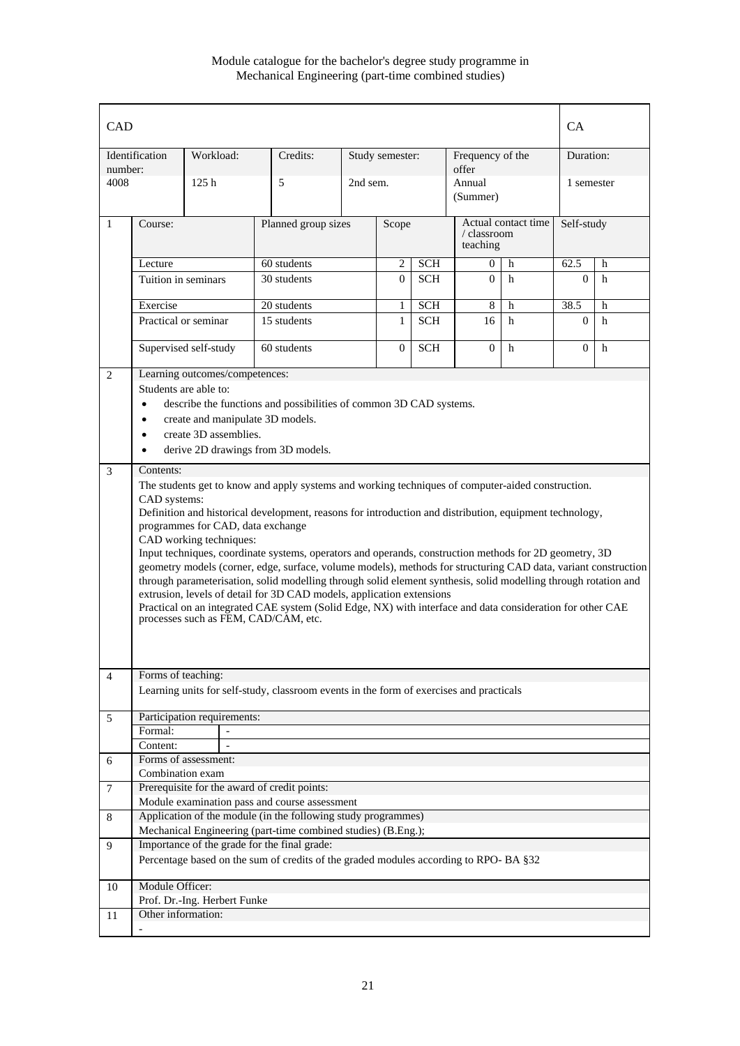Module catalogue for the bachelor's degree study programme in Mechanical Engineering (part-time combined studies)

| CAD | | | | | | CA |
|---|---|---|---|---|---|---|
| Identification number: | Workload: | Credits: | Study semester: | Frequency of the offer | | Duration: |
| 4008 | 125 h | 5 | 2nd sem. | Annual (Summer) | | 1 semester |

**1**

| Course: | Planned group sizes | Scope | | Actual contact time / classroom teaching | | Self-study | |
|---|---|---|---|---|---|---|---|
| Lecture | 60 students | 2 | SCH | 0 | h | 62.5 | h |
| Tuition in seminars | 30 students | 0 | SCH | 0 | h | 0 | h |
| Exercise | 20 students | 1 | SCH | 8 | h | 38.5 | h |
| Practical or seminar | 15 students | 1 | SCH | 16 | h | 0 | h |
| Supervised self-study | 60 students | 0 | SCH | 0 | h | 0 | h |

**2 Learning outcomes/competences:**

Students are able to:

- describe the functions and possibilities of common 3D CAD systems.
- create and manipulate 3D models.
- create 3D assemblies.
- derive 2D drawings from 3D models.

**3 Contents:**

The students get to know and apply systems and working techniques of computer-aided construction.

CAD systems:

Definition and historical development, reasons for introduction and distribution, equipment technology, programmes for CAD, data exchange

CAD working techniques:

Input techniques, coordinate systems, operators and operands, construction methods for 2D geometry, 3D geometry models (corner, edge, surface, volume models), methods for structuring CAD data, variant construction through parameterisation, solid modelling through solid element synthesis, solid modelling through rotation and extrusion, levels of detail for 3D CAD models, application extensions

Practical on an integrated CAE system (Solid Edge, NX) with interface and data consideration for other CAE processes such as FEM, CAD/CAM, etc.

**4 Forms of teaching:**

Learning units for self-study, classroom events in the form of exercises and practicals

**5 Participation requirements:**

Formal: -

Content: -

**6 Forms of assessment:**

Combination exam

**7 Prerequisite for the award of credit points:**

Module examination pass and course assessment

**8 Application of the module (in the following study programmes)**

Mechanical Engineering (part-time combined studies) (B.Eng.);

**9 Importance of the grade for the final grade:**

Percentage based on the sum of credits of the graded modules according to RPO- BA §32

**10 Module Officer:**

Prof. Dr.-Ing. Herbert Funke

**11 Other information:**

-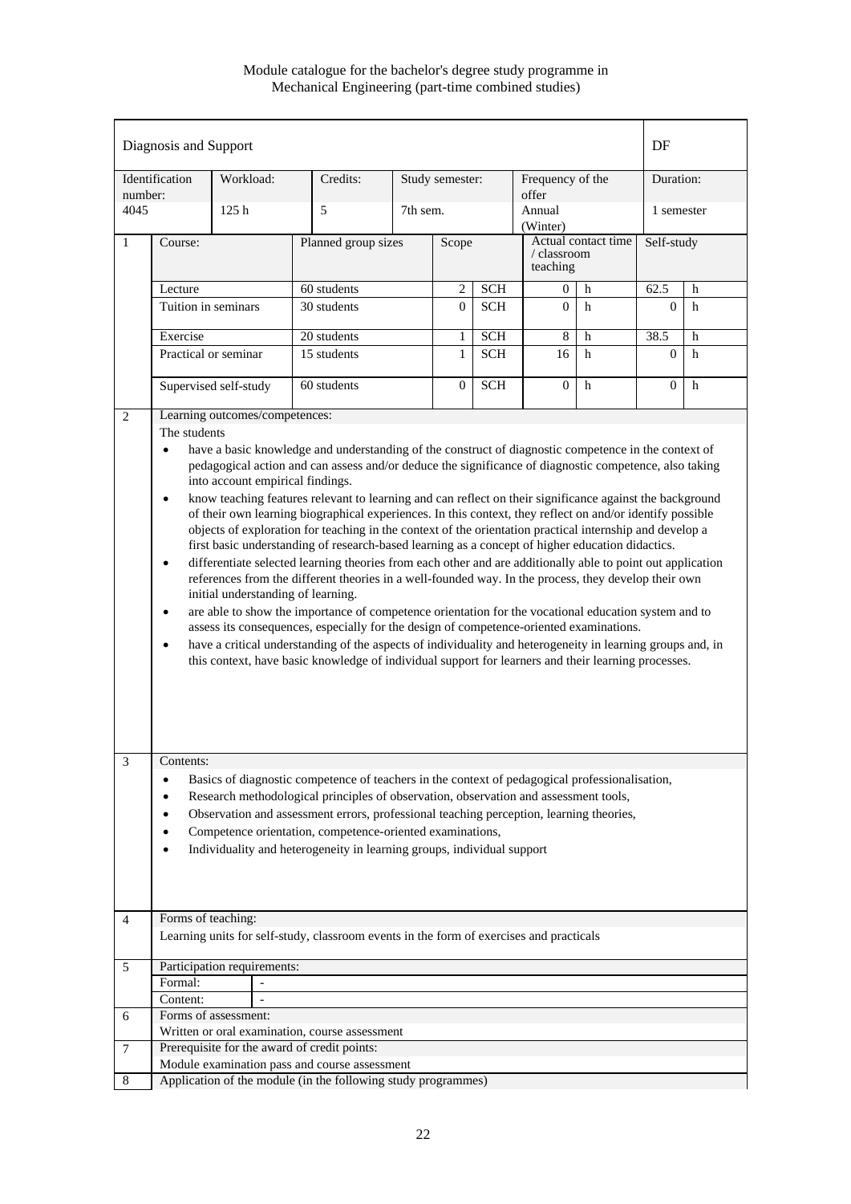Module catalogue for the bachelor's degree study programme in Mechanical Engineering (part-time combined studies)

| Diagnosis and Support | | | | | DF |
|---|---|---|---|---|---|
| Identification number: | Workload: | Credits: | Study semester: | Frequency of the offer | Duration: |
| 4045 | 125 h | 5 | 7th sem. | Annual (Winter) | 1 semester |

**1**

| Course: | Planned group sizes | Scope | | Actual contact time / classroom teaching | | Self-study | |
|---|---|---|---|---|---|---|---|
| Lecture | 60 students | 2 | SCH | 0 | h | 62.5 | h |
| Tuition in seminars | 30 students | 0 | SCH | 0 | h | 0 | h |
| Exercise | 20 students | 1 | SCH | 8 | h | 38.5 | h |
| Practical or seminar | 15 students | 1 | SCH | 16 | h | 0 | h |
| Supervised self-study | 60 students | 0 | SCH | 0 | h | 0 | h |

**2 Learning outcomes/competences:**

The students

- have a basic knowledge and understanding of the construct of diagnostic competence in the context of pedagogical action and can assess and/or deduce the significance of diagnostic competence, also taking into account empirical findings.
- know teaching features relevant to learning and can reflect on their significance against the background of their own learning biographical experiences. In this context, they reflect on and/or identify possible objects of exploration for teaching in the context of the orientation practical internship and develop a first basic understanding of research-based learning as a concept of higher education didactics.
- differentiate selected learning theories from each other and are additionally able to point out application references from the different theories in a well-founded way. In the process, they develop their own initial understanding of learning.
- are able to show the importance of competence orientation for the vocational education system and to assess its consequences, especially for the design of competence-oriented examinations.
- have a critical understanding of the aspects of individuality and heterogeneity in learning groups and, in this context, have basic knowledge of individual support for learners and their learning processes.

**3 Contents:**

- Basics of diagnostic competence of teachers in the context of pedagogical professionalisation,
- Research methodological principles of observation, observation and assessment tools,
- Observation and assessment errors, professional teaching perception, learning theories,
- Competence orientation, competence-oriented examinations,
- Individuality and heterogeneity in learning groups, individual support

**4 Forms of teaching:**

Learning units for self-study, classroom events in the form of exercises and practicals

**5 Participation requirements:**

| | |
|---|---|
| Formal: | - |
| Content: | - |

**6 Forms of assessment:**

Written or oral examination, course assessment

**7 Prerequisite for the award of credit points:**

Module examination pass and course assessment

**8 Application of the module (in the following study programmes)**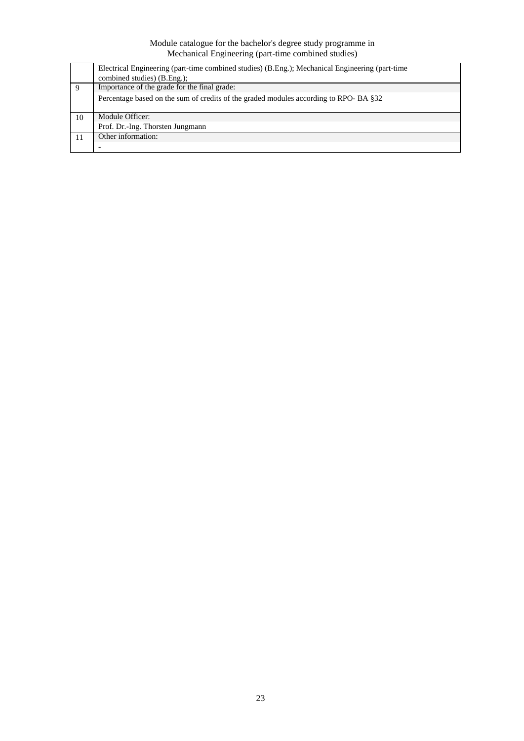| | |
|---|---|
| | Electrical Engineering (part-time combined studies) (B.Eng.); Mechanical Engineering (part-time combined studies) (B.Eng.); |
| 9 | Importance of the grade for the final grade:<br>Percentage based on the sum of credits of the graded modules according to RPO- BA §32 |
| 10 | Module Officer:<br>Prof. Dr.-Ing. Thorsten Jungmann |
| 11 | Other information:<br>- |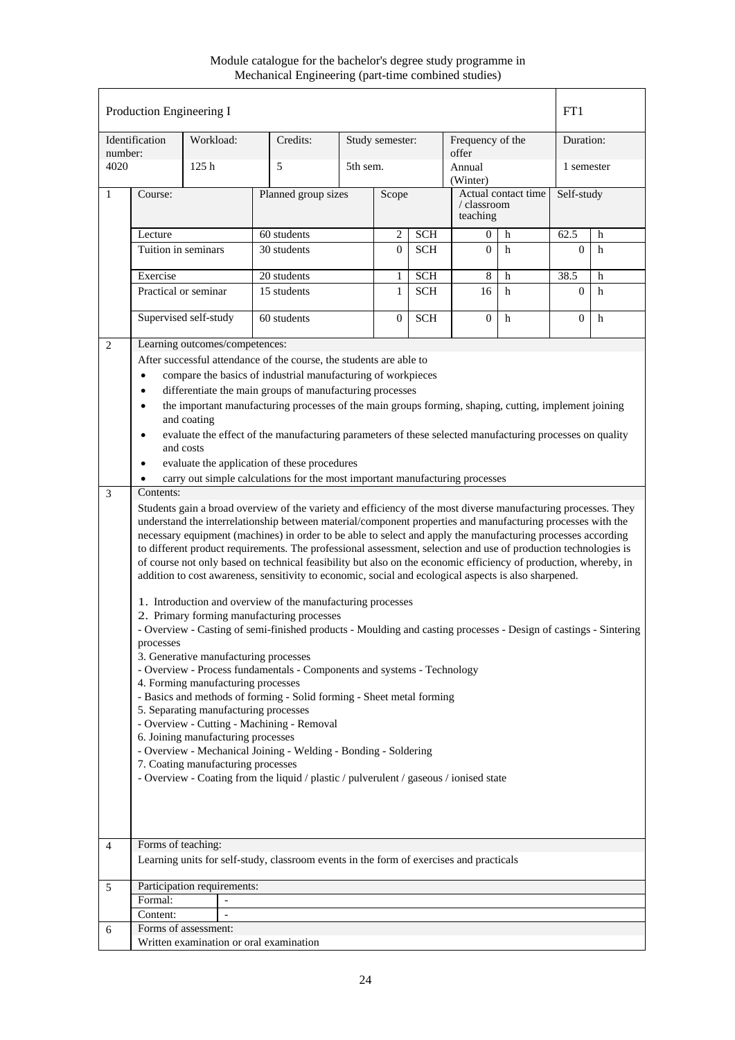Module catalogue for the bachelor's degree study programme in Mechanical Engineering (part-time combined studies)

| Production Engineering I | | | | | | FT1 |
|---|---|---|---|---|---|---|
| Identification number: | Workload: | Credits: | Study semester: | Frequency of the offer | | Duration: |
| 4020 | 125 h | 5 | 5th sem. | Annual (Winter) | | 1 semester |

| 1 | Course: | Planned group sizes | Scope | | Actual contact time / classroom teaching | | Self-study | |
|---|---|---|---|---|---|---|---|---|
| | Lecture | 60 students | 2 | SCH | 0 | h | 62.5 | h |
| | Tuition in seminars | 30 students | 0 | SCH | 0 | h | 0 | h |
| | Exercise | 20 students | 1 | SCH | 8 | h | 38.5 | h |
| | Practical or seminar | 15 students | 1 | SCH | 16 | h | 0 | h |
| | Supervised self-study | 60 students | 0 | SCH | 0 | h | 0 | h |

**2 Learning outcomes/competences:**

After successful attendance of the course, the students are able to

- compare the basics of industrial manufacturing of workpieces
- differentiate the main groups of manufacturing processes
- the important manufacturing processes of the main groups forming, shaping, cutting, implement joining and coating
- evaluate the effect of the manufacturing parameters of these selected manufacturing processes on quality and costs
- evaluate the application of these procedures
- carry out simple calculations for the most important manufacturing processes

**3 Contents:**

Students gain a broad overview of the variety and efficiency of the most diverse manufacturing processes. They understand the interrelationship between material/component properties and manufacturing processes with the necessary equipment (machines) in order to be able to select and apply the manufacturing processes according to different product requirements. The professional assessment, selection and use of production technologies is of course not only based on technical feasibility but also on the economic efficiency of production, whereby, in addition to cost awareness, sensitivity to economic, social and ecological aspects is also sharpened.

1. Introduction and overview of the manufacturing processes
2. Primary forming manufacturing processes
- Overview - Casting of semi-finished products - Moulding and casting processes - Design of castings - Sintering processes
3. Generative manufacturing processes
- Overview - Process fundamentals - Components and systems - Technology
4. Forming manufacturing processes
- Basics and methods of forming - Solid forming - Sheet metal forming
5. Separating manufacturing processes
- Overview - Cutting - Machining - Removal
6. Joining manufacturing processes
- Overview - Mechanical Joining - Welding - Bonding - Soldering
7. Coating manufacturing processes
- Overview - Coating from the liquid / plastic / pulverulent / gaseous / ionised state

**4 Forms of teaching:**

Learning units for self-study, classroom events in the form of exercises and practicals

**5 Participation requirements:**

| Formal: | - |
|---|---|
| Content: | - |

**6 Forms of assessment:**

Written examination or oral examination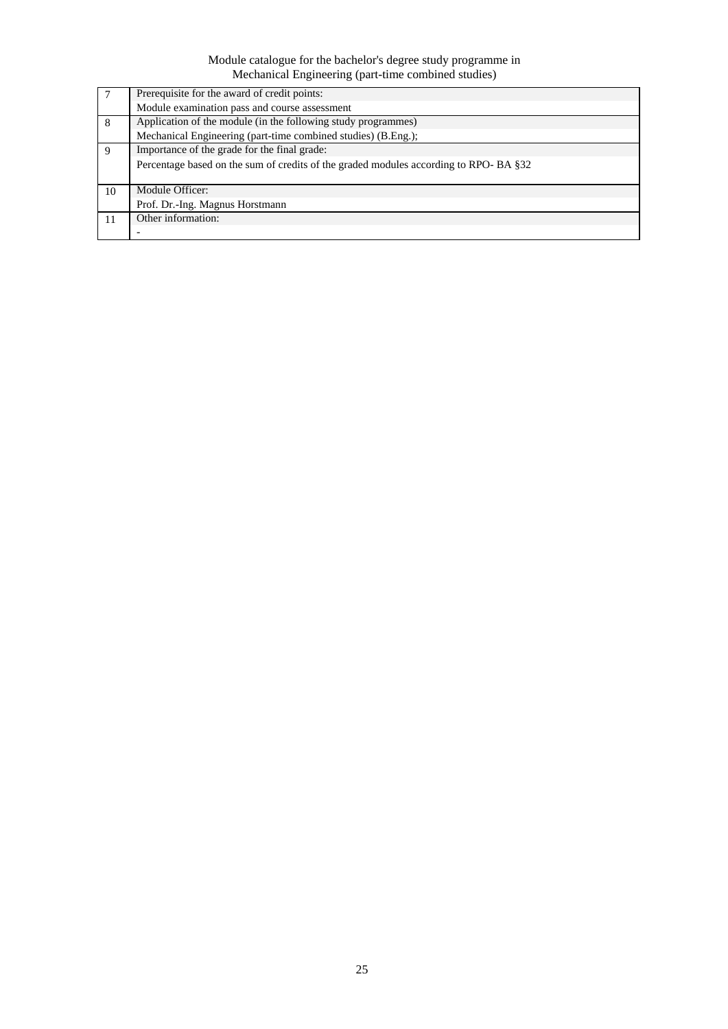| | |
|---|---|
| 7 | Prerequisite for the award of credit points: |
| | Module examination pass and course assessment |
| 8 | Application of the module (in the following study programmes) |
| | Mechanical Engineering (part-time combined studies) (B.Eng.); |
| 9 | Importance of the grade for the final grade: |
| | Percentage based on the sum of credits of the graded modules according to RPO- BA §32 |
| 10 | Module Officer: |
| | Prof. Dr.-Ing. Magnus Horstmann |
| 11 | Other information: |
| | - |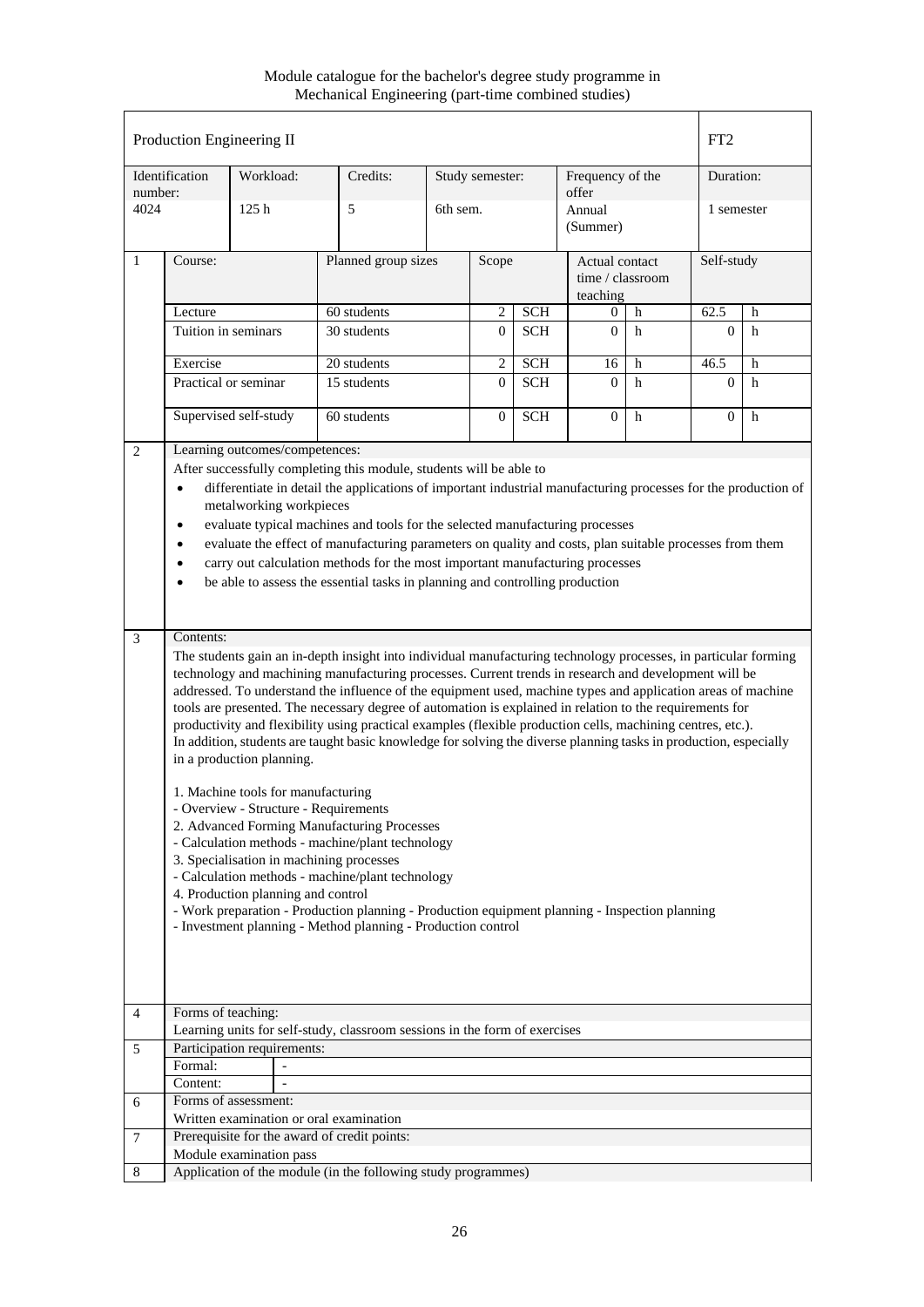Module catalogue for the bachelor's degree study programme in Mechanical Engineering (part-time combined studies)

| Production Engineering II | | | | | | FT2 |
|---|---|---|---|---|---|---|
| Identification number: | Workload: | Credits: | Study semester: | Frequency of the offer | | Duration: |
| 4024 | 125 h | 5 | 6th sem. | Annual (Summer) | | 1 semester |

| 1 | Course: | Planned group sizes | Scope | | Actual contact time / classroom teaching | | Self-study | |
|---|---|---|---|---|---|---|---|---|
| | Lecture | 60 students | 2 | SCH | 0 | h | 62.5 | h |
| | Tuition in seminars | 30 students | 0 | SCH | 0 | h | 0 | h |
| | Exercise | 20 students | 2 | SCH | 16 | h | 46.5 | h |
| | Practical or seminar | 15 students | 0 | SCH | 0 | h | 0 | h |
| | Supervised self-study | 60 students | 0 | SCH | 0 | h | 0 | h |

**2 Learning outcomes/competences:**

After successfully completing this module, students will be able to

- differentiate in detail the applications of important industrial manufacturing processes for the production of metalworking workpieces
- evaluate typical machines and tools for the selected manufacturing processes
- evaluate the effect of manufacturing parameters on quality and costs, plan suitable processes from them
- carry out calculation methods for the most important manufacturing processes
- be able to assess the essential tasks in planning and controlling production

**3 Contents:**

The students gain an in-depth insight into individual manufacturing technology processes, in particular forming technology and machining manufacturing processes. Current trends in research and development will be addressed. To understand the influence of the equipment used, machine types and application areas of machine tools are presented. The necessary degree of automation is explained in relation to the requirements for productivity and flexibility using practical examples (flexible production cells, machining centres, etc.).
In addition, students are taught basic knowledge for solving the diverse planning tasks in production, especially in a production planning.

1. Machine tools for manufacturing
- Overview - Structure - Requirements
2. Advanced Forming Manufacturing Processes
- Calculation methods - machine/plant technology
3. Specialisation in machining processes
- Calculation methods - machine/plant technology
4. Production planning and control
- Work preparation - Production planning - Production equipment planning - Inspection planning
- Investment planning - Method planning - Production control

**4 Forms of teaching:**

Learning units for self-study, classroom sessions in the form of exercises

**5 Participation requirements:**

Formal: -

Content: -

**6 Forms of assessment:**

Written examination or oral examination

**7 Prerequisite for the award of credit points:**

Module examination pass

**8 Application of the module (in the following study programmes)**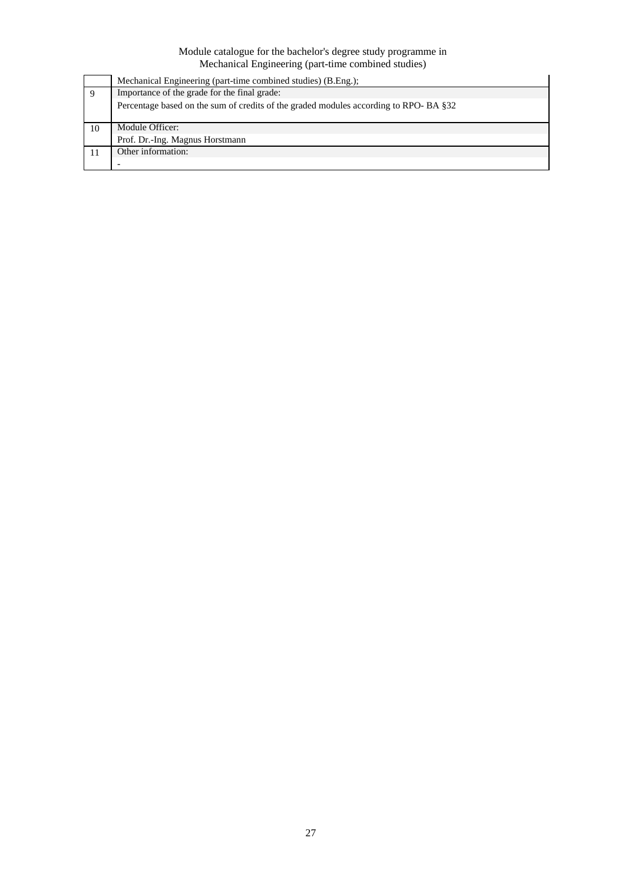| | |
|---|---|
| | Mechanical Engineering (part-time combined studies) (B.Eng.); |
| 9 | Importance of the grade for the final grade:<br>Percentage based on the sum of credits of the graded modules according to RPO- BA §32 |
| 10 | Module Officer:<br>Prof. Dr.-Ing. Magnus Horstmann |
| 11 | Other information:<br>- |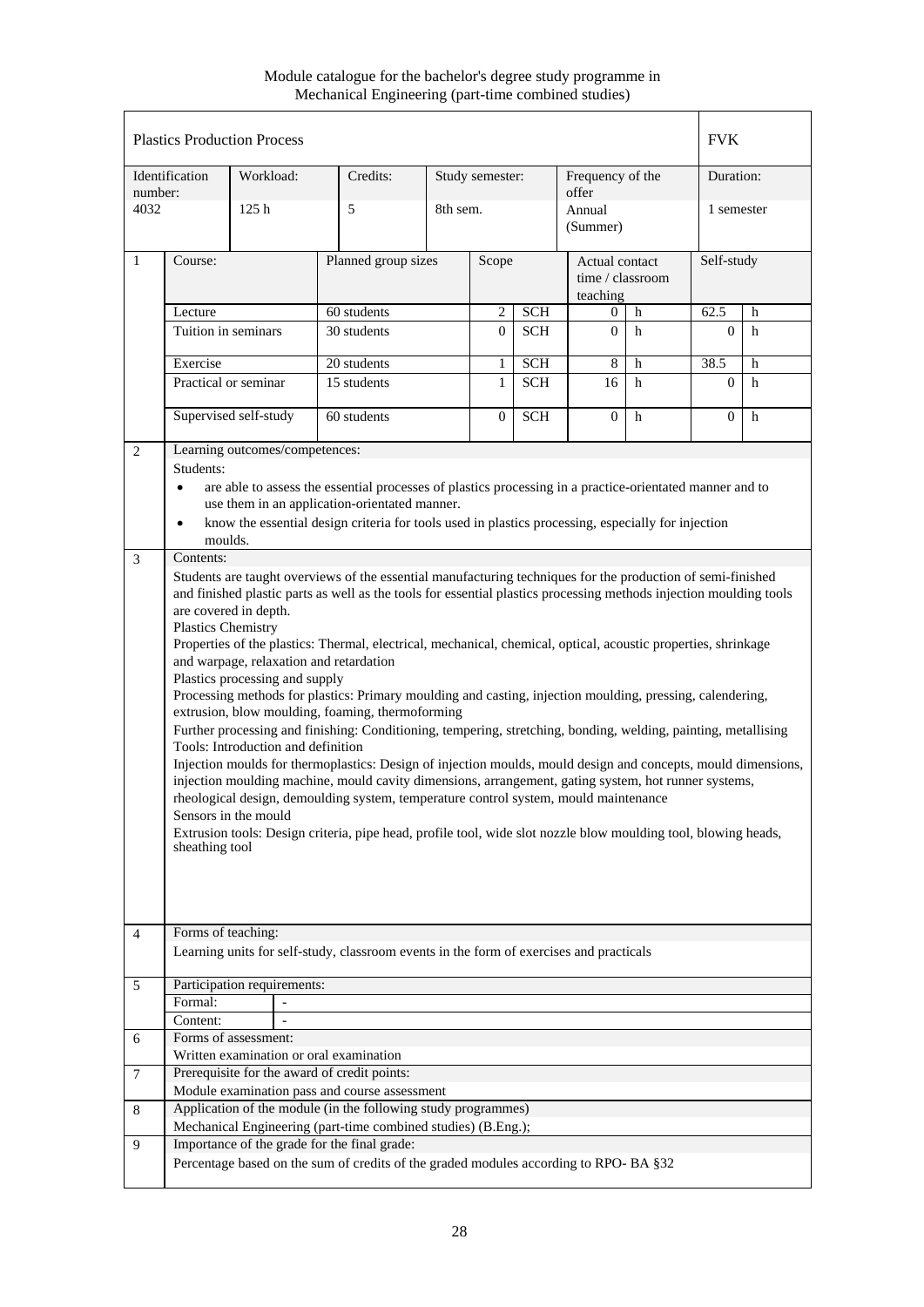Module catalogue for the bachelor's degree study programme in Mechanical Engineering (part-time combined studies)

| Plastics Production Process | | | | | | FVK |
|---|---|---|---|---|---|---|
| Identification number: | Workload: | Credits: | Study semester: | Frequency of the offer | | Duration: |
| 4032 | 125 h | 5 | 8th sem. | Annual (Summer) | | 1 semester |

| 1 | Course: | Planned group sizes | Scope | | Actual contact time / classroom teaching | | Self-study | |
|---|---|---|---|---|---|---|---|---|
| | Lecture | 60 students | 2 | SCH | 0 | h | 62.5 | h |
| | Tuition in seminars | 30 students | 0 | SCH | 0 | h | 0 | h |
| | Exercise | 20 students | 1 | SCH | 8 | h | 38.5 | h |
| | Practical or seminar | 15 students | 1 | SCH | 16 | h | 0 | h |
| | Supervised self-study | 60 students | 0 | SCH | 0 | h | 0 | h |

**2 Learning outcomes/competences:**

Students:

- are able to assess the essential processes of plastics processing in a practice-orientated manner and to use them in an application-orientated manner.
- know the essential design criteria for tools used in plastics processing, especially for injection moulds.

**3 Contents:**

Students are taught overviews of the essential manufacturing techniques for the production of semi-finished and finished plastic parts as well as the tools for essential plastics processing methods injection moulding tools are covered in depth.

Plastics Chemistry

Properties of the plastics: Thermal, electrical, mechanical, chemical, optical, acoustic properties, shrinkage and warpage, relaxation and retardation

Plastics processing and supply

Processing methods for plastics: Primary moulding and casting, injection moulding, pressing, calendering, extrusion, blow moulding, foaming, thermoforming

Further processing and finishing: Conditioning, tempering, stretching, bonding, welding, painting, metallising

Tools: Introduction and definition

Injection moulds for thermoplastics: Design of injection moulds, mould design and concepts, mould dimensions, injection moulding machine, mould cavity dimensions, arrangement, gating system, hot runner systems, rheological design, demoulding system, temperature control system, mould maintenance

Sensors in the mould

Extrusion tools: Design criteria, pipe head, profile tool, wide slot nozzle blow moulding tool, blowing heads, sheathing tool

**4 Forms of teaching:**

Learning units for self-study, classroom events in the form of exercises and practicals

**5 Participation requirements:**

| | |
|---|---|
| Formal: | - |
| Content: | - |

**6 Forms of assessment:**

Written examination or oral examination

**7 Prerequisite for the award of credit points:**

Module examination pass and course assessment

**8 Application of the module (in the following study programmes)**

Mechanical Engineering (part-time combined studies) (B.Eng.);

**9 Importance of the grade for the final grade:**

Percentage based on the sum of credits of the graded modules according to RPO- BA §32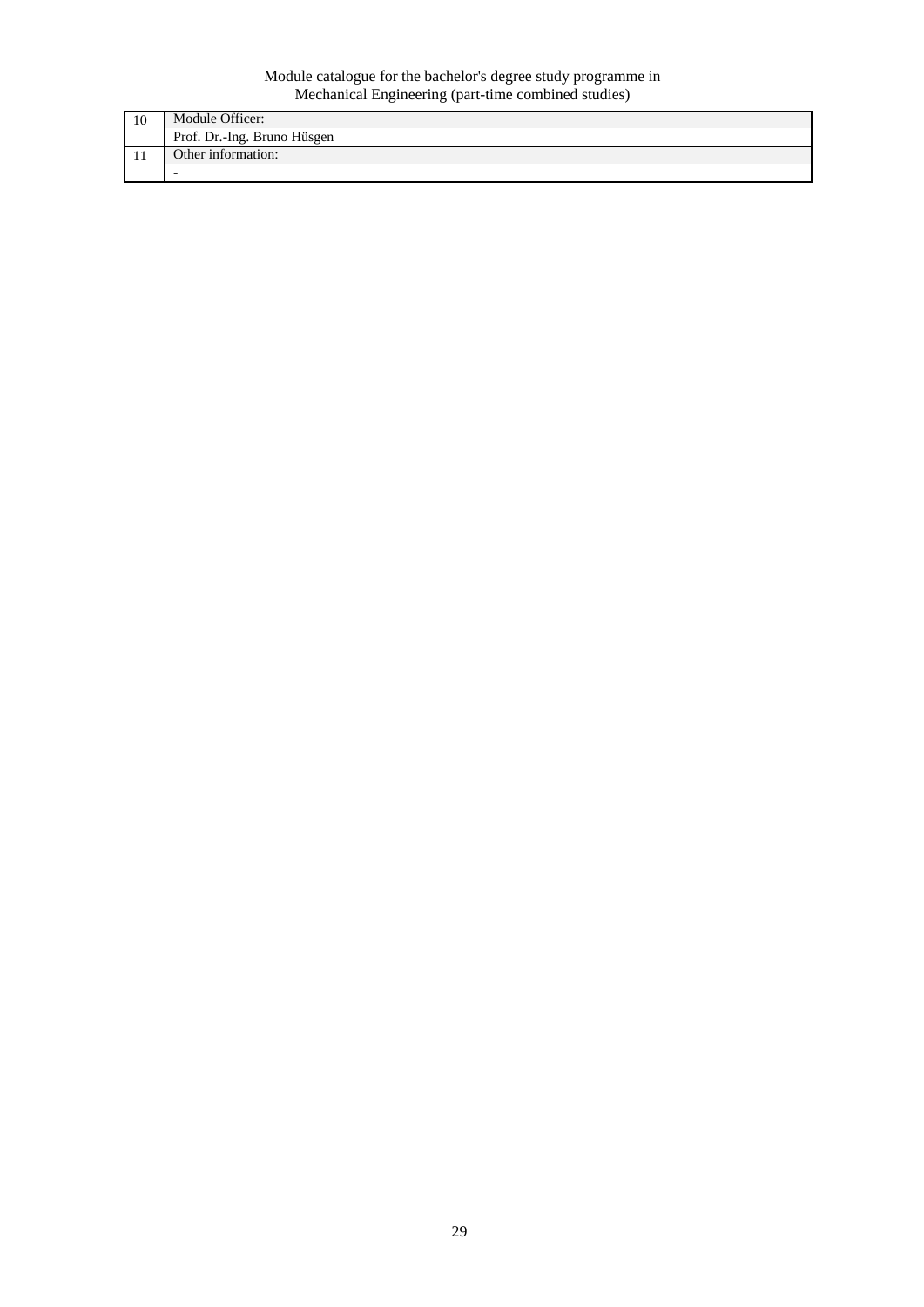| | |
|---|---|
| 10 | Module Officer:<br>Prof. Dr.-Ing. Bruno Hüsgen |
| 11 | Other information:<br>- |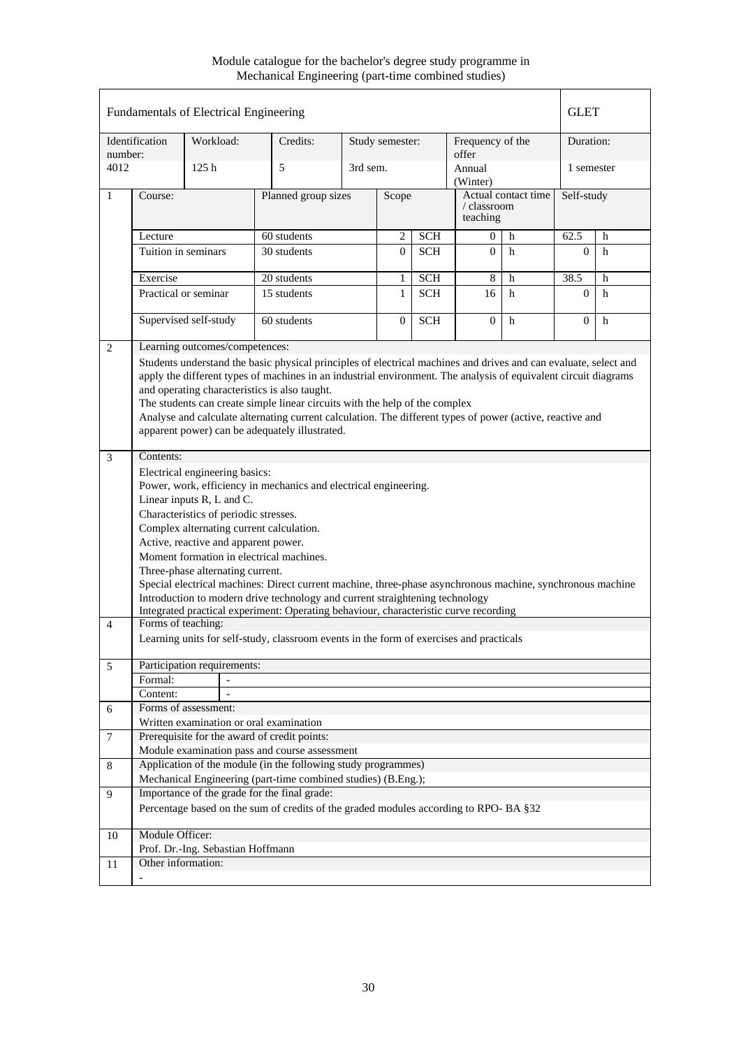Module catalogue for the bachelor's degree study programme in Mechanical Engineering (part-time combined studies)

## Fundamentals of Electrical Engineering — GLET

| Identification number: | Workload: | Credits: | Study semester: | Frequency of the offer | Duration: |
|---|---|---|---|---|---|
| 4012 | 125 h | 5 | 3rd sem. | Annual (Winter) | 1 semester |

**1**

| Course: | Planned group sizes | Scope | | Actual contact time / classroom teaching | | Self-study | |
|---|---|---|---|---|---|---|---|
| Lecture | 60 students | 2 | SCH | 0 | h | 62.5 | h |
| Tuition in seminars | 30 students | 0 | SCH | 0 | h | 0 | h |
| Exercise | 20 students | 1 | SCH | 8 | h | 38.5 | h |
| Practical or seminar | 15 students | 1 | SCH | 16 | h | 0 | h |
| Supervised self-study | 60 students | 0 | SCH | 0 | h | 0 | h |

**2 Learning outcomes/competences:**

Students understand the basic physical principles of electrical machines and drives and can evaluate, select and apply the different types of machines in an industrial environment. The analysis of equivalent circuit diagrams and operating characteristics is also taught.
The students can create simple linear circuits with the help of the complex
Analyse and calculate alternating current calculation. The different types of power (active, reactive and apparent power) can be adequately illustrated.

**3 Contents:**

Electrical engineering basics:
Power, work, efficiency in mechanics and electrical engineering.
Linear inputs R, L and C.
Characteristics of periodic stresses.
Complex alternating current calculation.
Active, reactive and apparent power.
Moment formation in electrical machines.
Three-phase alternating current.
Special electrical machines: Direct current machine, three-phase asynchronous machine, synchronous machine
Introduction to modern drive technology and current straightening technology
Integrated practical experiment: Operating behaviour, characteristic curve recording

**4 Forms of teaching:**

Learning units for self-study, classroom events in the form of exercises and practicals

**5 Participation requirements:**

Formal: -
Content: -

**6 Forms of assessment:**

Written examination or oral examination

**7 Prerequisite for the award of credit points:**

Module examination pass and course assessment

**8 Application of the module (in the following study programmes)**

Mechanical Engineering (part-time combined studies) (B.Eng.);

**9 Importance of the grade for the final grade:**

Percentage based on the sum of credits of the graded modules according to RPO- BA §32

**10 Module Officer:**

Prof. Dr.-Ing. Sebastian Hoffmann

**11 Other information:**

-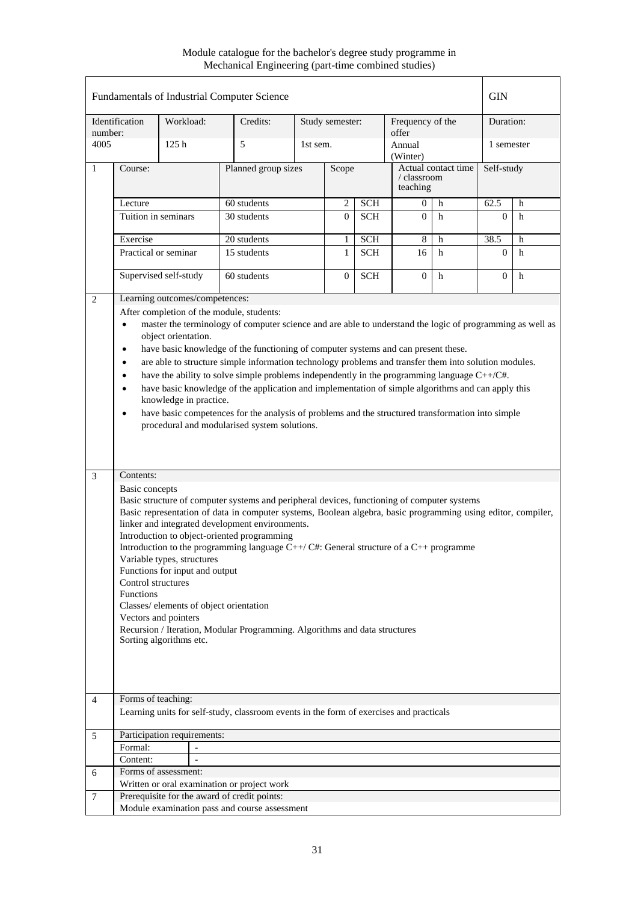Module catalogue for the bachelor's degree study programme in Mechanical Engineering (part-time combined studies)

| Fundamentals of Industrial Computer Science | | | | | | GIN |
|---|---|---|---|---|---|---|
| Identification number: | Workload: | Credits: | Study semester: | Frequency of the offer | | Duration: |
| 4005 | 125 h | 5 | 1st sem. | Annual (Winter) | | 1 semester |

| 1 | Course: | Planned group sizes | Scope | | Actual contact time / classroom teaching | | Self-study | |
|---|---|---|---|---|---|---|---|---|
| | Lecture | 60 students | 2 | SCH | 0 | h | 62.5 | h |
| | Tuition in seminars | 30 students | 0 | SCH | 0 | h | 0 | h |
| | Exercise | 20 students | 1 | SCH | 8 | h | 38.5 | h |
| | Practical or seminar | 15 students | 1 | SCH | 16 | h | 0 | h |
| | Supervised self-study | 60 students | 0 | SCH | 0 | h | 0 | h |

**2 Learning outcomes/competences:**

After completion of the module, students:

- master the terminology of computer science and are able to understand the logic of programming as well as object orientation.
- have basic knowledge of the functioning of computer systems and can present these.
- are able to structure simple information technology problems and transfer them into solution modules.
- have the ability to solve simple problems independently in the programming language C++/C#.
- have basic knowledge of the application and implementation of simple algorithms and can apply this knowledge in practice.
- have basic competences for the analysis of problems and the structured transformation into simple procedural and modularised system solutions.

**3 Contents:**

Basic concepts
Basic structure of computer systems and peripheral devices, functioning of computer systems
Basic representation of data in computer systems, Boolean algebra, basic programming using editor, compiler, linker and integrated development environments.
Introduction to object-oriented programming
Introduction to the programming language C++/ C#: General structure of a C++ programme
Variable types, structures
Functions for input and output
Control structures
Functions
Classes/ elements of object orientation
Vectors and pointers
Recursion / Iteration, Modular Programming. Algorithms and data structures
Sorting algorithms etc.

**4 Forms of teaching:**

Learning units for self-study, classroom events in the form of exercises and practicals

**5 Participation requirements:**

| | |
|---|---|
| Formal: | - |
| Content: | - |

**6 Forms of assessment:**

Written or oral examination or project work

**7 Prerequisite for the award of credit points:**

Module examination pass and course assessment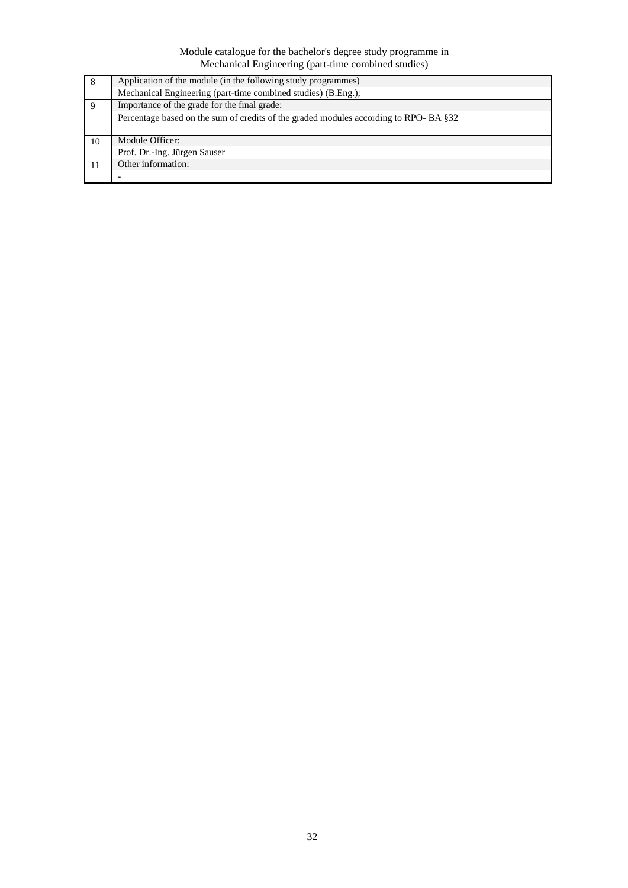| | |
|---|---|
| 8 | Application of the module (in the following study programmes) |
| | Mechanical Engineering (part-time combined studies) (B.Eng.); |
| 9 | Importance of the grade for the final grade: |
| | Percentage based on the sum of credits of the graded modules according to RPO- BA §32 |
| 10 | Module Officer: |
| | Prof. Dr.-Ing. Jürgen Sauser |
| 11 | Other information: |
| | - |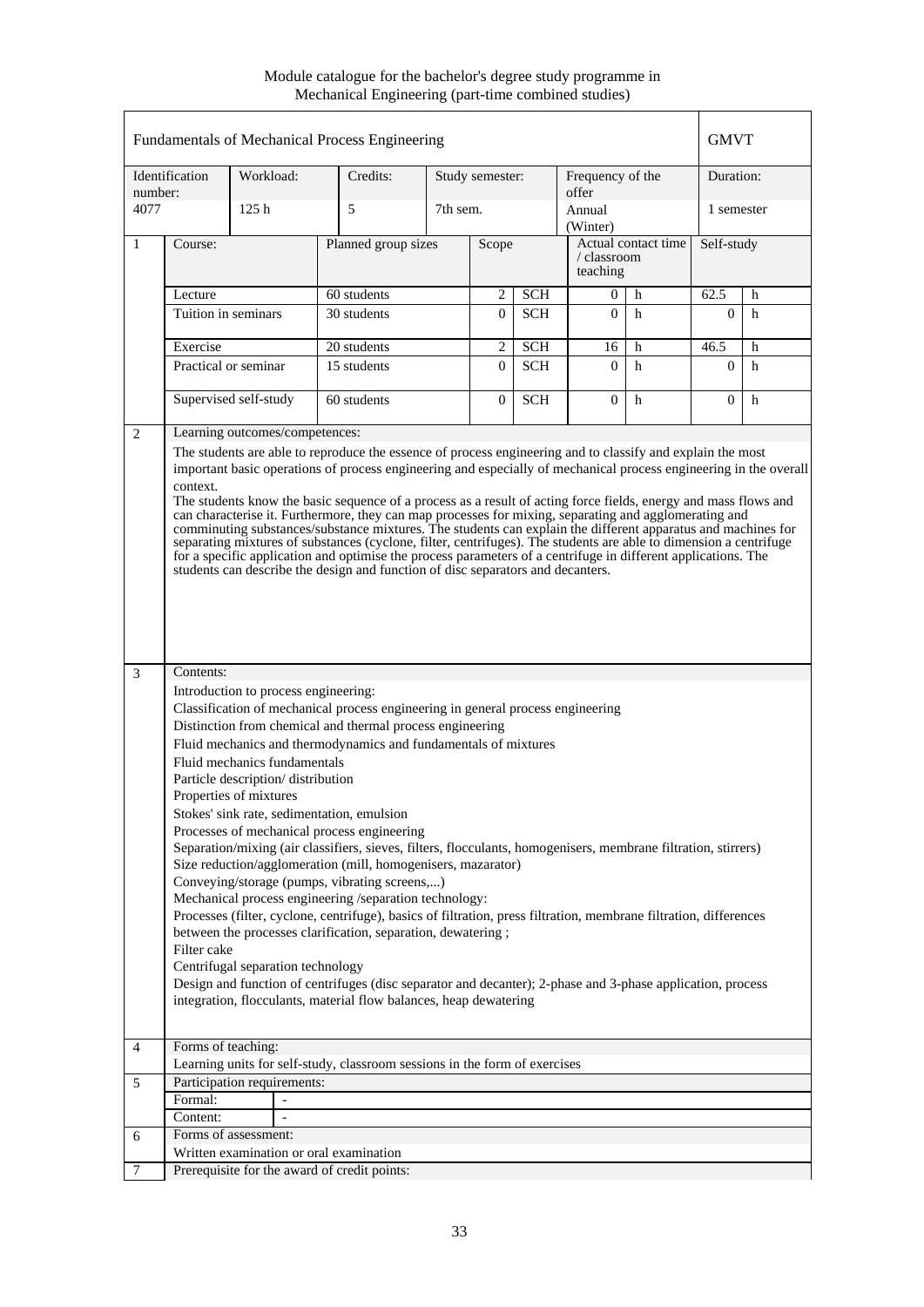Module catalogue for the bachelor's degree study programme in Mechanical Engineering (part-time combined studies)

| Fundamentals of Mechanical Process Engineering | | | | | | GMVT |
|---|---|---|---|---|---|---|
| Identification number: | Workload: | Credits: | Study semester: | Frequency of the offer | | Duration: |
| 4077 | 125 h | 5 | 7th sem. | Annual (Winter) | | 1 semester |

| 1 | Course: | Planned group sizes | Scope | | Actual contact time / classroom teaching | | Self-study | |
|---|---|---|---|---|---|---|---|---|
| | Lecture | 60 students | 2 | SCH | 0 | h | 62.5 | h |
| | Tuition in seminars | 30 students | 0 | SCH | 0 | h | 0 | h |
| | Exercise | 20 students | 2 | SCH | 16 | h | 46.5 | h |
| | Practical or seminar | 15 students | 0 | SCH | 0 | h | 0 | h |
| | Supervised self-study | 60 students | 0 | SCH | 0 | h | 0 | h |

**2 Learning outcomes/competences:**

The students are able to reproduce the essence of process engineering and to classify and explain the most important basic operations of process engineering and especially of mechanical process engineering in the overall context.

The students know the basic sequence of a process as a result of acting force fields, energy and mass flows and can characterise it. Furthermore, they can map processes for mixing, separating and agglomerating and comminuting substances/substance mixtures. The students can explain the different apparatus and machines for separating mixtures of substances (cyclone, filter, centrifuges). The students are able to dimension a centrifuge for a specific application and optimise the process parameters of a centrifuge in different applications. The students can describe the design and function of disc separators and decanters.

**3 Contents:**

Introduction to process engineering:
Classification of mechanical process engineering in general process engineering
Distinction from chemical and thermal process engineering
Fluid mechanics and thermodynamics and fundamentals of mixtures
Fluid mechanics fundamentals
Particle description/ distribution
Properties of mixtures
Stokes' sink rate, sedimentation, emulsion
Processes of mechanical process engineering
Separation/mixing (air classifiers, sieves, filters, flocculants, homogenisers, membrane filtration, stirrers)
Size reduction/agglomeration (mill, homogenisers, mazarator)
Conveying/storage (pumps, vibrating screens,...)
Mechanical process engineering /separation technology:
Processes (filter, cyclone, centrifuge), basics of filtration, press filtration, membrane filtration, differences between the processes clarification, separation, dewatering ;
Filter cake
Centrifugal separation technology
Design and function of centrifuges (disc separator and decanter); 2-phase and 3-phase application, process integration, flocculants, material flow balances, heap dewatering

**4 Forms of teaching:**

Learning units for self-study, classroom sessions in the form of exercises

**5 Participation requirements:**

Formal: -

Content: -

**6 Forms of assessment:**

Written examination or oral examination

**7 Prerequisite for the award of credit points:**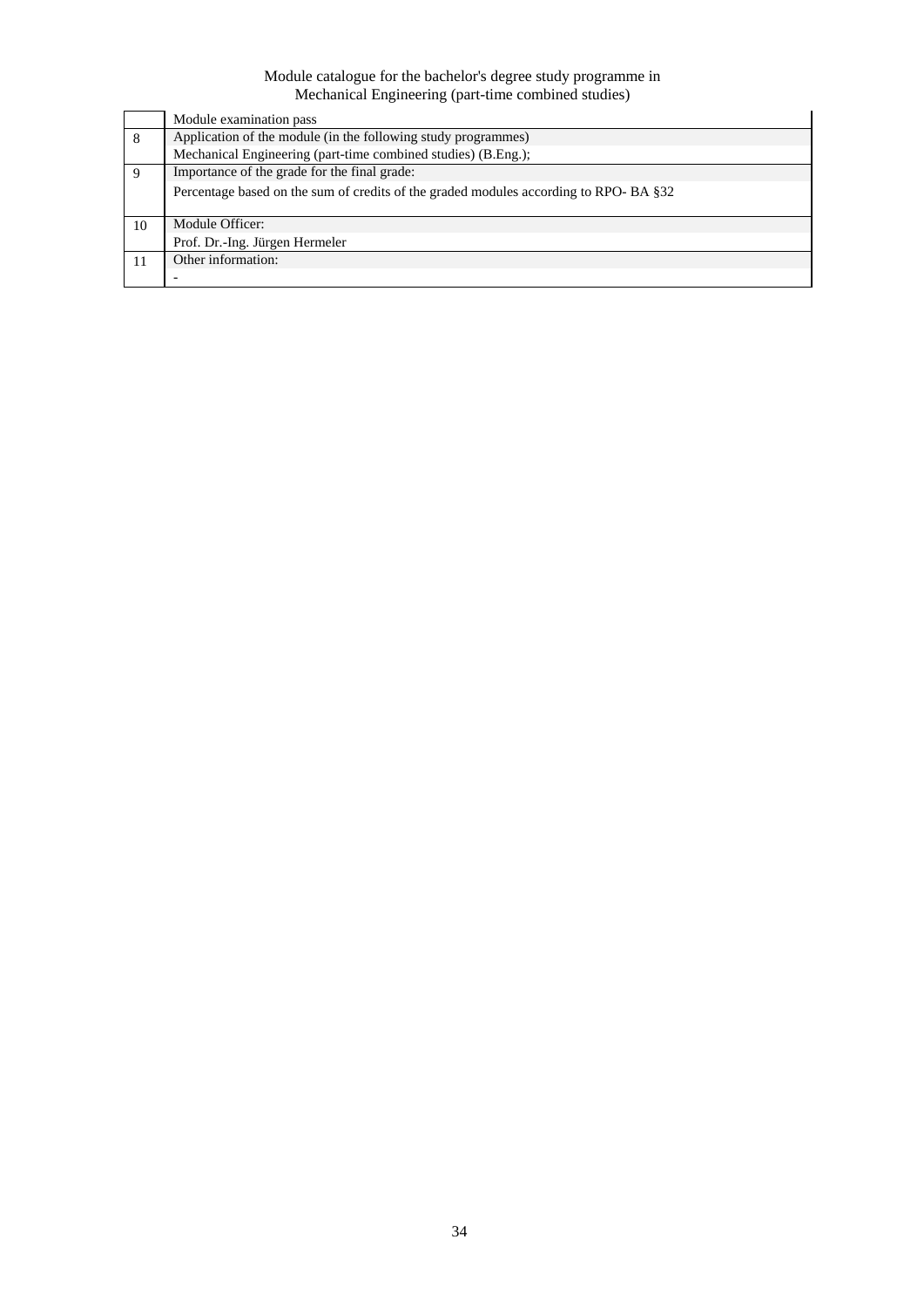| | |
|---|---|
| | Module examination pass |
| 8 | Application of the module (in the following study programmes) |
| | Mechanical Engineering (part-time combined studies) (B.Eng.); |
| 9 | Importance of the grade for the final grade: |
| | Percentage based on the sum of credits of the graded modules according to RPO- BA §32 |
| 10 | Module Officer: |
| | Prof. Dr.-Ing. Jürgen Hermeler |
| 11 | Other information: |
| | - |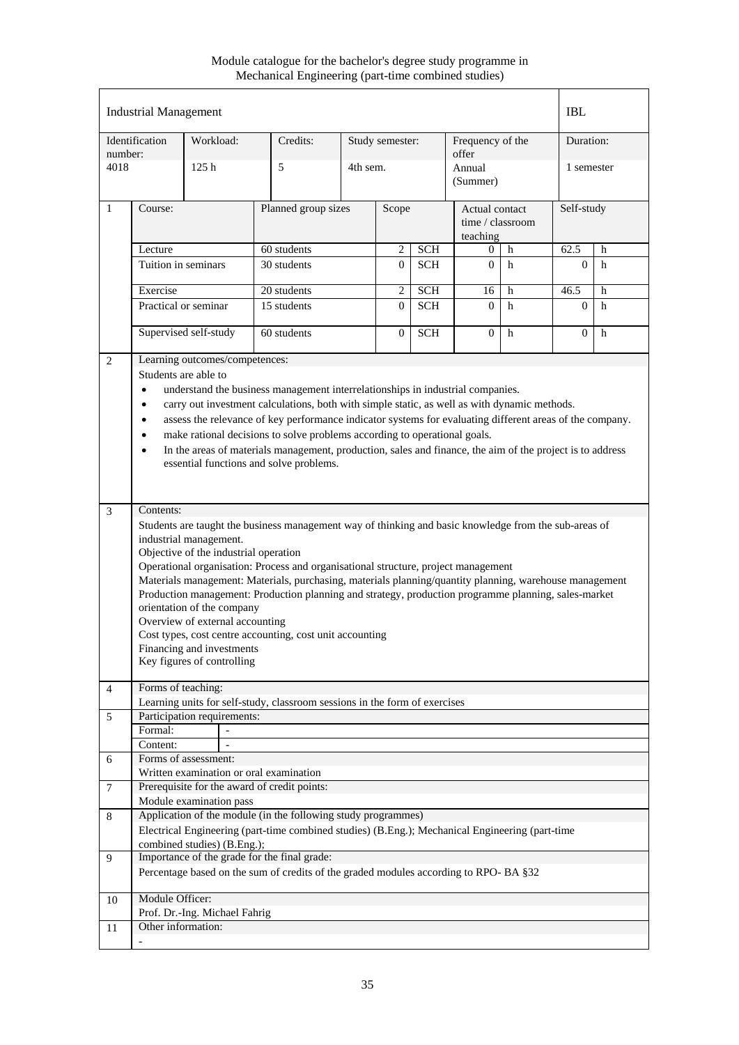Module catalogue for the bachelor's degree study programme in Mechanical Engineering (part-time combined studies)

| Industrial Management | | | | | | IBL |
|---|---|---|---|---|---|---|
| Identification number: | Workload: | Credits: | Study semester: | Frequency of the offer | | Duration: |
| 4018 | 125 h | 5 | 4th sem. | Annual (Summer) | | 1 semester |

| 1 | Course: | Planned group sizes | Scope | | Actual contact time / classroom teaching | | Self-study | |
|---|---|---|---|---|---|---|---|---|
| | Lecture | 60 students | 2 | SCH | 0 | h | 62.5 | h |
| | Tuition in seminars | 30 students | 0 | SCH | 0 | h | 0 | h |
| | Exercise | 20 students | 2 | SCH | 16 | h | 46.5 | h |
| | Practical or seminar | 15 students | 0 | SCH | 0 | h | 0 | h |
| | Supervised self-study | 60 students | 0 | SCH | 0 | h | 0 | h |

**2 Learning outcomes/competences:**

Students are able to

- understand the business management interrelationships in industrial companies.
- carry out investment calculations, both with simple static, as well as with dynamic methods.
- assess the relevance of key performance indicator systems for evaluating different areas of the company.
- make rational decisions to solve problems according to operational goals.
- In the areas of materials management, production, sales and finance, the aim of the project is to address essential functions and solve problems.

**3 Contents:**

Students are taught the business management way of thinking and basic knowledge from the sub-areas of industrial management.
Objective of the industrial operation
Operational organisation: Process and organisational structure, project management
Materials management: Materials, purchasing, materials planning/quantity planning, warehouse management
Production management: Production planning and strategy, production programme planning, sales-market orientation of the company
Overview of external accounting
Cost types, cost centre accounting, cost unit accounting
Financing and investments
Key figures of controlling

**4 Forms of teaching:**

Learning units for self-study, classroom sessions in the form of exercises

**5 Participation requirements:**

Formal: -
Content: -

**6 Forms of assessment:**

Written examination or oral examination

**7 Prerequisite for the award of credit points:**

Module examination pass

**8 Application of the module (in the following study programmes)**

Electrical Engineering (part-time combined studies) (B.Eng.); Mechanical Engineering (part-time combined studies) (B.Eng.);

**9 Importance of the grade for the final grade:**

Percentage based on the sum of credits of the graded modules according to RPO- BA §32

**10 Module Officer:**

Prof. Dr.-Ing. Michael Fahrig

**11 Other information:**

-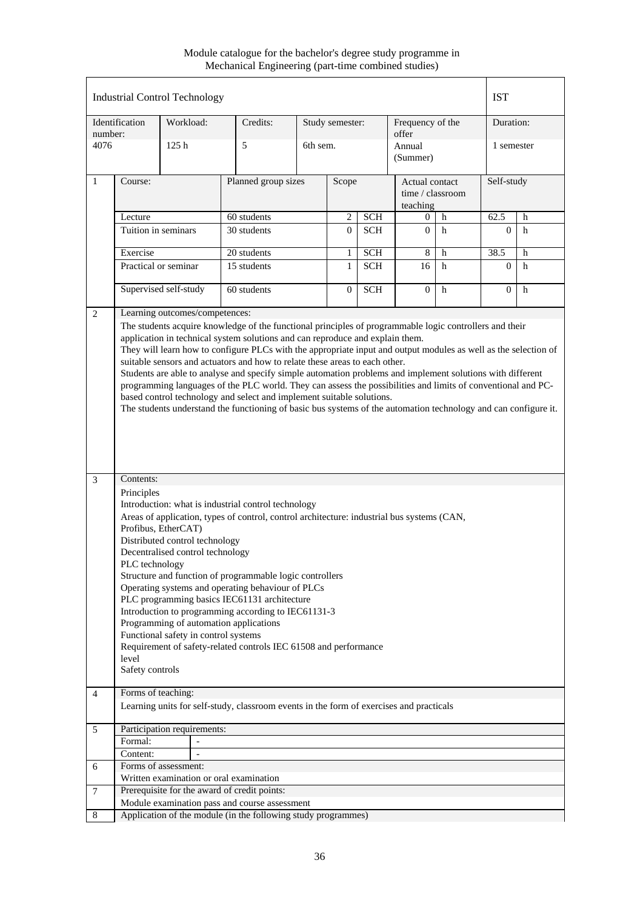Module catalogue for the bachelor's degree study programme in Mechanical Engineering (part-time combined studies)

| Industrial Control Technology | | | | | | IST |
|---|---|---|---|---|---|---|
| Identification number: | Workload: | Credits: | Study semester: | Frequency of the offer | | Duration: |
| 4076 | 125 h | 5 | 6th sem. | Annual (Summer) | | 1 semester |

| 1 | Course: | Planned group sizes | Scope | | Actual contact time / classroom teaching | | Self-study | |
|---|---|---|---|---|---|---|---|---|
| | Lecture | 60 students | 2 | SCH | 0 | h | 62.5 | h |
| | Tuition in seminars | 30 students | 0 | SCH | 0 | h | 0 | h |
| | Exercise | 20 students | 1 | SCH | 8 | h | 38.5 | h |
| | Practical or seminar | 15 students | 1 | SCH | 16 | h | 0 | h |
| | Supervised self-study | 60 students | 0 | SCH | 0 | h | 0 | h |

**2 Learning outcomes/competences:**

The students acquire knowledge of the functional principles of programmable logic controllers and their application in technical system solutions and can reproduce and explain them.
They will learn how to configure PLCs with the appropriate input and output modules as well as the selection of suitable sensors and actuators and how to relate these areas to each other.
Students are able to analyse and specify simple automation problems and implement solutions with different programming languages of the PLC world. They can assess the possibilities and limits of conventional and PC-based control technology and select and implement suitable solutions.
The students understand the functioning of basic bus systems of the automation technology and can configure it.

**3 Contents:**

Principles
Introduction: what is industrial control technology
Areas of application, types of control, control architecture: industrial bus systems (CAN, Profibus, EtherCAT)
Distributed control technology
Decentralised control technology
PLC technology
Structure and function of programmable logic controllers
Operating systems and operating behaviour of PLCs
PLC programming basics IEC61131 architecture
Introduction to programming according to IEC61131-3
Programming of automation applications
Functional safety in control systems
Requirement of safety-related controls IEC 61508 and performance level
Safety controls

**4 Forms of teaching:**

Learning units for self-study, classroom events in the form of exercises and practicals

**5 Participation requirements:**

Formal: -
Content: -

**6 Forms of assessment:**

Written examination or oral examination

**7 Prerequisite for the award of credit points:**

Module examination pass and course assessment

**8 Application of the module (in the following study programmes)**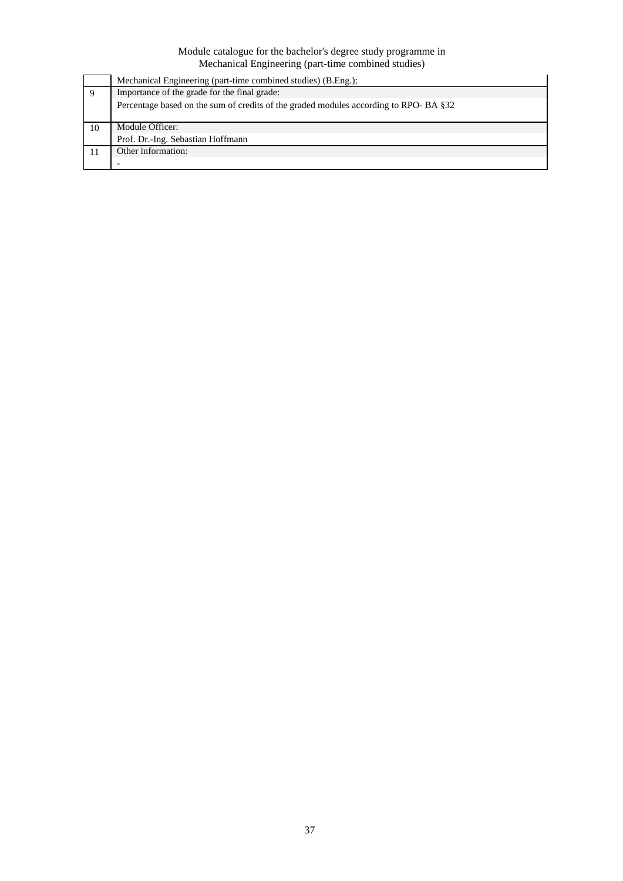| | |
|---|---|
| | Mechanical Engineering (part-time combined studies) (B.Eng.); |
| 9 | Importance of the grade for the final grade: |
| | Percentage based on the sum of credits of the graded modules according to RPO- BA §32 |
| 10 | Module Officer: |
| | Prof. Dr.-Ing. Sebastian Hoffmann |
| 11 | Other information: |
| | - |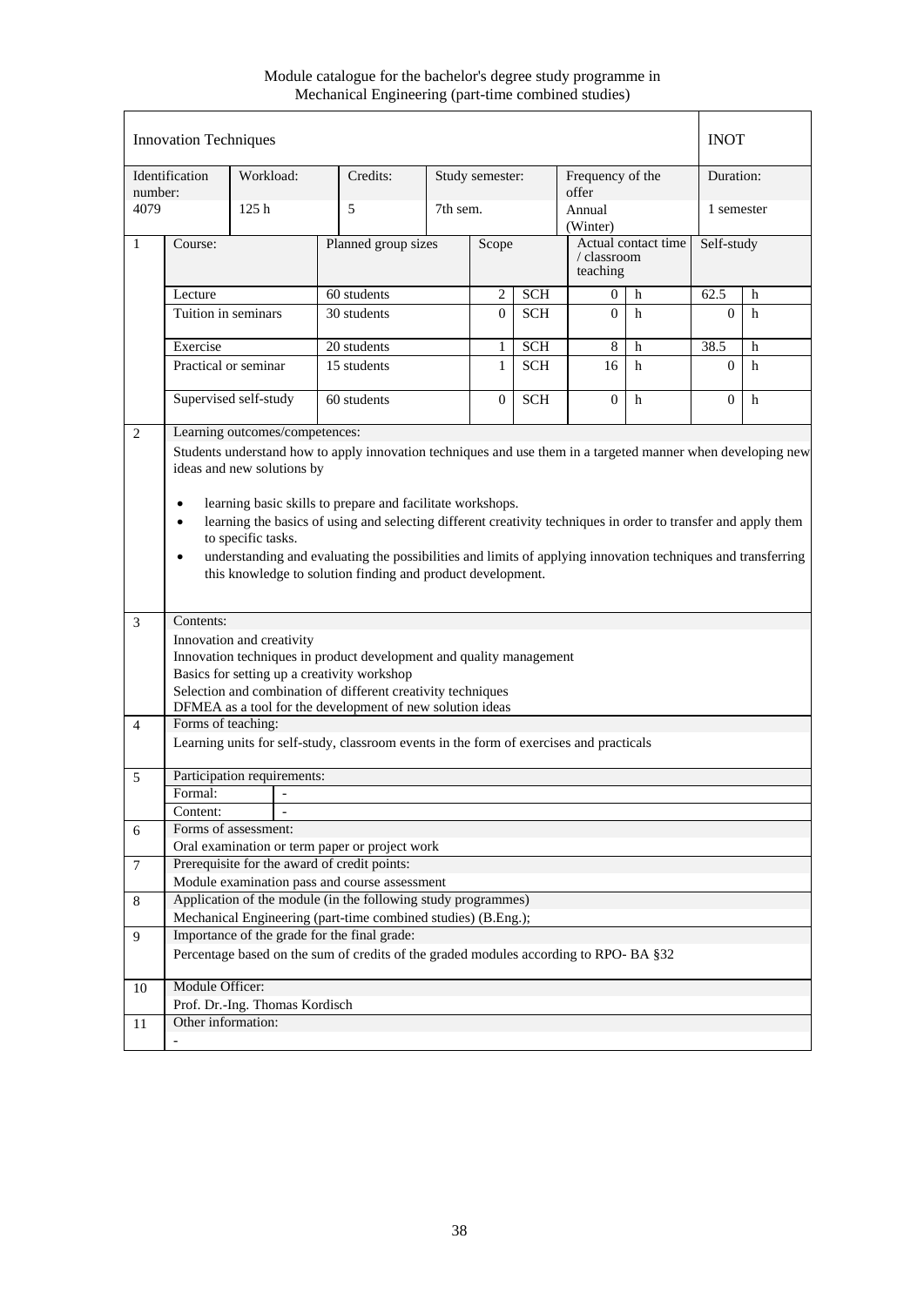Module catalogue for the bachelor's degree study programme in Mechanical Engineering (part-time combined studies)

| Innovation Techniques | | | | | | INOT |
|---|---|---|---|---|---|---|
| Identification number: | Workload: | Credits: | Study semester: | Frequency of the offer | | Duration: |
| 4079 | 125 h | 5 | 7th sem. | Annual (Winter) | | 1 semester |

| 1 | Course: | Planned group sizes | Scope | | Actual contact time / classroom teaching | | Self-study | |
|---|---|---|---|---|---|---|---|---|
| | Lecture | 60 students | 2 | SCH | 0 | h | 62.5 | h |
| | Tuition in seminars | 30 students | 0 | SCH | 0 | h | 0 | h |
| | Exercise | 20 students | 1 | SCH | 8 | h | 38.5 | h |
| | Practical or seminar | 15 students | 1 | SCH | 16 | h | 0 | h |
| | Supervised self-study | 60 students | 0 | SCH | 0 | h | 0 | h |

**2 Learning outcomes/competences:**

Students understand how to apply innovation techniques and use them in a targeted manner when developing new ideas and new solutions by

- learning basic skills to prepare and facilitate workshops.
- learning the basics of using and selecting different creativity techniques in order to transfer and apply them to specific tasks.
- understanding and evaluating the possibilities and limits of applying innovation techniques and transferring this knowledge to solution finding and product development.

**3 Contents:**

Innovation and creativity
Innovation techniques in product development and quality management
Basics for setting up a creativity workshop
Selection and combination of different creativity techniques
DFMEA as a tool for the development of new solution ideas

**4 Forms of teaching:**

Learning units for self-study, classroom events in the form of exercises and practicals

**5 Participation requirements:**

| | |
|---|---|
| Formal: | - |
| Content: | - |

**6 Forms of assessment:**

Oral examination or term paper or project work

**7 Prerequisite for the award of credit points:**

Module examination pass and course assessment

**8 Application of the module (in the following study programmes)**

Mechanical Engineering (part-time combined studies) (B.Eng.);

**9 Importance of the grade for the final grade:**

Percentage based on the sum of credits of the graded modules according to RPO- BA §32

**10 Module Officer:**

Prof. Dr.-Ing. Thomas Kordisch

**11 Other information:**

-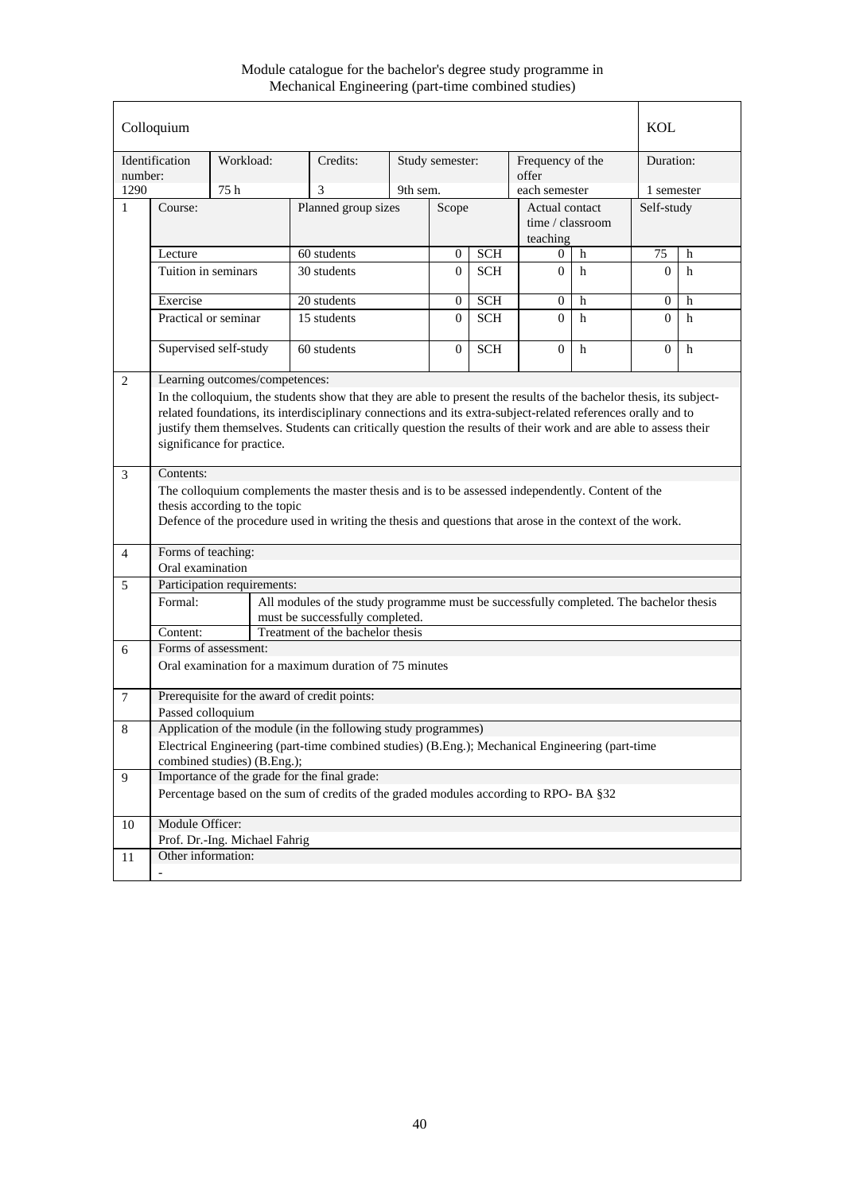Module catalogue for the bachelor's degree study programme in
Mechanical Engineering (part-time combined studies)

| Colloquium | | | | | | | KOL |
|---|---|---|---|---|---|---|---|
| Identification number: | Workload: | Credits: | Study semester: | Frequency of the offer | | | Duration: |
| 1290 | 75 h | 3 | 9th sem. | each semester | | | 1 semester |

| 1 | Course: | Planned group sizes | Scope | | Actual contact time / classroom teaching | | Self-study | |
|---|---|---|---|---|---|---|---|---|
| | Lecture | 60 students | 0 | SCH | 0 | h | 75 | h |
| | Tuition in seminars | 30 students | 0 | SCH | 0 | h | 0 | h |
| | Exercise | 20 students | 0 | SCH | 0 | h | 0 | h |
| | Practical or seminar | 15 students | 0 | SCH | 0 | h | 0 | h |
| | Supervised self-study | 60 students | 0 | SCH | 0 | h | 0 | h |

**2 Learning outcomes/competences:**

In the colloquium, the students show that they are able to present the results of the bachelor thesis, its subject-related foundations, its interdisciplinary connections and its extra-subject-related references orally and to justify them themselves. Students can critically question the results of their work and are able to assess their significance for practice.

**3 Contents:**

The colloquium complements the master thesis and is to be assessed independently. Content of the thesis according to the topic
Defence of the procedure used in writing the thesis and questions that arose in the context of the work.

**4 Forms of teaching:**

Oral examination

**5 Participation requirements:**

| | |
|---|---|
| Formal: | All modules of the study programme must be successfully completed. The bachelor thesis must be successfully completed. |
| Content: | Treatment of the bachelor thesis |

**6 Forms of assessment:**

Oral examination for a maximum duration of 75 minutes

**7 Prerequisite for the award of credit points:**

Passed colloquium

**8 Application of the module (in the following study programmes)**

Electrical Engineering (part-time combined studies) (B.Eng.); Mechanical Engineering (part-time combined studies) (B.Eng.);

**9 Importance of the grade for the final grade:**

Percentage based on the sum of credits of the graded modules according to RPO- BA §32

**10 Module Officer:**

Prof. Dr.-Ing. Michael Fahrig

**11 Other information:**

-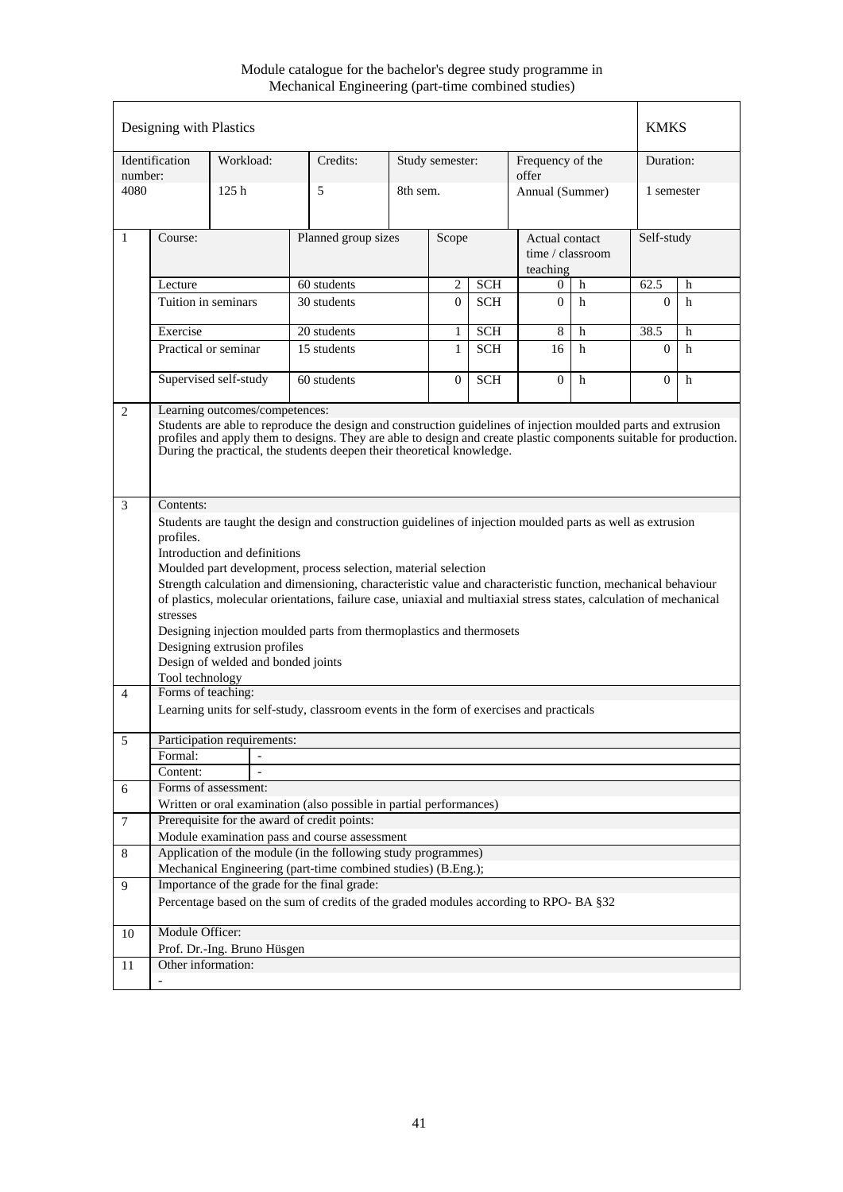Module catalogue for the bachelor's degree study programme in Mechanical Engineering (part-time combined studies)

## Designing with Plastics

**KMKS**

| Identification number: | Workload: | Credits: | Study semester: | Frequency of the offer | Duration: |
|---|---|---|---|---|---|
| 4080 | 125 h | 5 | 8th sem. | Annual (Summer) | 1 semester |

**1**

| Course: | Planned group sizes | Scope | | Actual contact time / classroom teaching | | Self-study | |
|---|---|---|---|---|---|---|---|
| Lecture | 60 students | 2 | SCH | 0 | h | 62.5 | h |
| Tuition in seminars | 30 students | 0 | SCH | 0 | h | 0 | h |
| Exercise | 20 students | 1 | SCH | 8 | h | 38.5 | h |
| Practical or seminar | 15 students | 1 | SCH | 16 | h | 0 | h |
| Supervised self-study | 60 students | 0 | SCH | 0 | h | 0 | h |

**2 Learning outcomes/competences:**

Students are able to reproduce the design and construction guidelines of injection moulded parts and extrusion profiles and apply them to designs. They are able to design and create plastic components suitable for production. During the practical, the students deepen their theoretical knowledge.

**3 Contents:**

Students are taught the design and construction guidelines of injection moulded parts as well as extrusion profiles.

Introduction and definitions

Moulded part development, process selection, material selection

Strength calculation and dimensioning, characteristic value and characteristic function, mechanical behaviour of plastics, molecular orientations, failure case, uniaxial and multiaxial stress states, calculation of mechanical stresses

Designing injection moulded parts from thermoplastics and thermosets

Designing extrusion profiles

Design of welded and bonded joints

Tool technology

**4 Forms of teaching:**

Learning units for self-study, classroom events in the form of exercises and practicals

**5 Participation requirements:**

Formal: -

Content: -

**6 Forms of assessment:**

Written or oral examination (also possible in partial performances)

**7 Prerequisite for the award of credit points:**

Module examination pass and course assessment

**8 Application of the module (in the following study programmes)**

Mechanical Engineering (part-time combined studies) (B.Eng.);

**9 Importance of the grade for the final grade:**

Percentage based on the sum of credits of the graded modules according to RPO- BA §32

**10 Module Officer:**

Prof. Dr.-Ing. Bruno Hüsgen

**11 Other information:**

-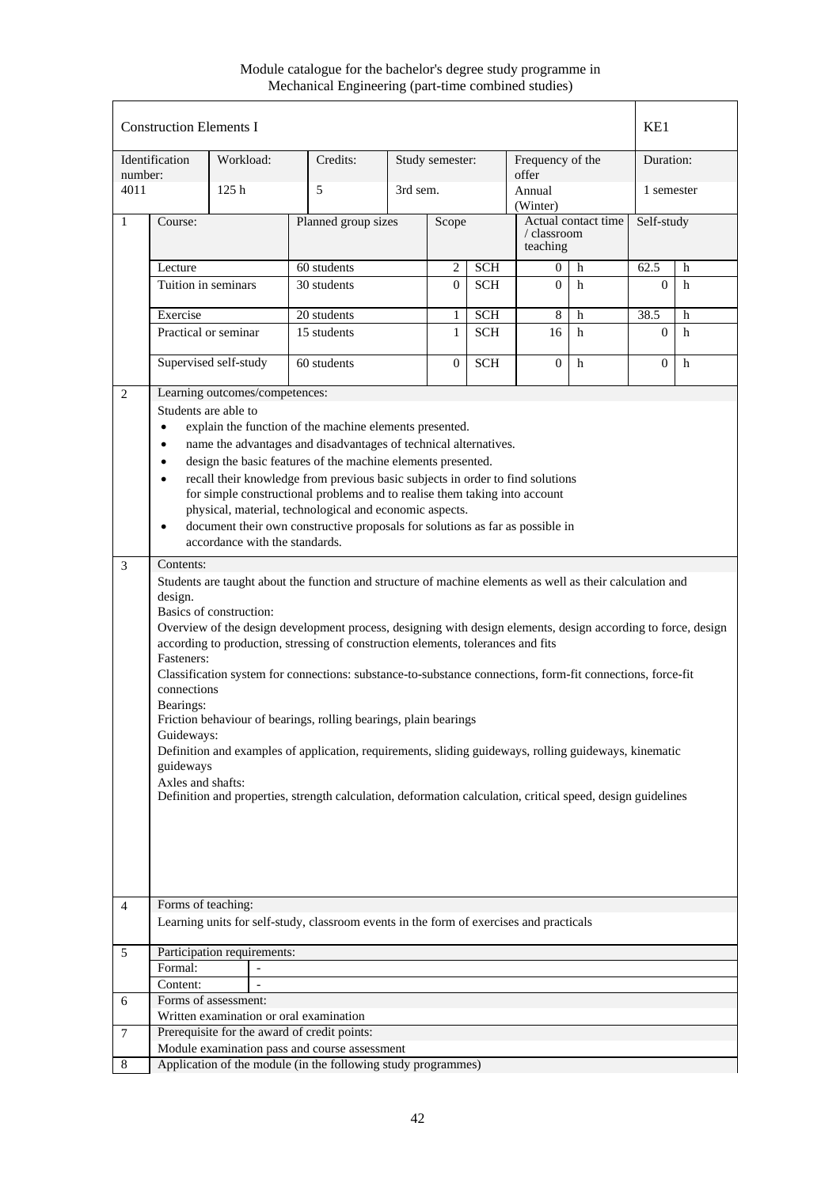Module catalogue for the bachelor's degree study programme in Mechanical Engineering (part-time combined studies)

| Construction Elements I | | | | | | KE1 |
|---|---|---|---|---|---|---|
| Identification number: | Workload: | Credits: | Study semester: | Frequency of the offer | | Duration: |
| 4011 | 125 h | 5 | 3rd sem. | Annual (Winter) | | 1 semester |

| 1 | Course: | Planned group sizes | Scope | | Actual contact time / classroom teaching | | Self-study | |
|---|---|---|---|---|---|---|---|---|
| | Lecture | 60 students | 2 | SCH | 0 | h | 62.5 | h |
| | Tuition in seminars | 30 students | 0 | SCH | 0 | h | 0 | h |
| | Exercise | 20 students | 1 | SCH | 8 | h | 38.5 | h |
| | Practical or seminar | 15 students | 1 | SCH | 16 | h | 0 | h |
| | Supervised self-study | 60 students | 0 | SCH | 0 | h | 0 | h |

**2 Learning outcomes/competences:**

Students are able to

- explain the function of the machine elements presented.
- name the advantages and disadvantages of technical alternatives.
- design the basic features of the machine elements presented.
- recall their knowledge from previous basic subjects in order to find solutions for simple constructional problems and to realise them taking into account physical, material, technological and economic aspects.
- document their own constructive proposals for solutions as far as possible in accordance with the standards.

**3 Contents:**

Students are taught about the function and structure of machine elements as well as their calculation and design.

Basics of construction:
Overview of the design development process, designing with design elements, design according to force, design according to production, stressing of construction elements, tolerances and fits

Fasteners:
Classification system for connections: substance-to-substance connections, form-fit connections, force-fit connections

Bearings:
Friction behaviour of bearings, rolling bearings, plain bearings

Guideways:
Definition and examples of application, requirements, sliding guideways, rolling guideways, kinematic guideways

Axles and shafts:
Definition and properties, strength calculation, deformation calculation, critical speed, design guidelines

**4 Forms of teaching:**

Learning units for self-study, classroom events in the form of exercises and practicals

**5 Participation requirements:**

Formal: -

Content: -

**6 Forms of assessment:**

Written examination or oral examination

**7 Prerequisite for the award of credit points:**

Module examination pass and course assessment

**8 Application of the module (in the following study programmes)**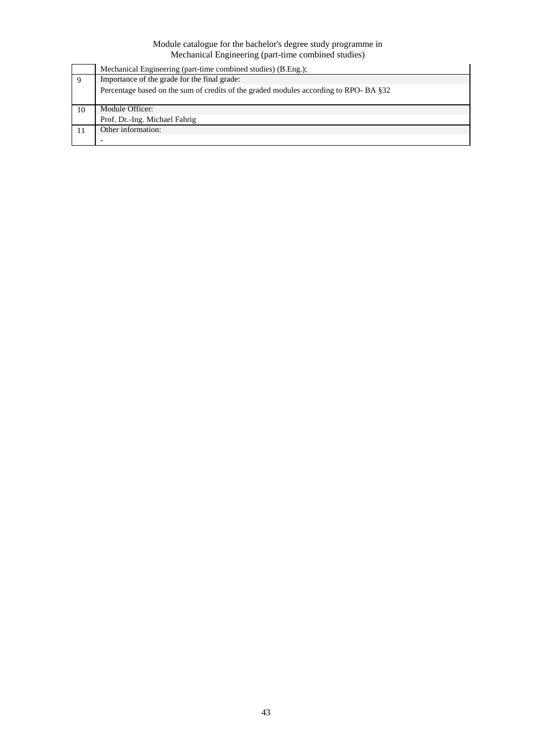| | |
|---|---|
| | Mechanical Engineering (part-time combined studies) (B.Eng.); |
| 9 | Importance of the grade for the final grade: |
| | Percentage based on the sum of credits of the graded modules according to RPO- BA §32 |
| 10 | Module Officer: |
| | Prof. Dr.-Ing. Michael Fahrig |
| 11 | Other information: |
| | - |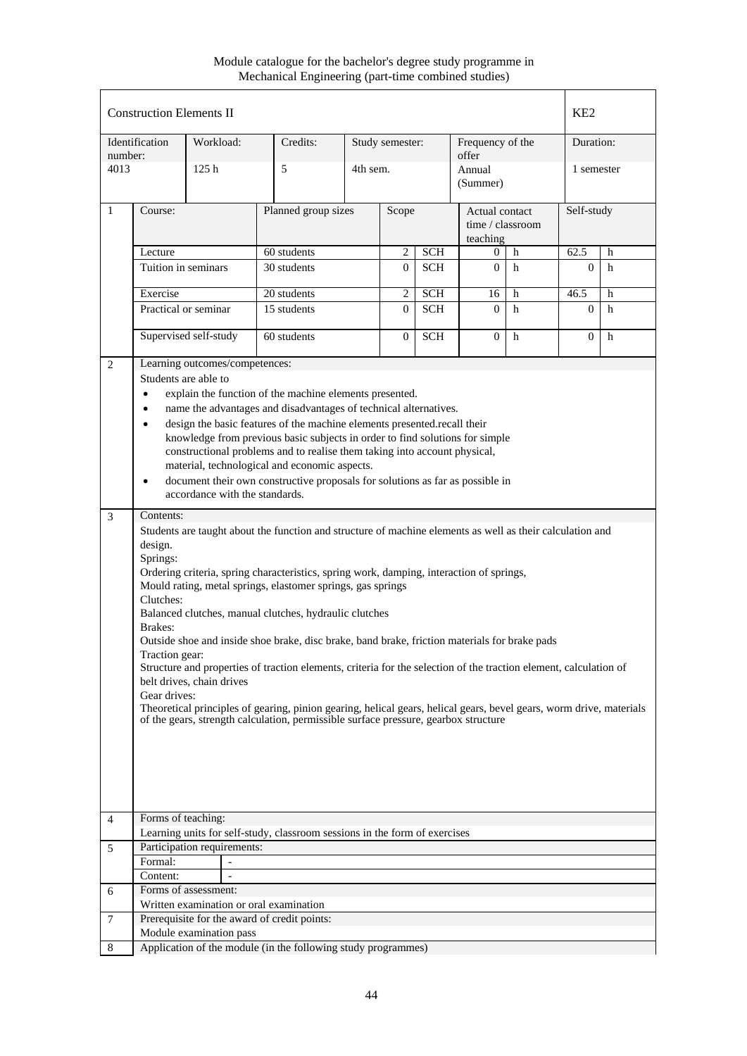Module catalogue for the bachelor's degree study programme in Mechanical Engineering (part-time combined studies)

| Construction Elements II | | | | | | KE2 |
|---|---|---|---|---|---|---|
| Identification number: | Workload: | Credits: | Study semester: | Frequency of the offer | | Duration: |
| 4013 | 125 h | 5 | 4th sem. | Annual (Summer) | | 1 semester |

| 1 | Course: | Planned group sizes | Scope | | Actual contact time / classroom teaching | | Self-study | |
|---|---|---|---|---|---|---|---|---|
| | Lecture | 60 students | 2 | SCH | 0 | h | 62.5 | h |
| | Tuition in seminars | 30 students | 0 | SCH | 0 | h | 0 | h |
| | Exercise | 20 students | 2 | SCH | 16 | h | 46.5 | h |
| | Practical or seminar | 15 students | 0 | SCH | 0 | h | 0 | h |
| | Supervised self-study | 60 students | 0 | SCH | 0 | h | 0 | h |

**2 Learning outcomes/competences:**

Students are able to

- explain the function of the machine elements presented.
- name the advantages and disadvantages of technical alternatives.
- design the basic features of the machine elements presented.recall their knowledge from previous basic subjects in order to find solutions for simple constructional problems and to realise them taking into account physical, material, technological and economic aspects.
- document their own constructive proposals for solutions as far as possible in accordance with the standards.

**3 Contents:**

Students are taught about the function and structure of machine elements as well as their calculation and design.

Springs:
Ordering criteria, spring characteristics, spring work, damping, interaction of springs, Mould rating, metal springs, elastomer springs, gas springs

Clutches:
Balanced clutches, manual clutches, hydraulic clutches

Brakes:
Outside shoe and inside shoe brake, disc brake, band brake, friction materials for brake pads

Traction gear:
Structure and properties of traction elements, criteria for the selection of the traction element, calculation of belt drives, chain drives

Gear drives:
Theoretical principles of gearing, pinion gearing, helical gears, helical gears, bevel gears, worm drive, materials of the gears, strength calculation, permissible surface pressure, gearbox structure

**4 Forms of teaching:**

Learning units for self-study, classroom sessions in the form of exercises

**5 Participation requirements:**

| | |
|---|---|
| Formal: | - |
| Content: | - |

**6 Forms of assessment:**

Written examination or oral examination

**7 Prerequisite for the award of credit points:**

Module examination pass

**8 Application of the module (in the following study programmes)**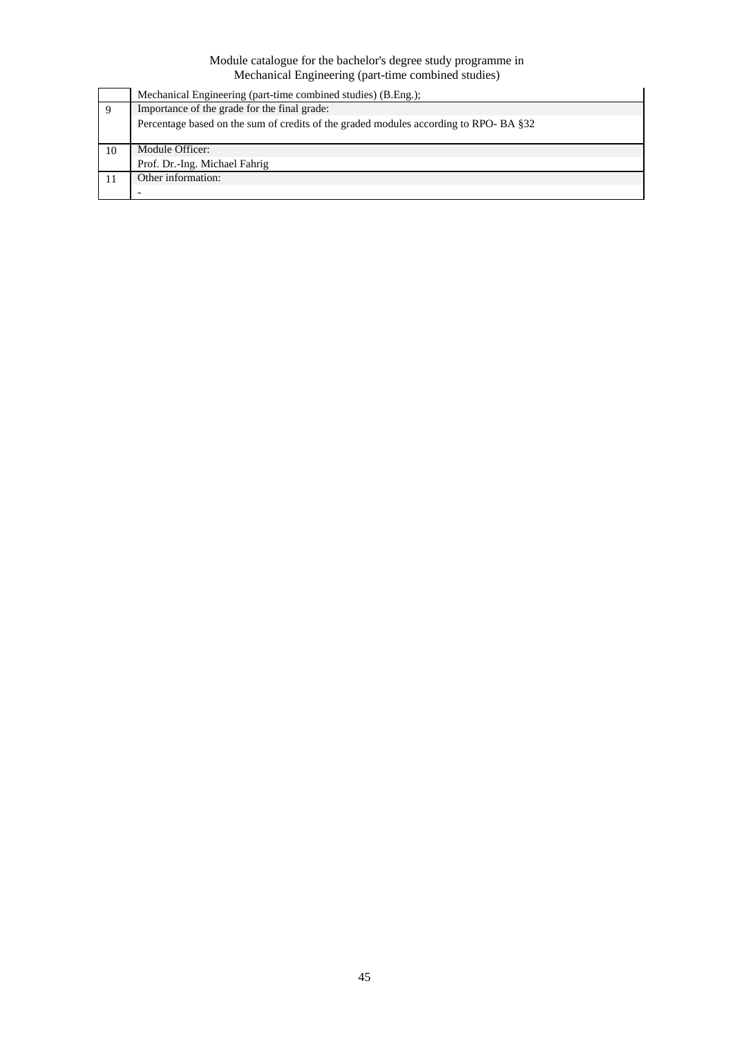| | |
|---|---|
| | Mechanical Engineering (part-time combined studies) (B.Eng.); |
| 9 | Importance of the grade for the final grade: |
| | Percentage based on the sum of credits of the graded modules according to RPO- BA §32 |
| 10 | Module Officer: |
| | Prof. Dr.-Ing. Michael Fahrig |
| 11 | Other information: |
| | - |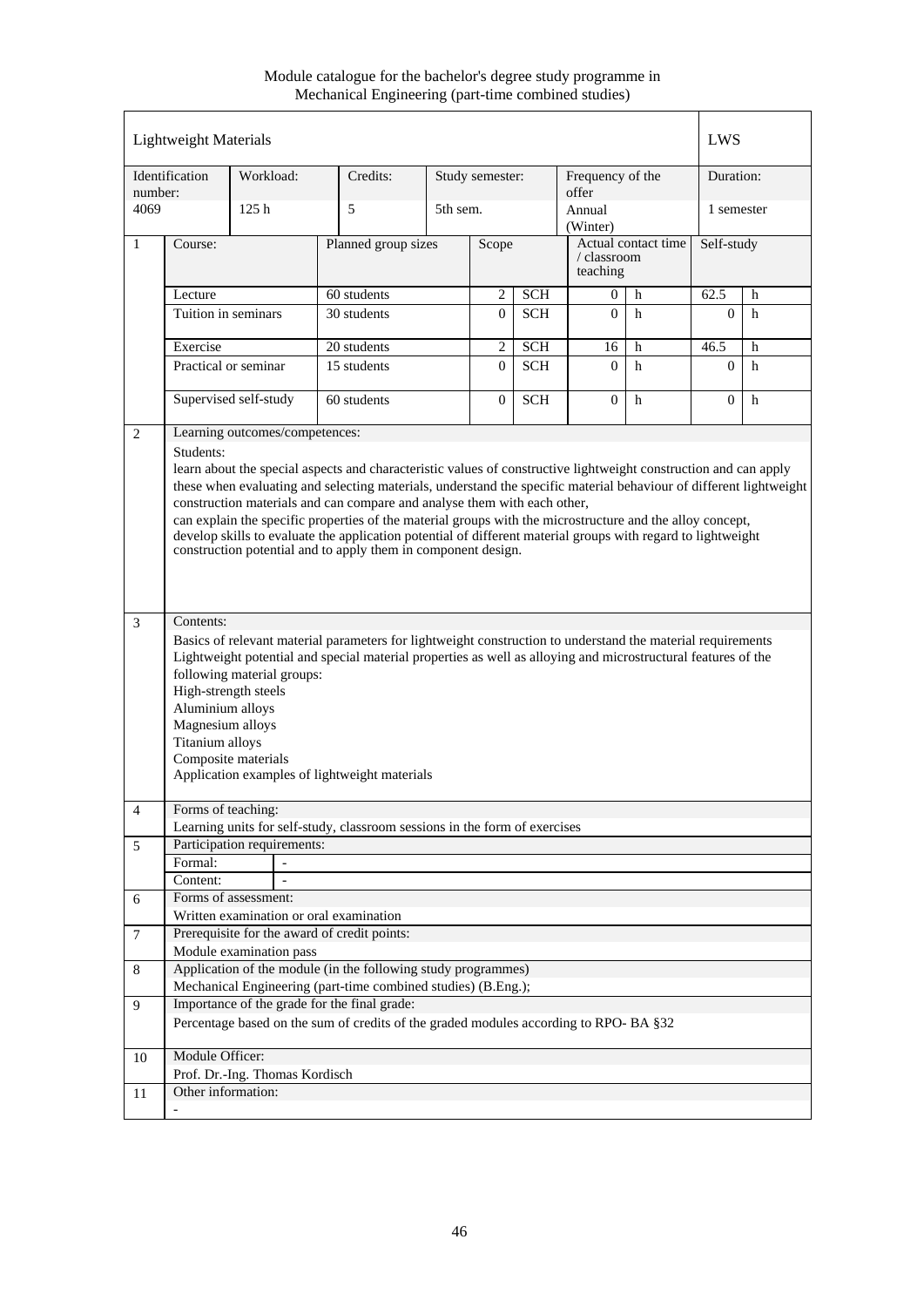Module catalogue for the bachelor's degree study programme in Mechanical Engineering (part-time combined studies)

| Lightweight Materials | | | | | | LWS |
|---|---|---|---|---|---|---|
| Identification number: | Workload: | Credits: | Study semester: | Frequency of the offer | | Duration: |
| 4069 | 125 h | 5 | 5th sem. | Annual (Winter) | | 1 semester |

| 1 | Course: | Planned group sizes | Scope | | Actual contact time / classroom teaching | | Self-study | |
|---|---|---|---|---|---|---|---|---|
| | Lecture | 60 students | 2 | SCH | 0 | h | 62.5 | h |
| | Tuition in seminars | 30 students | 0 | SCH | 0 | h | 0 | h |
| | Exercise | 20 students | 2 | SCH | 16 | h | 46.5 | h |
| | Practical or seminar | 15 students | 0 | SCH | 0 | h | 0 | h |
| | Supervised self-study | 60 students | 0 | SCH | 0 | h | 0 | h |

**2 Learning outcomes/competences:**

Students:
learn about the special aspects and characteristic values of constructive lightweight construction and can apply these when evaluating and selecting materials, understand the specific material behaviour of different lightweight construction materials and can compare and analyse them with each other,
can explain the specific properties of the material groups with the microstructure and the alloy concept,
develop skills to evaluate the application potential of different material groups with regard to lightweight construction potential and to apply them in component design.

**3 Contents:**

Basics of relevant material parameters for lightweight construction to understand the material requirements
Lightweight potential and special material properties as well as alloying and microstructural features of the following material groups:
High-strength steels
Aluminium alloys
Magnesium alloys
Titanium alloys
Composite materials
Application examples of lightweight materials

**4 Forms of teaching:**

Learning units for self-study, classroom sessions in the form of exercises

**5 Participation requirements:**

Formal: -
Content: -

**6 Forms of assessment:**

Written examination or oral examination

**7 Prerequisite for the award of credit points:**

Module examination pass

**8 Application of the module (in the following study programmes)**

Mechanical Engineering (part-time combined studies) (B.Eng.);

**9 Importance of the grade for the final grade:**

Percentage based on the sum of credits of the graded modules according to RPO- BA §32

**10 Module Officer:**

Prof. Dr.-Ing. Thomas Kordisch

**11 Other information:**

-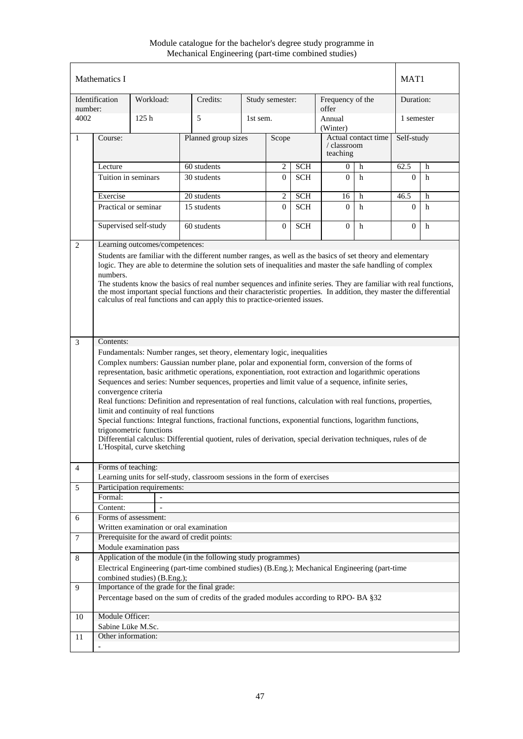| Mathematics I | | | | | | | MAT1 |
|---|---|---|---|---|---|---|---|
| Identification number: | Workload: | Credits: | Study semester: | | Frequency of the offer | | Duration: |
| 4002 | 125 h | 5 | 1st sem. | | Annual (Winter) | | 1 semester |

| | Course: | Planned group sizes | Scope | | Actual contact time / classroom teaching | | Self-study | |
|---|---|---|---|---|---|---|---|---|
| 1 | Lecture | 60 students | 2 | SCH | 0 | h | 62.5 | h |
| | Tuition in seminars | 30 students | 0 | SCH | 0 | h | 0 | h |
| | Exercise | 20 students | 2 | SCH | 16 | h | 46.5 | h |
| | Practical or seminar | 15 students | 0 | SCH | 0 | h | 0 | h |
| | Supervised self-study | 60 students | 0 | SCH | 0 | h | 0 | h |

**2 Learning outcomes/competences:**

Students are familiar with the different number ranges, as well as the basics of set theory and elementary logic. They are able to determine the solution sets of inequalities and master the safe handling of complex numbers.

The students know the basics of real number sequences and infinite series. They are familiar with real functions, the most important special functions and their characteristic properties. In addition, they master the differential calculus of real functions and can apply this to practice-oriented issues.

**3 Contents:**

Fundamentals: Number ranges, set theory, elementary logic, inequalities

Complex numbers: Gaussian number plane, polar and exponential form, conversion of the forms of representation, basic arithmetic operations, exponentiation, root extraction and logarithmic operations

Sequences and series: Number sequences, properties and limit value of a sequence, infinite series, convergence criteria

Real functions: Definition and representation of real functions, calculation with real functions, properties, limit and continuity of real functions

Special functions: Integral functions, fractional functions, exponential functions, logarithm functions, trigonometric functions

Differential calculus: Differential quotient, rules of derivation, special derivation techniques, rules of de L'Hospital, curve sketching

**4 Forms of teaching:**

Learning units for self-study, classroom sessions in the form of exercises

**5 Participation requirements:**

Formal: -

Content: -

**6 Forms of assessment:**

Written examination or oral examination

**7 Prerequisite for the award of credit points:**

Module examination pass

**8 Application of the module (in the following study programmes)**

Electrical Engineering (part-time combined studies) (B.Eng.); Mechanical Engineering (part-time combined studies) (B.Eng.);

**9 Importance of the grade for the final grade:**

Percentage based on the sum of credits of the graded modules according to RPO- BA §32

**10 Module Officer:**

Sabine Lüke M.Sc.

**11 Other information:**

-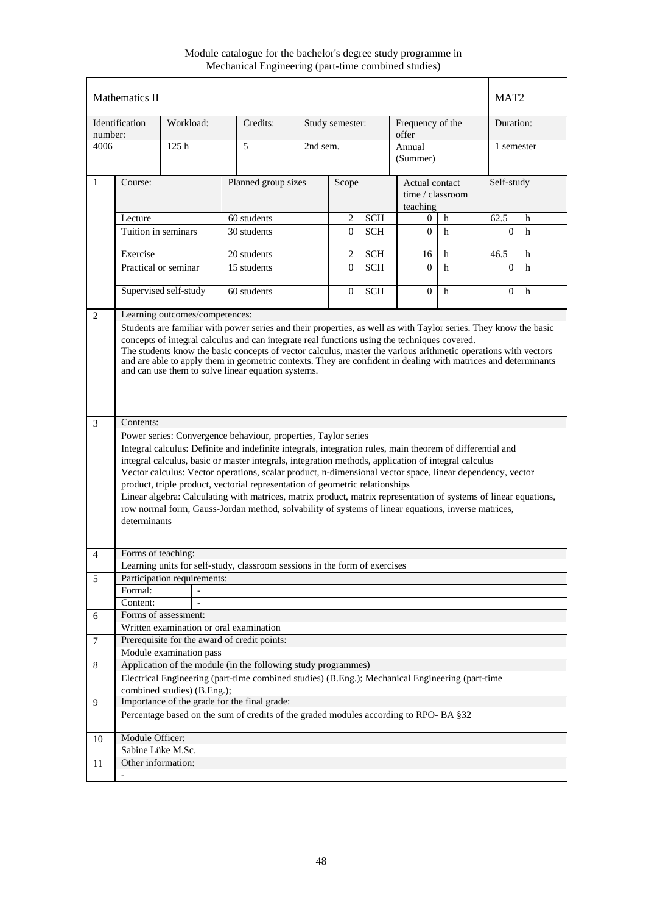Module catalogue for the bachelor's degree study programme in Mechanical Engineering (part-time combined studies)

| Mathematics II | | | | | | MAT2 |
|---|---|---|---|---|---|---|
| Identification number: | Workload: | Credits: | Study semester: | Frequency of the offer | | Duration: |
| 4006 | 125 h | 5 | 2nd sem. | Annual (Summer) | | 1 semester |

| 1 | Course: | Planned group sizes | Scope | | Actual contact time / classroom teaching | | Self-study | |
|---|---|---|---|---|---|---|---|---|
| | Lecture | 60 students | 2 | SCH | 0 | h | 62.5 | h |
| | Tuition in seminars | 30 students | 0 | SCH | 0 | h | 0 | h |
| | Exercise | 20 students | 2 | SCH | 16 | h | 46.5 | h |
| | Practical or seminar | 15 students | 0 | SCH | 0 | h | 0 | h |
| | Supervised self-study | 60 students | 0 | SCH | 0 | h | 0 | h |

| | |
|---|---|
| 2 | **Learning outcomes/competences:**<br>Students are familiar with power series and their properties, as well as with Taylor series. They know the basic concepts of integral calculus and can integrate real functions using the techniques covered.<br>The students know the basic concepts of vector calculus, master the various arithmetic operations with vectors and are able to apply them in geometric contexts. They are confident in dealing with matrices and determinants and can use them to solve linear equation systems. |
| 3 | **Contents:**<br>Power series: Convergence behaviour, properties, Taylor series<br>Integral calculus: Definite and indefinite integrals, integration rules, main theorem of differential and integral calculus, basic or master integrals, integration methods, application of integral calculus<br>Vector calculus: Vector operations, scalar product, n-dimensional vector space, linear dependency, vector product, triple product, vectorial representation of geometric relationships<br>Linear algebra: Calculating with matrices, matrix product, matrix representation of systems of linear equations, row normal form, Gauss-Jordan method, solvability of systems of linear equations, inverse matrices, determinants |
| 4 | **Forms of teaching:**<br>Learning units for self-study, classroom sessions in the form of exercises |
| 5 | **Participation requirements:**<br>Formal: -<br>Content: - |
| 6 | **Forms of assessment:**<br>Written examination or oral examination |
| 7 | **Prerequisite for the award of credit points:**<br>Module examination pass |
| 8 | **Application of the module (in the following study programmes)**<br>Electrical Engineering (part-time combined studies) (B.Eng.); Mechanical Engineering (part-time combined studies) (B.Eng.); |
| 9 | **Importance of the grade for the final grade:**<br>Percentage based on the sum of credits of the graded modules according to RPO- BA §32 |
| 10 | **Module Officer:**<br>Sabine Lüke M.Sc. |
| 11 | **Other information:**<br>- |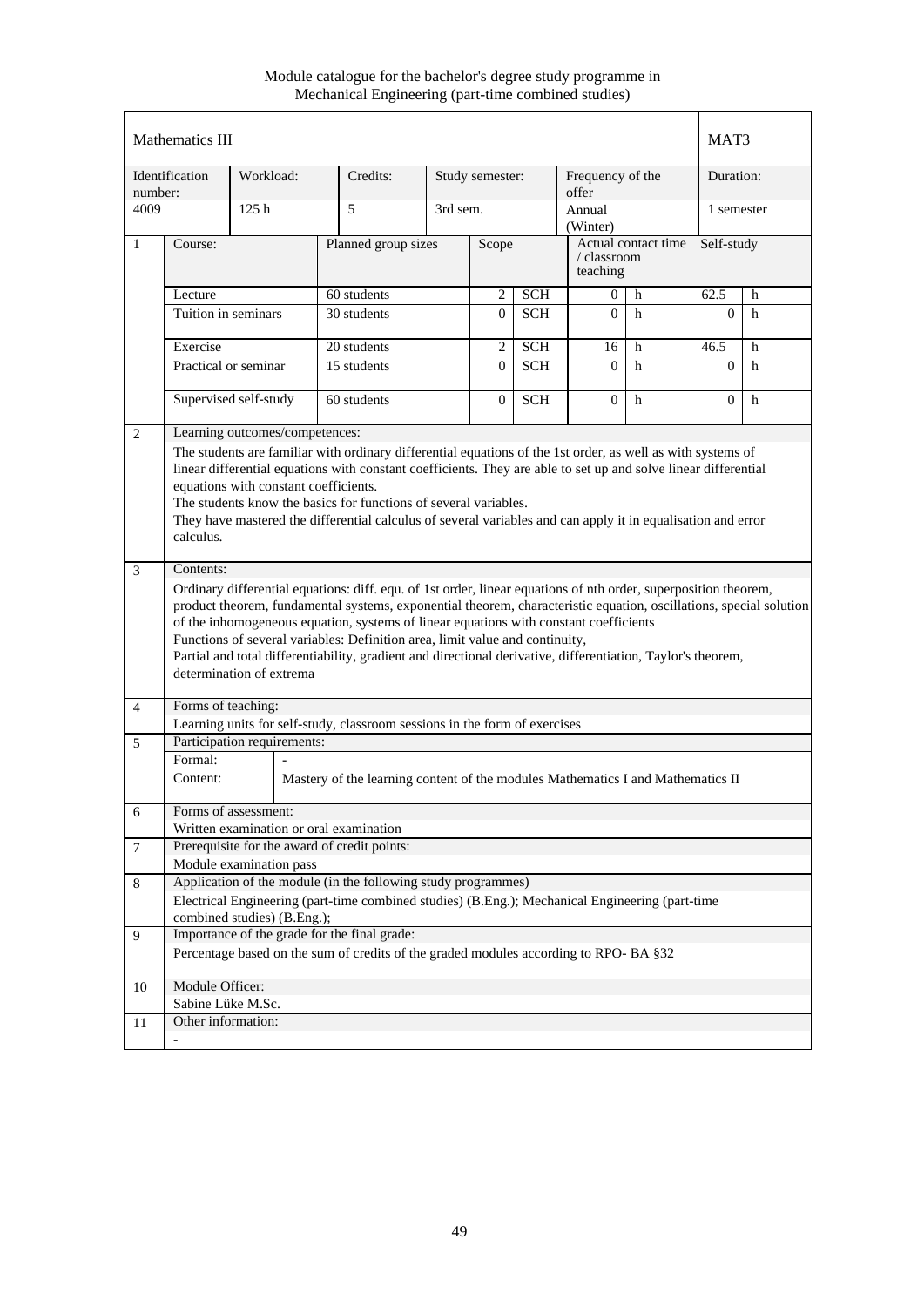Module catalogue for the bachelor's degree study programme in Mechanical Engineering (part-time combined studies)

| Mathematics III | | | | | | | | | | MAT3 | |
|---|---|---|---|---|---|---|---|---|---|---|---|
| Identification number: | | Workload: | Credits: | Study semester: | | | Frequency of the offer | | | Duration: | |
| 4009 | | 125 h | 5 | 3rd sem. | | | Annual (Winter) | | | 1 semester | |
| 1 | Course: | | Planned group sizes | | Scope | | Actual contact time / classroom teaching | | | Self-study | |
| | Lecture | | 60 students | | 2 | SCH | 0 | h | | 62.5 | h |
| | Tuition in seminars | | 30 students | | 0 | SCH | 0 | h | | 0 | h |
| | Exercise | | 20 students | | 2 | SCH | 16 | h | | 46.5 | h |
| | Practical or seminar | | 15 students | | 0 | SCH | 0 | h | | 0 | h |
| | Supervised self-study | | 60 students | | 0 | SCH | 0 | h | | 0 | h |

**2 Learning outcomes/competences:**

The students are familiar with ordinary differential equations of the 1st order, as well as with systems of linear differential equations with constant coefficients. They are able to set up and solve linear differential equations with constant coefficients.
The students know the basics for functions of several variables.
They have mastered the differential calculus of several variables and can apply it in equalisation and error calculus.

**3 Contents:**

Ordinary differential equations: diff. equ. of 1st order, linear equations of nth order, superposition theorem, product theorem, fundamental systems, exponential theorem, characteristic equation, oscillations, special solution of the inhomogeneous equation, systems of linear equations with constant coefficients
Functions of several variables: Definition area, limit value and continuity,
Partial and total differentiability, gradient and directional derivative, differentiation, Taylor's theorem, determination of extrema

**4 Forms of teaching:**

Learning units for self-study, classroom sessions in the form of exercises

**5 Participation requirements:**

| | |
|---|---|
| Formal: | - |
| Content: | Mastery of the learning content of the modules Mathematics I and Mathematics II |

**6 Forms of assessment:**

Written examination or oral examination

**7 Prerequisite for the award of credit points:**

Module examination pass

**8 Application of the module (in the following study programmes)**

Electrical Engineering (part-time combined studies) (B.Eng.); Mechanical Engineering (part-time combined studies) (B.Eng.);

**9 Importance of the grade for the final grade:**

Percentage based on the sum of credits of the graded modules according to RPO- BA §32

**10 Module Officer:**

Sabine Lüke M.Sc.

**11 Other information:**

-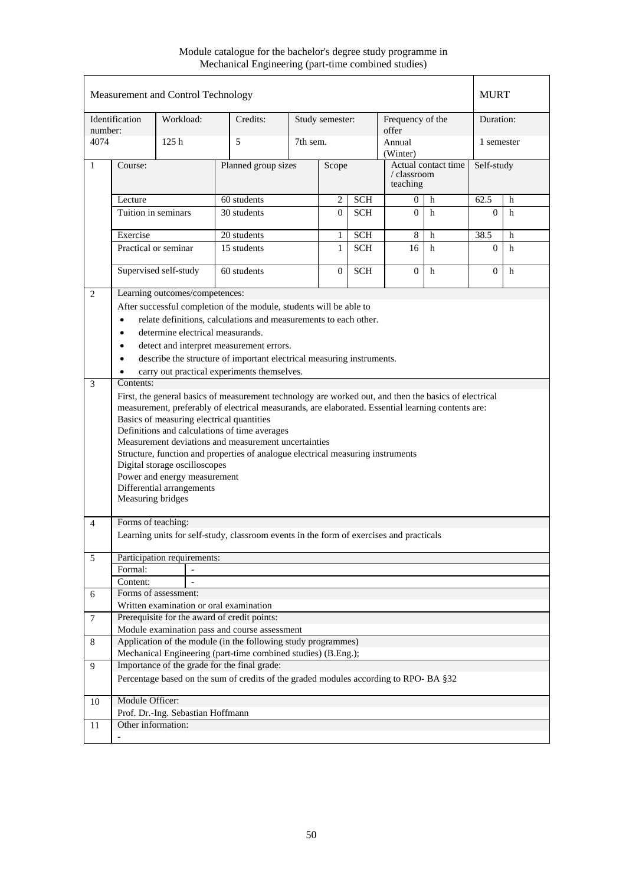Module catalogue for the bachelor's degree study programme in Mechanical Engineering (part-time combined studies)

| Measurement and Control Technology | | | | | | MURT |
|---|---|---|---|---|---|---|
| Identification number: | Workload: | Credits: | Study semester: | Frequency of the offer | | Duration: |
| 4074 | 125 h | 5 | 7th sem. | Annual (Winter) | | 1 semester |

| 1 | Course: | Planned group sizes | Scope | | Actual contact time / classroom teaching | | Self-study | |
|---|---|---|---|---|---|---|---|---|
| | Lecture | 60 students | 2 | SCH | 0 | h | 62.5 | h |
| | Tuition in seminars | 30 students | 0 | SCH | 0 | h | 0 | h |
| | Exercise | 20 students | 1 | SCH | 8 | h | 38.5 | h |
| | Practical or seminar | 15 students | 1 | SCH | 16 | h | 0 | h |
| | Supervised self-study | 60 students | 0 | SCH | 0 | h | 0 | h |

**2 Learning outcomes/competences:**

After successful completion of the module, students will be able to

- relate definitions, calculations and measurements to each other.
- determine electrical measurands.
- detect and interpret measurement errors.
- describe the structure of important electrical measuring instruments.
- carry out practical experiments themselves.

**3 Contents:**

First, the general basics of measurement technology are worked out, and then the basics of electrical measurement, preferably of electrical measurands, are elaborated. Essential learning contents are:

Basics of measuring electrical quantities
Definitions and calculations of time averages
Measurement deviations and measurement uncertainties
Structure, function and properties of analogue electrical measuring instruments
Digital storage oscilloscopes
Power and energy measurement
Differential arrangements
Measuring bridges

**4 Forms of teaching:**

Learning units for self-study, classroom events in the form of exercises and practicals

**5 Participation requirements:**

| | |
|---|---|
| Formal: | - |
| Content: | - |

**6 Forms of assessment:**

Written examination or oral examination

**7 Prerequisite for the award of credit points:**

Module examination pass and course assessment

**8 Application of the module (in the following study programmes)**

Mechanical Engineering (part-time combined studies) (B.Eng.);

**9 Importance of the grade for the final grade:**

Percentage based on the sum of credits of the graded modules according to RPO- BA §32

**10 Module Officer:**

Prof. Dr.-Ing. Sebastian Hoffmann

**11 Other information:**

-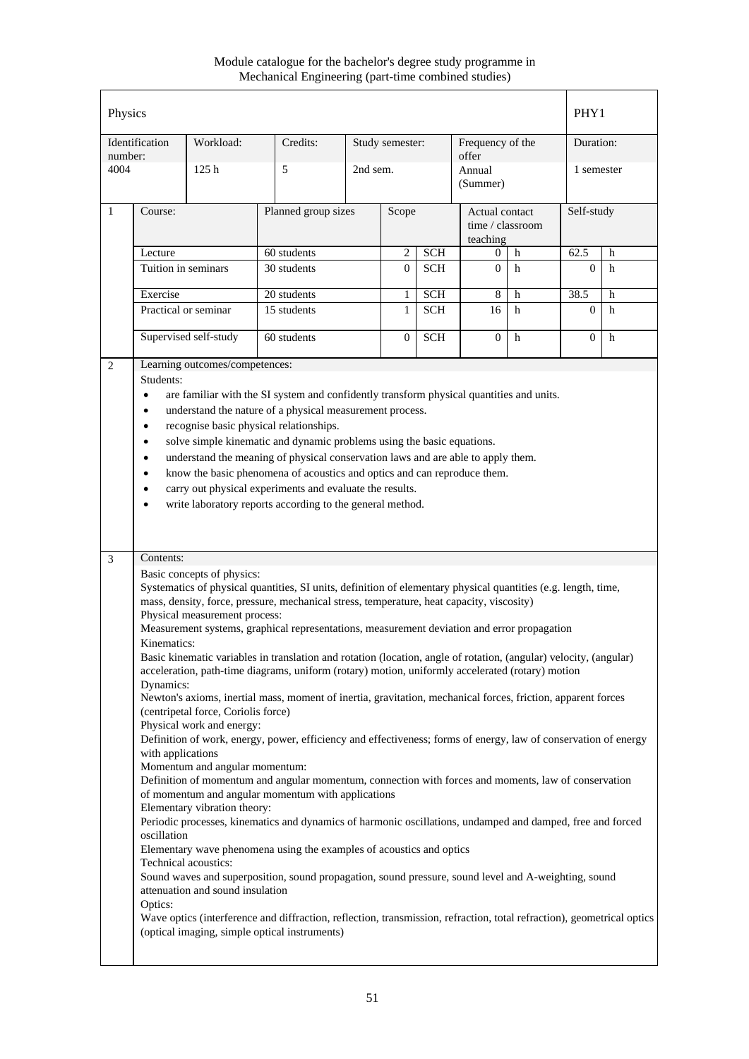Module catalogue for the bachelor's degree study programme in Mechanical Engineering (part-time combined studies)

| Physics | | | | | | PHY1 |
|---|---|---|---|---|---|---|
| Identification number: | Workload: | Credits: | Study semester: | Frequency of the offer | | Duration: |
| 4004 | 125 h | 5 | 2nd sem. | Annual (Summer) | | 1 semester |

| 1 | Course: | Planned group sizes | Scope | | Actual contact time / classroom teaching | | Self-study | |
|---|---|---|---|---|---|---|---|---|
| | Lecture | 60 students | 2 | SCH | 0 | h | 62.5 | h |
| | Tuition in seminars | 30 students | 0 | SCH | 0 | h | 0 | h |
| | Exercise | 20 students | 1 | SCH | 8 | h | 38.5 | h |
| | Practical or seminar | 15 students | 1 | SCH | 16 | h | 0 | h |
| | Supervised self-study | 60 students | 0 | SCH | 0 | h | 0 | h |

**2 Learning outcomes/competences:**

Students:

- are familiar with the SI system and confidently transform physical quantities and units.
- understand the nature of a physical measurement process.
- recognise basic physical relationships.
- solve simple kinematic and dynamic problems using the basic equations.
- understand the meaning of physical conservation laws and are able to apply them.
- know the basic phenomena of acoustics and optics and can reproduce them.
- carry out physical experiments and evaluate the results.
- write laboratory reports according to the general method.

**3 Contents:**

Basic concepts of physics:
Systematics of physical quantities, SI units, definition of elementary physical quantities (e.g. length, time, mass, density, force, pressure, mechanical stress, temperature, heat capacity, viscosity)
Physical measurement process:
Measurement systems, graphical representations, measurement deviation and error propagation
Kinematics:
Basic kinematic variables in translation and rotation (location, angle of rotation, (angular) velocity, (angular) acceleration, path-time diagrams, uniform (rotary) motion, uniformly accelerated (rotary) motion
Dynamics:
Newton's axioms, inertial mass, moment of inertia, gravitation, mechanical forces, friction, apparent forces (centripetal force, Coriolis force)
Physical work and energy:
Definition of work, energy, power, efficiency and effectiveness; forms of energy, law of conservation of energy with applications
Momentum and angular momentum:
Definition of momentum and angular momentum, connection with forces and moments, law of conservation of momentum and angular momentum with applications
Elementary vibration theory:
Periodic processes, kinematics and dynamics of harmonic oscillations, undamped and damped, free and forced oscillation
Elementary wave phenomena using the examples of acoustics and optics
Technical acoustics:
Sound waves and superposition, sound propagation, sound pressure, sound level and A-weighting, sound attenuation and sound insulation
Optics:
Wave optics (interference and diffraction, reflection, transmission, refraction, total refraction), geometrical optics (optical imaging, simple optical instruments)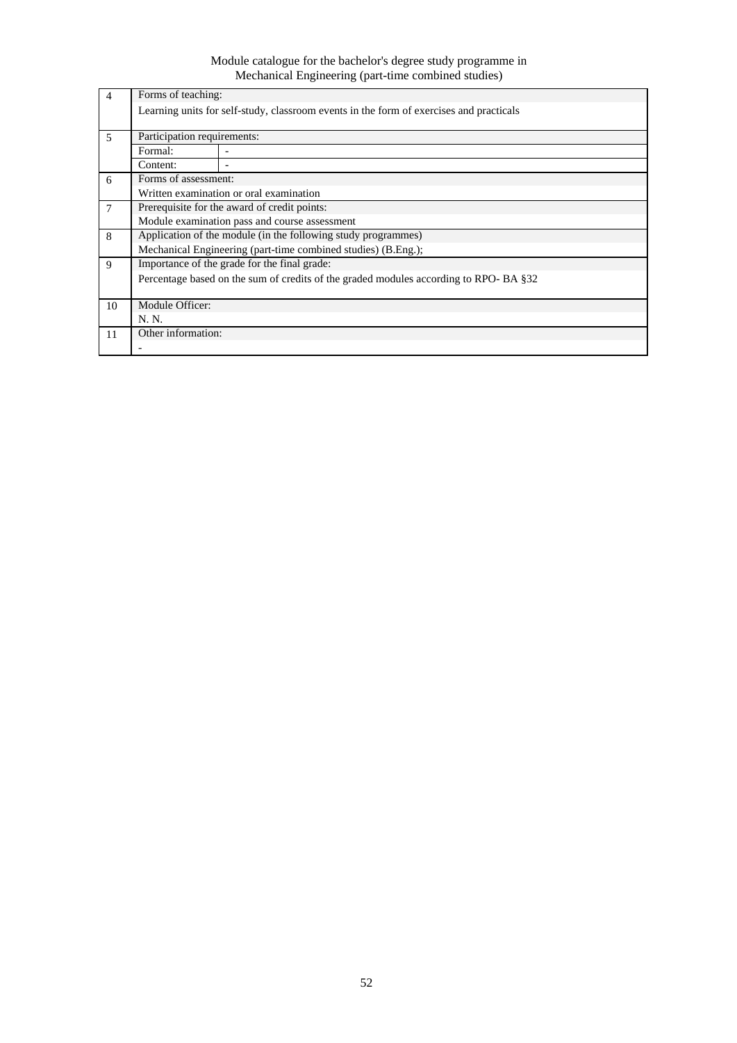| | | |
|---|---|---|
| 4 | Forms of teaching: | |
| | Learning units for self-study, classroom events in the form of exercises and practicals | |
| 5 | Participation requirements: | |
| | Formal: | - |
| | Content: | - |
| 6 | Forms of assessment: | |
| | Written examination or oral examination | |
| 7 | Prerequisite for the award of credit points: | |
| | Module examination pass and course assessment | |
| 8 | Application of the module (in the following study programmes) | |
| | Mechanical Engineering (part-time combined studies) (B.Eng.); | |
| 9 | Importance of the grade for the final grade: | |
| | Percentage based on the sum of credits of the graded modules according to RPO- BA §32 | |
| 10 | Module Officer: | |
| | N. N. | |
| 11 | Other information: | |
| | - | |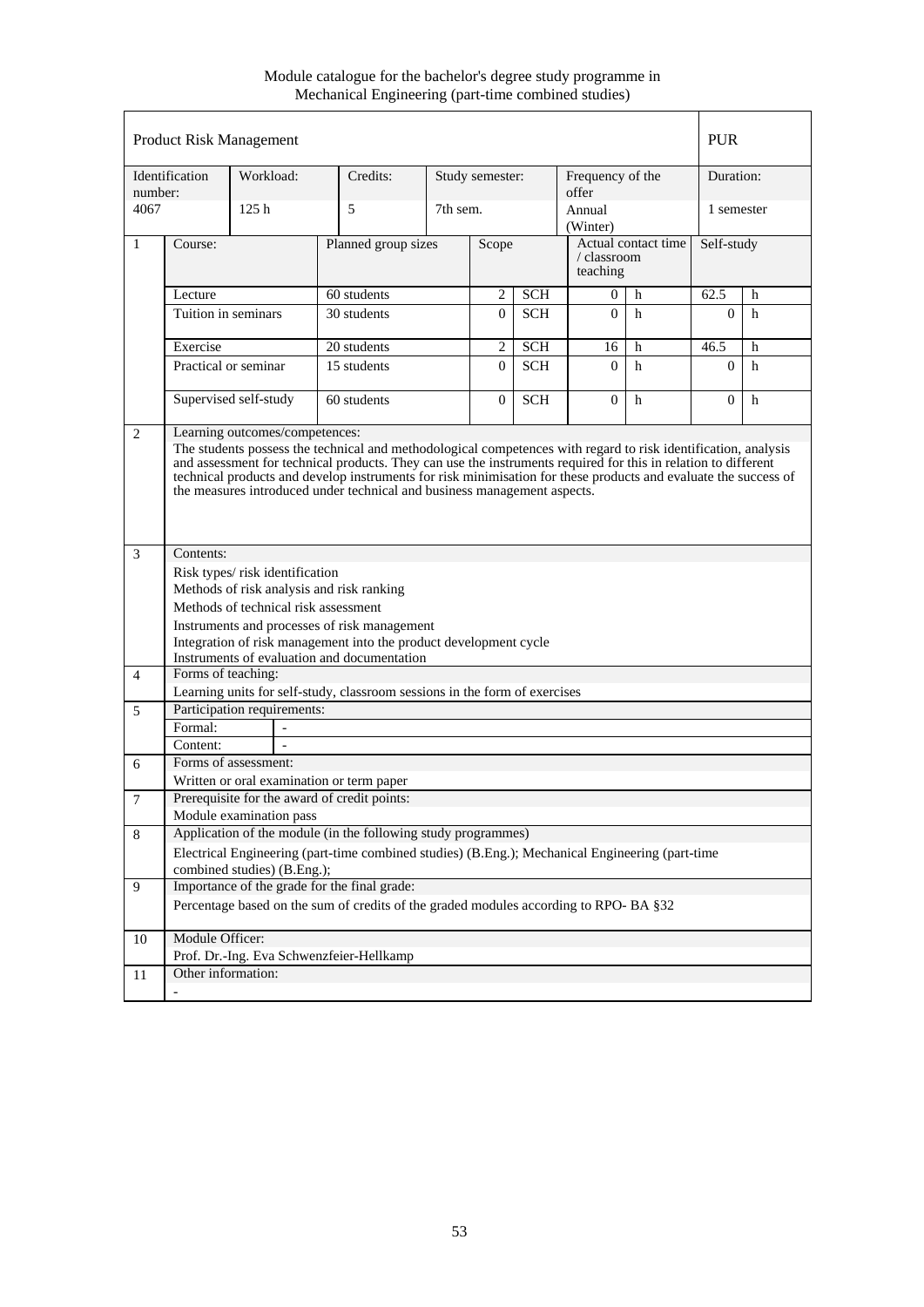Module catalogue for the bachelor's degree study programme in Mechanical Engineering (part-time combined studies)

| Product Risk Management | | | | | | PUR |
|---|---|---|---|---|---|---|
| Identification number: | Workload: | Credits: | Study semester: | Frequency of the offer | | Duration: |
| 4067 | 125 h | 5 | 7th sem. | Annual (Winter) | | 1 semester |

| 1 | Course: | Planned group sizes | Scope | | Actual contact time / classroom teaching | | Self-study | |
|---|---|---|---|---|---|---|---|---|
| | Lecture | 60 students | 2 | SCH | 0 | h | 62.5 | h |
| | Tuition in seminars | 30 students | 0 | SCH | 0 | h | 0 | h |
| | Exercise | 20 students | 2 | SCH | 16 | h | 46.5 | h |
| | Practical or seminar | 15 students | 0 | SCH | 0 | h | 0 | h |
| | Supervised self-study | 60 students | 0 | SCH | 0 | h | 0 | h |

**2 Learning outcomes/competences:**

The students possess the technical and methodological competences with regard to risk identification, analysis and assessment for technical products. They can use the instruments required for this in relation to different technical products and develop instruments for risk minimisation for these products and evaluate the success of the measures introduced under technical and business management aspects.

**3 Contents:**

Risk types/ risk identification
Methods of risk analysis and risk ranking
Methods of technical risk assessment
Instruments and processes of risk management
Integration of risk management into the product development cycle
Instruments of evaluation and documentation

**4 Forms of teaching:**

Learning units for self-study, classroom sessions in the form of exercises

**5 Participation requirements:**

Formal: -
Content: -

**6 Forms of assessment:**

Written or oral examination or term paper

**7 Prerequisite for the award of credit points:**

Module examination pass

**8 Application of the module (in the following study programmes)**

Electrical Engineering (part-time combined studies) (B.Eng.); Mechanical Engineering (part-time combined studies) (B.Eng.);

**9 Importance of the grade for the final grade:**

Percentage based on the sum of credits of the graded modules according to RPO- BA §32

**10 Module Officer:**

Prof. Dr.-Ing. Eva Schwenzfeier-Hellkamp

**11 Other information:**

-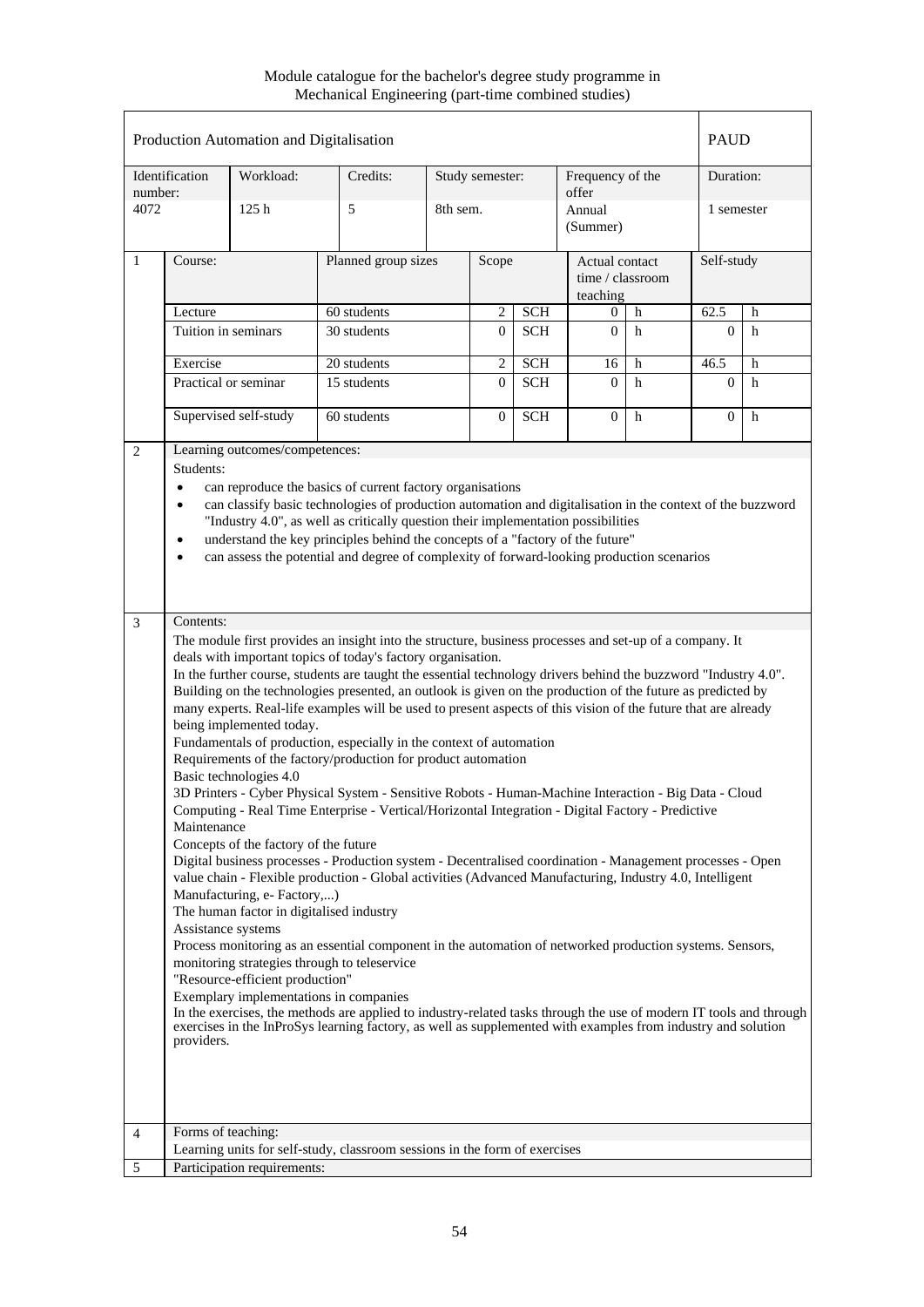Module catalogue for the bachelor's degree study programme in Mechanical Engineering (part-time combined studies)

| Production Automation and Digitalisation | | | | | | PAUD |
|---|---|---|---|---|---|---|
| Identification number: | Workload: | Credits: | Study semester: | Frequency of the offer | | Duration: |
| 4072 | 125 h | 5 | 8th sem. | Annual (Summer) | | 1 semester |

| 1 | Course: | Planned group sizes | Scope | | Actual contact time / classroom teaching | | Self-study | |
|---|---|---|---|---|---|---|---|---|
| | Lecture | 60 students | 2 | SCH | 0 | h | 62.5 | h |
| | Tuition in seminars | 30 students | 0 | SCH | 0 | h | 0 | h |
| | Exercise | 20 students | 2 | SCH | 16 | h | 46.5 | h |
| | Practical or seminar | 15 students | 0 | SCH | 0 | h | 0 | h |
| | Supervised self-study | 60 students | 0 | SCH | 0 | h | 0 | h |

**2 Learning outcomes/competences:**

Students:

- can reproduce the basics of current factory organisations
- can classify basic technologies of production automation and digitalisation in the context of the buzzword "Industry 4.0", as well as critically question their implementation possibilities
- understand the key principles behind the concepts of a "factory of the future"
- can assess the potential and degree of complexity of forward-looking production scenarios

**3 Contents:**

The module first provides an insight into the structure, business processes and set-up of a company. It deals with important topics of today's factory organisation.

In the further course, students are taught the essential technology drivers behind the buzzword "Industry 4.0". Building on the technologies presented, an outlook is given on the production of the future as predicted by many experts. Real-life examples will be used to present aspects of this vision of the future that are already being implemented today.

Fundamentals of production, especially in the context of automation

Requirements of the factory/production for product automation

Basic technologies 4.0

3D Printers - Cyber Physical System - Sensitive Robots - Human-Machine Interaction - Big Data - Cloud Computing - Real Time Enterprise - Vertical/Horizontal Integration - Digital Factory - Predictive Maintenance

Concepts of the factory of the future

Digital business processes - Production system - Decentralised coordination - Management processes - Open value chain - Flexible production - Global activities (Advanced Manufacturing, Industry 4.0, Intelligent Manufacturing, e- Factory,...)

The human factor in digitalised industry

Assistance systems

Process monitoring as an essential component in the automation of networked production systems. Sensors, monitoring strategies through to teleservice

"Resource-efficient production"

Exemplary implementations in companies

In the exercises, the methods are applied to industry-related tasks through the use of modern IT tools and through exercises in the InProSys learning factory, as well as supplemented with examples from industry and solution providers.

**4 Forms of teaching:**

Learning units for self-study, classroom sessions in the form of exercises

**5 Participation requirements:**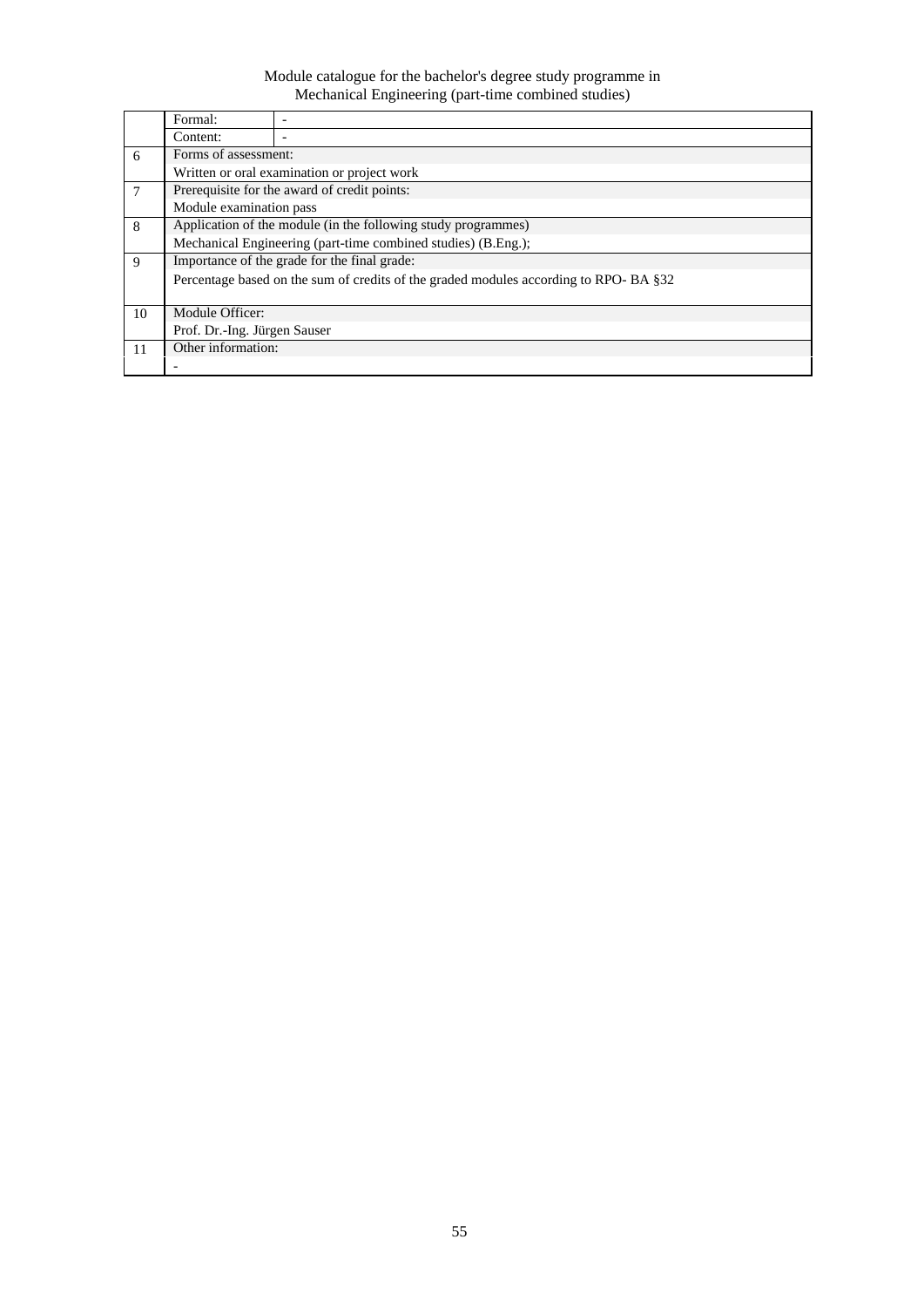| | | |
|---|---|---|
| | Formal: | - |
| | Content: | - |
| 6 | Forms of assessment: | |
| | Written or oral examination or project work | |
| 7 | Prerequisite for the award of credit points: | |
| | Module examination pass | |
| 8 | Application of the module (in the following study programmes) | |
| | Mechanical Engineering (part-time combined studies) (B.Eng.); | |
| 9 | Importance of the grade for the final grade: | |
| | Percentage based on the sum of credits of the graded modules according to RPO- BA §32 | |
| 10 | Module Officer: | |
| | Prof. Dr.-Ing. Jürgen Sauser | |
| 11 | Other information: | |
| | - | |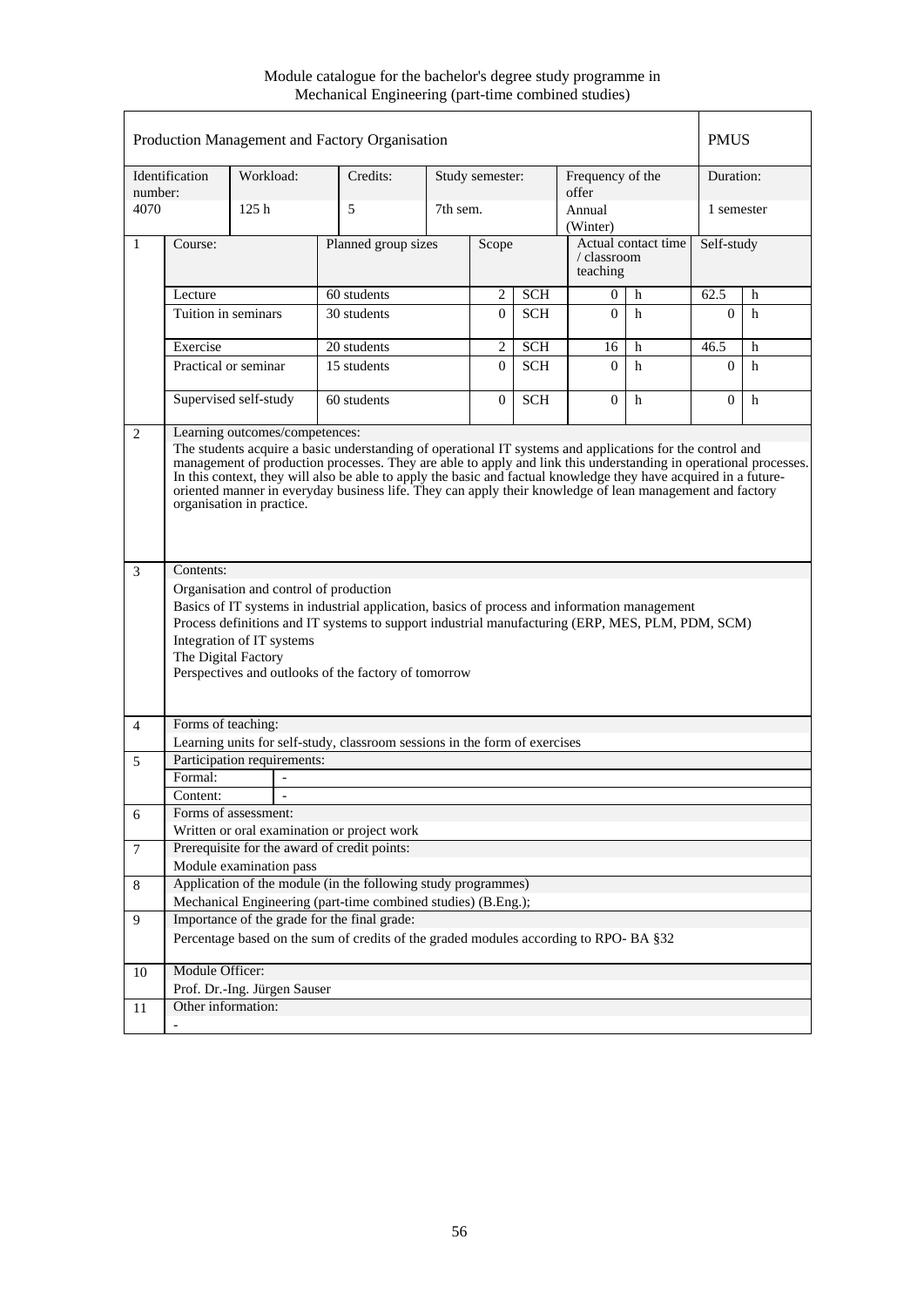Module catalogue for the bachelor's degree study programme in Mechanical Engineering (part-time combined studies)

| Production Management and Factory Organisation | | | | | | PMUS |
|---|---|---|---|---|---|---|
| Identification number: | Workload: | Credits: | Study semester: | Frequency of the offer | | Duration: |
| 4070 | 125 h | 5 | 7th sem. | Annual (Winter) | | 1 semester |

| | Course: | Planned group sizes | Scope | | Actual contact time / classroom teaching | | Self-study | |
|---|---|---|---|---|---|---|---|---|
| 1 | Lecture | 60 students | 2 | SCH | 0 | h | 62.5 | h |
| | Tuition in seminars | 30 students | 0 | SCH | 0 | h | 0 | h |
| | Exercise | 20 students | 2 | SCH | 16 | h | 46.5 | h |
| | Practical or seminar | 15 students | 0 | SCH | 0 | h | 0 | h |
| | Supervised self-study | 60 students | 0 | SCH | 0 | h | 0 | h |

| | |
|---|---|
| 2 | Learning outcomes/competences:<br>The students acquire a basic understanding of operational IT systems and applications for the control and management of production processes. They are able to apply and link this understanding in operational processes. In this context, they will also be able to apply the basic and factual knowledge they have acquired in a future-oriented manner in everyday business life. They can apply their knowledge of lean management and factory organisation in practice. |
| 3 | Contents:<br>Organisation and control of production<br>Basics of IT systems in industrial application, basics of process and information management<br>Process definitions and IT systems to support industrial manufacturing (ERP, MES, PLM, PDM, SCM)<br>Integration of IT systems<br>The Digital Factory<br>Perspectives and outlooks of the factory of tomorrow |
| 4 | Forms of teaching:<br>Learning units for self-study, classroom sessions in the form of exercises |
| 5 | Participation requirements:<br>Formal: -<br>Content: - |
| 6 | Forms of assessment:<br>Written or oral examination or project work |
| 7 | Prerequisite for the award of credit points:<br>Module examination pass |
| 8 | Application of the module (in the following study programmes)<br>Mechanical Engineering (part-time combined studies) (B.Eng.); |
| 9 | Importance of the grade for the final grade:<br>Percentage based on the sum of credits of the graded modules according to RPO- BA §32 |
| 10 | Module Officer:<br>Prof. Dr.-Ing. Jürgen Sauser |
| 11 | Other information:<br>- |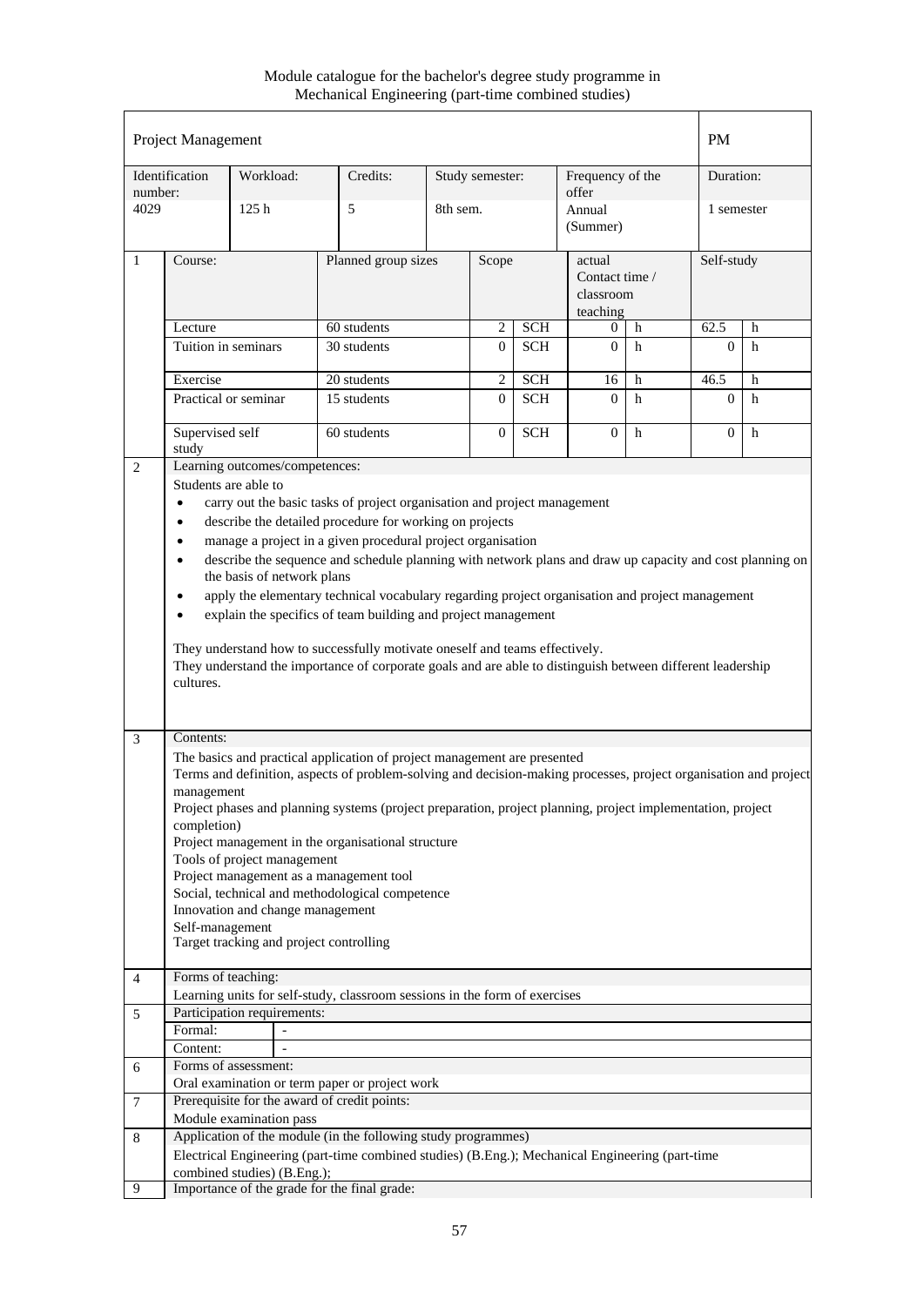Module catalogue for the bachelor's degree study programme in Mechanical Engineering (part-time combined studies)

| Project Management | | | | | | PM |
|---|---|---|---|---|---|---|
| Identification number: | Workload: | Credits: | Study semester: | Frequency of the offer | | Duration: |
| 4029 | 125 h | 5 | 8th sem. | Annual (Summer) | | 1 semester |

| | Course: | Planned group sizes | Scope | | actual Contact time / classroom teaching | | Self-study | |
|---|---|---|---|---|---|---|---|---|
| 1 | Lecture | 60 students | 2 | SCH | 0 | h | 62.5 | h |
| | Tuition in seminars | 30 students | 0 | SCH | 0 | h | 0 | h |
| | Exercise | 20 students | 2 | SCH | 16 | h | 46.5 | h |
| | Practical or seminar | 15 students | 0 | SCH | 0 | h | 0 | h |
| | Supervised self study | 60 students | 0 | SCH | 0 | h | 0 | h |

**2 Learning outcomes/competences:**

Students are able to

- carry out the basic tasks of project organisation and project management
- describe the detailed procedure for working on projects
- manage a project in a given procedural project organisation
- describe the sequence and schedule planning with network plans and draw up capacity and cost planning on the basis of network plans
- apply the elementary technical vocabulary regarding project organisation and project management
- explain the specifics of team building and project management

They understand how to successfully motivate oneself and teams effectively.
They understand the importance of corporate goals and are able to distinguish between different leadership cultures.

**3 Contents:**

The basics and practical application of project management are presented
Terms and definition, aspects of problem-solving and decision-making processes, project organisation and project management
Project phases and planning systems (project preparation, project planning, project implementation, project completion)
Project management in the organisational structure
Tools of project management
Project management as a management tool
Social, technical and methodological competence
Innovation and change management
Self-management
Target tracking and project controlling

**4 Forms of teaching:**

Learning units for self-study, classroom sessions in the form of exercises

**5 Participation requirements:**

| | |
|---|---|
| Formal: | - |
| Content: | - |

**6 Forms of assessment:**

Oral examination or term paper or project work

**7 Prerequisite for the award of credit points:**

Module examination pass

**8 Application of the module (in the following study programmes)**

Electrical Engineering (part-time combined studies) (B.Eng.); Mechanical Engineering (part-time combined studies) (B.Eng.);

**9 Importance of the grade for the final grade:**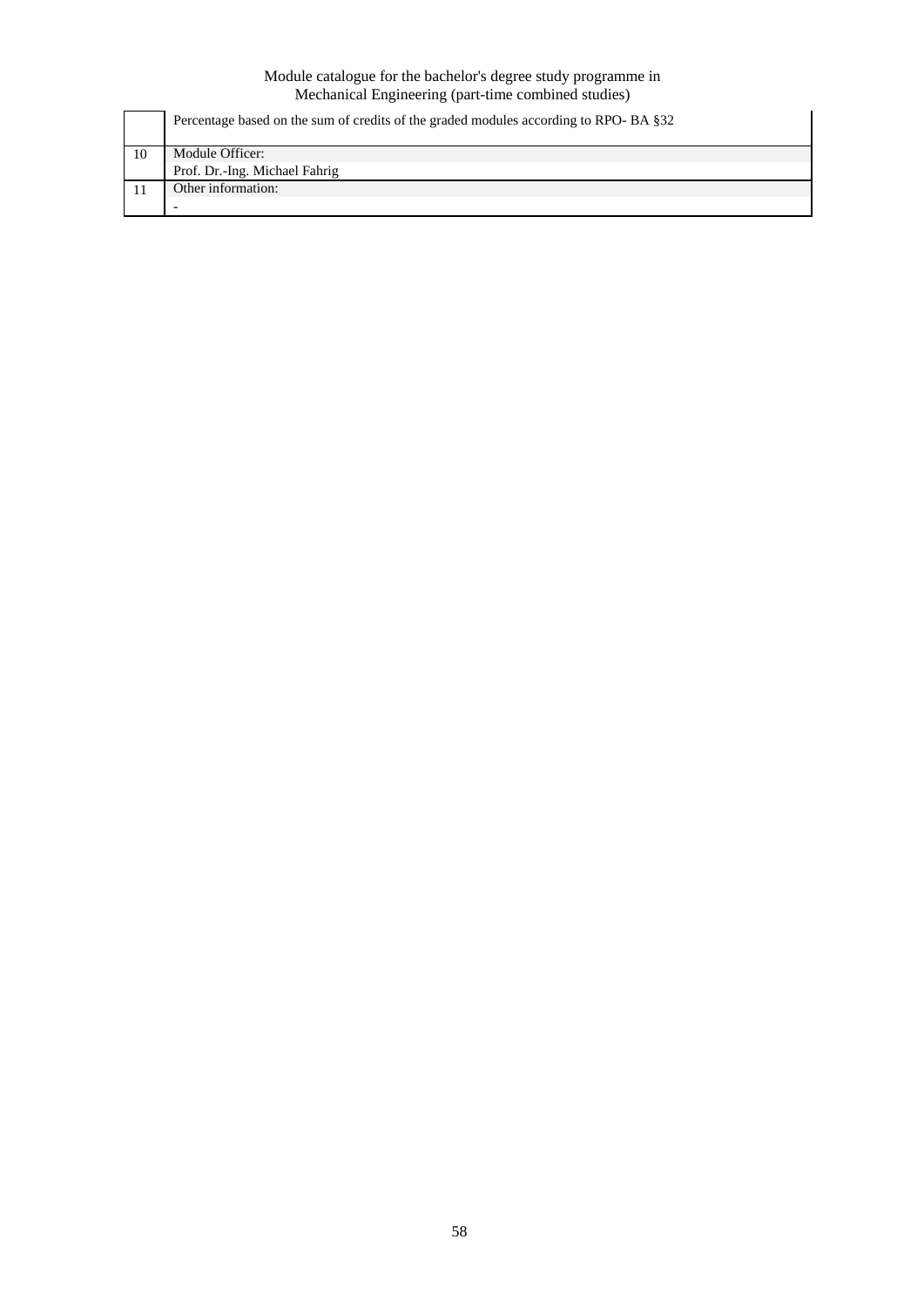| | |
|---|---|
| | Percentage based on the sum of credits of the graded modules according to RPO- BA §32 |
| 10 | Module Officer:<br>Prof. Dr.-Ing. Michael Fahrig |
| 11 | Other information:<br>- |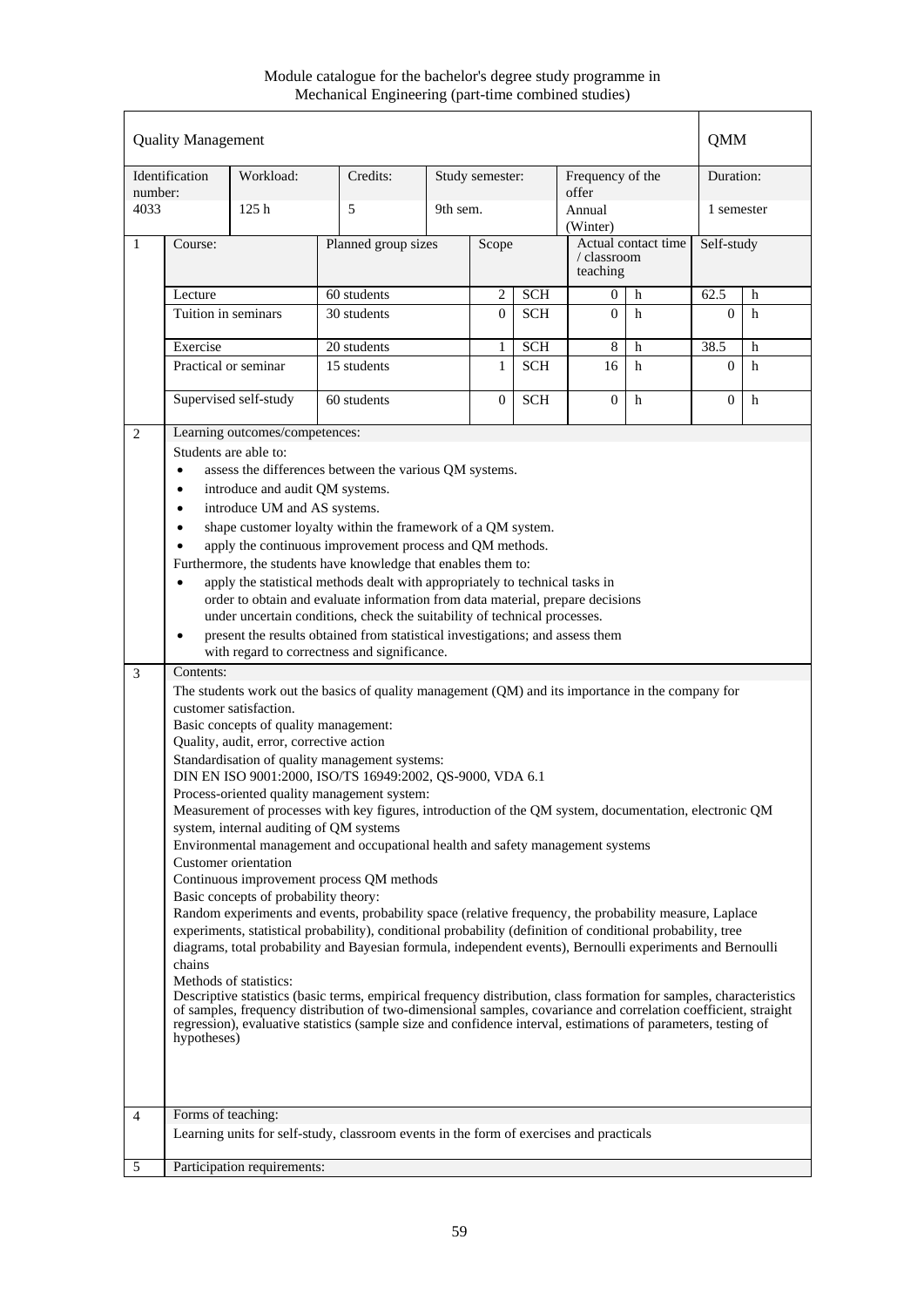Module catalogue for the bachelor's degree study programme in Mechanical Engineering (part-time combined studies)

| Quality Management | | | | | | QMM |
|---|---|---|---|---|---|---|
| Identification number: | Workload: | Credits: | Study semester: | Frequency of the offer | | Duration: |
| 4033 | 125 h | 5 | 9th sem. | Annual (Winter) | | 1 semester |

| 1 | Course: | Planned group sizes | Scope | | Actual contact time / classroom teaching | | Self-study | |
|---|---|---|---|---|---|---|---|---|
| | Lecture | 60 students | 2 | SCH | 0 | h | 62.5 | h |
| | Tuition in seminars | 30 students | 0 | SCH | 0 | h | 0 | h |
| | Exercise | 20 students | 1 | SCH | 8 | h | 38.5 | h |
| | Practical or seminar | 15 students | 1 | SCH | 16 | h | 0 | h |
| | Supervised self-study | 60 students | 0 | SCH | 0 | h | 0 | h |

**2 Learning outcomes/competences:**

Students are able to:

- assess the differences between the various QM systems.
- introduce and audit QM systems.
- introduce UM and AS systems.
- shape customer loyalty within the framework of a QM system.
- apply the continuous improvement process and QM methods.

Furthermore, the students have knowledge that enables them to:

- apply the statistical methods dealt with appropriately to technical tasks in order to obtain and evaluate information from data material, prepare decisions under uncertain conditions, check the suitability of technical processes.
- present the results obtained from statistical investigations; and assess them with regard to correctness and significance.

**3 Contents:**

The students work out the basics of quality management (QM) and its importance in the company for customer satisfaction.

Basic concepts of quality management:
Quality, audit, error, corrective action

Standardisation of quality management systems:
DIN EN ISO 9001:2000, ISO/TS 16949:2002, QS-9000, VDA 6.1

Process-oriented quality management system:
Measurement of processes with key figures, introduction of the QM system, documentation, electronic QM system, internal auditing of QM systems

Environmental management and occupational health and safety management systems

Customer orientation

Continuous improvement process QM methods

Basic concepts of probability theory:
Random experiments and events, probability space (relative frequency, the probability measure, Laplace experiments, statistical probability), conditional probability (definition of conditional probability, tree diagrams, total probability and Bayesian formula, independent events), Bernoulli experiments and Bernoulli chains

Methods of statistics:
Descriptive statistics (basic terms, empirical frequency distribution, class formation for samples, characteristics of samples, frequency distribution of two-dimensional samples, covariance and correlation coefficient, straight regression), evaluative statistics (sample size and confidence interval, estimations of parameters, testing of hypotheses)

**4 Forms of teaching:**

Learning units for self-study, classroom events in the form of exercises and practicals

**5 Participation requirements:**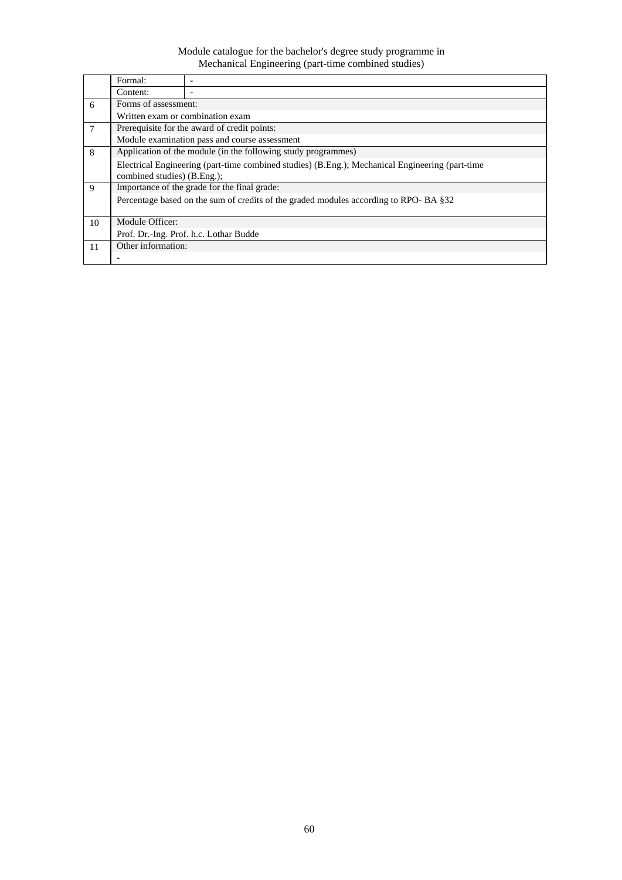| | | |
|---|---|---|
| | Formal: | - |
| | Content: | - |
| 6 | Forms of assessment: | |
| | Written exam or combination exam | |
| 7 | Prerequisite for the award of credit points: | |
| | Module examination pass and course assessment | |
| 8 | Application of the module (in the following study programmes) | |
| | Electrical Engineering (part-time combined studies) (B.Eng.); Mechanical Engineering (part-time combined studies) (B.Eng.); | |
| 9 | Importance of the grade for the final grade: | |
| | Percentage based on the sum of credits of the graded modules according to RPO- BA §32 | |
| 10 | Module Officer: | |
| | Prof. Dr.-Ing. Prof. h.c. Lothar Budde | |
| 11 | Other information: | |
| | - | |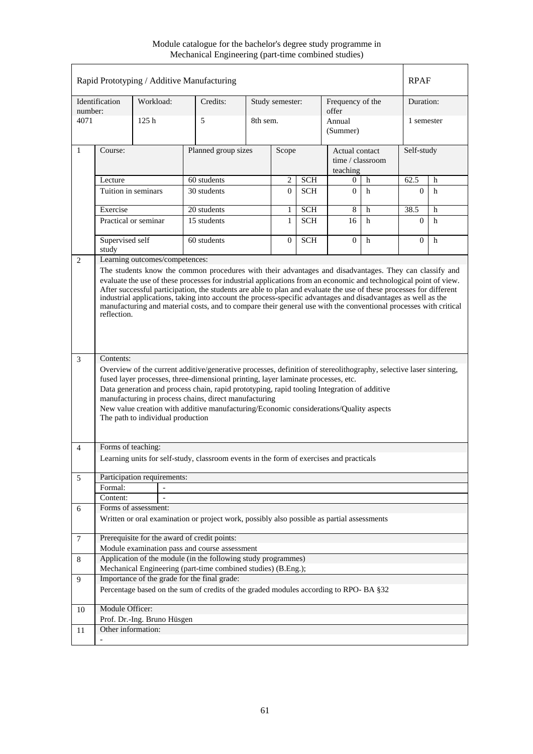Module catalogue for the bachelor's degree study programme in Mechanical Engineering (part-time combined studies)

## Rapid Prototyping / Additive Manufacturing — RPAF

| Identification number: | Workload: | Credits: | Study semester: | Frequency of the offer | Duration: |
|---|---|---|---|---|---|
| 4071 | 125 h | 5 | 8th sem. | Annual (Summer) | 1 semester |

**1**

| Course: | Planned group sizes | Scope | | Actual contact time / classroom teaching | | Self-study | |
|---|---|---|---|---|---|---|---|
| Lecture | 60 students | 2 | SCH | 0 | h | 62.5 | h |
| Tuition in seminars | 30 students | 0 | SCH | 0 | h | 0 | h |
| Exercise | 20 students | 1 | SCH | 8 | h | 38.5 | h |
| Practical or seminar | 15 students | 1 | SCH | 16 | h | 0 | h |
| Supervised self study | 60 students | 0 | SCH | 0 | h | 0 | h |

**2 Learning outcomes/competences:**

The students know the common procedures with their advantages and disadvantages. They can classify and evaluate the use of these processes for industrial applications from an economic and technological point of view. After successful participation, the students are able to plan and evaluate the use of these processes for different industrial applications, taking into account the process-specific advantages and disadvantages as well as the manufacturing and material costs, and to compare their general use with the conventional processes with critical reflection.

**3 Contents:**

Overview of the current additive/generative processes, definition of stereolithography, selective laser sintering, fused layer processes, three-dimensional printing, layer laminate processes, etc.
Data generation and process chain, rapid prototyping, rapid tooling Integration of additive manufacturing in process chains, direct manufacturing
New value creation with additive manufacturing/Economic considerations/Quality aspects
The path to individual production

**4 Forms of teaching:**

Learning units for self-study, classroom events in the form of exercises and practicals

**5 Participation requirements:**

Formal: -
Content: -

**6 Forms of assessment:**

Written or oral examination or project work, possibly also possible as partial assessments

**7 Prerequisite for the award of credit points:**

Module examination pass and course assessment

**8 Application of the module (in the following study programmes)**

Mechanical Engineering (part-time combined studies) (B.Eng.);

**9 Importance of the grade for the final grade:**

Percentage based on the sum of credits of the graded modules according to RPO- BA §32

**10 Module Officer:**

Prof. Dr.-Ing. Bruno Hüsgen

**11 Other information:**

-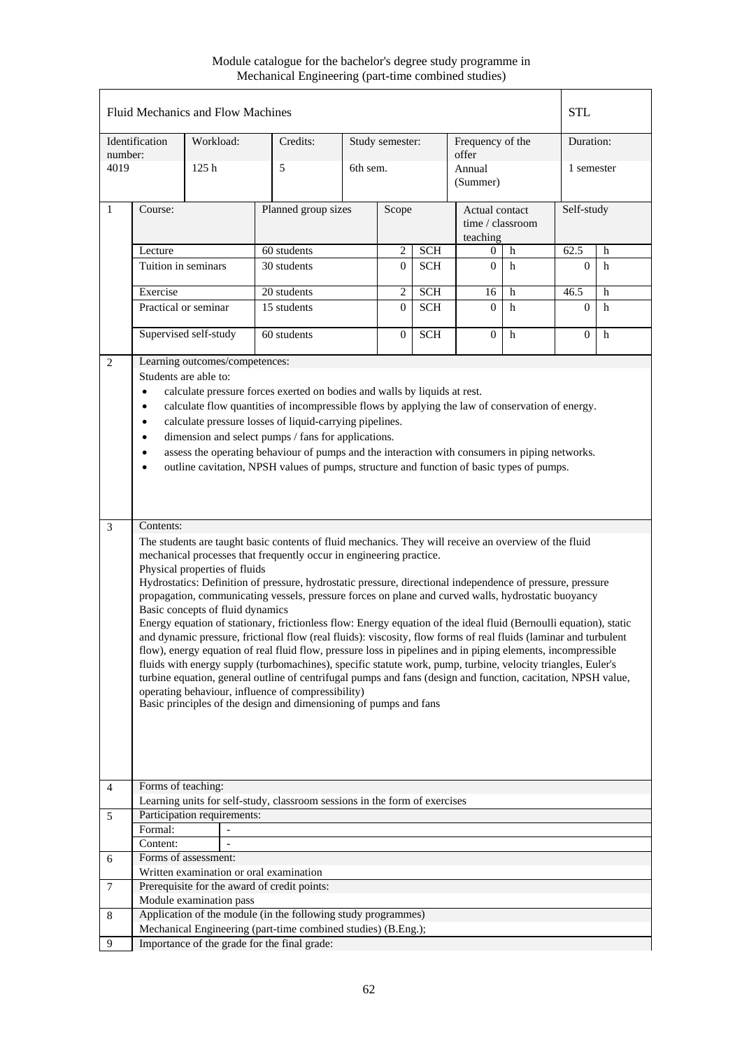Module catalogue for the bachelor's degree study programme in Mechanical Engineering (part-time combined studies)

| Fluid Mechanics and Flow Machines | | | | | | STL |
|---|---|---|---|---|---|---|
| Identification number: | Workload: | Credits: | Study semester: | Frequency of the offer | | Duration: |
| 4019 | 125 h | 5 | 6th sem. | Annual (Summer) | | 1 semester |

| 1 | Course: | Planned group sizes | Scope | | Actual contact time / classroom teaching | | Self-study | |
|---|---|---|---|---|---|---|---|---|
| | Lecture | 60 students | 2 | SCH | 0 | h | 62.5 | h |
| | Tuition in seminars | 30 students | 0 | SCH | 0 | h | 0 | h |
| | Exercise | 20 students | 2 | SCH | 16 | h | 46.5 | h |
| | Practical or seminar | 15 students | 0 | SCH | 0 | h | 0 | h |
| | Supervised self-study | 60 students | 0 | SCH | 0 | h | 0 | h |

**2 Learning outcomes/competences:**

Students are able to:

- calculate pressure forces exerted on bodies and walls by liquids at rest.
- calculate flow quantities of incompressible flows by applying the law of conservation of energy.
- calculate pressure losses of liquid-carrying pipelines.
- dimension and select pumps / fans for applications.
- assess the operating behaviour of pumps and the interaction with consumers in piping networks.
- outline cavitation, NPSH values of pumps, structure and function of basic types of pumps.

**3 Contents:**

The students are taught basic contents of fluid mechanics. They will receive an overview of the fluid mechanical processes that frequently occur in engineering practice.

Physical properties of fluids

Hydrostatics: Definition of pressure, hydrostatic pressure, directional independence of pressure, pressure propagation, communicating vessels, pressure forces on plane and curved walls, hydrostatic buoyancy

Basic concepts of fluid dynamics

Energy equation of stationary, frictionless flow: Energy equation of the ideal fluid (Bernoulli equation), static and dynamic pressure, frictional flow (real fluids): viscosity, flow forms of real fluids (laminar and turbulent flow), energy equation of real fluid flow, pressure loss in pipelines and in piping elements, incompressible fluids with energy supply (turbomachines), specific statute work, pump, turbine, velocity triangles, Euler's turbine equation, general outline of centrifugal pumps and fans (design and function, cacitation, NPSH value, operating behaviour, influence of compressibility)

Basic principles of the design and dimensioning of pumps and fans

**4 Forms of teaching:**

Learning units for self-study, classroom sessions in the form of exercises

**5 Participation requirements:**

| | |
|---|---|
| Formal: | - |
| Content: | - |

**6 Forms of assessment:**

Written examination or oral examination

**7 Prerequisite for the award of credit points:**

Module examination pass

**8 Application of the module (in the following study programmes)**

Mechanical Engineering (part-time combined studies) (B.Eng.);

**9 Importance of the grade for the final grade:**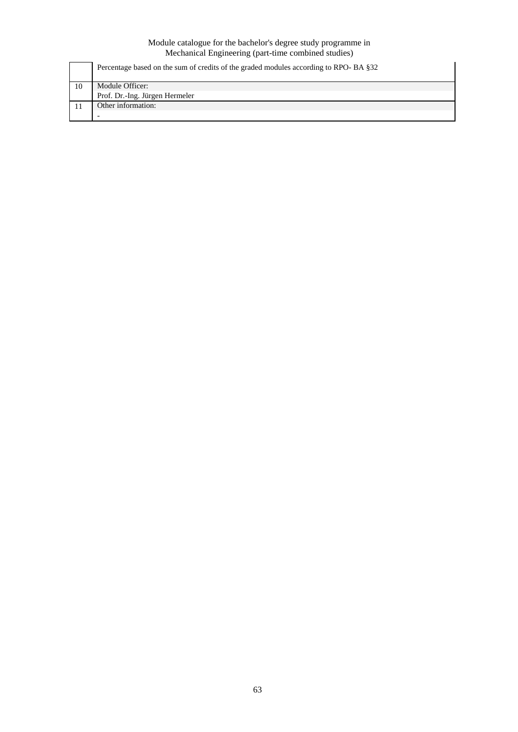|  |  |
| --- | --- |
|  | Percentage based on the sum of credits of the graded modules according to RPO- BA §32 |
| 10 | Module Officer:<br>Prof. Dr.-Ing. Jürgen Hermeler |
| 11 | Other information:<br>- |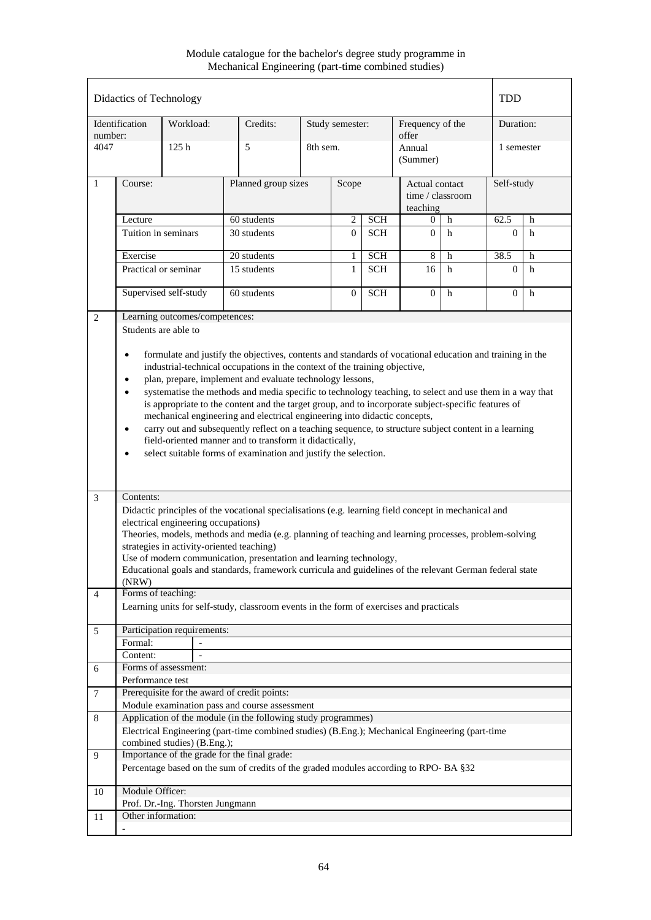Module catalogue for the bachelor's degree study programme in Mechanical Engineering (part-time combined studies)

## Didactics of Technology — TDD

| Identification number: | Workload: | Credits: | Study semester: | Frequency of the offer | Duration: |
|---|---|---|---|---|---|
| 4047 | 125 h | 5 | 8th sem. | Annual (Summer) | 1 semester |

**1**

| Course: | Planned group sizes | Scope | | Actual contact time / classroom teaching | | Self-study | |
|---|---|---|---|---|---|---|---|
| Lecture | 60 students | 2 | SCH | 0 | h | 62.5 | h |
| Tuition in seminars | 30 students | 0 | SCH | 0 | h | 0 | h |
| Exercise | 20 students | 1 | SCH | 8 | h | 38.5 | h |
| Practical or seminar | 15 students | 1 | SCH | 16 | h | 0 | h |
| Supervised self-study | 60 students | 0 | SCH | 0 | h | 0 | h |

**2 Learning outcomes/competences:**

Students are able to

- formulate and justify the objectives, contents and standards of vocational education and training in the industrial-technical occupations in the context of the training objective,
- plan, prepare, implement and evaluate technology lessons,
- systematise the methods and media specific to technology teaching, to select and use them in a way that is appropriate to the content and the target group, and to incorporate subject-specific features of mechanical engineering and electrical engineering into didactic concepts,
- carry out and subsequently reflect on a teaching sequence, to structure subject content in a learning field-oriented manner and to transform it didactically,
- select suitable forms of examination and justify the selection.

**3 Contents:**

Didactic principles of the vocational specialisations (e.g. learning field concept in mechanical and electrical engineering occupations)
Theories, models, methods and media (e.g. planning of teaching and learning processes, problem-solving strategies in activity-oriented teaching)
Use of modern communication, presentation and learning technology,
Educational goals and standards, framework curricula and guidelines of the relevant German federal state (NRW)

**4 Forms of teaching:**

Learning units for self-study, classroom events in the form of exercises and practicals

**5 Participation requirements:**

Formal: -
Content: -

**6 Forms of assessment:**

Performance test

**7 Prerequisite for the award of credit points:**

Module examination pass and course assessment

**8 Application of the module (in the following study programmes)**

Electrical Engineering (part-time combined studies) (B.Eng.); Mechanical Engineering (part-time combined studies) (B.Eng.);

**9 Importance of the grade for the final grade:**

Percentage based on the sum of credits of the graded modules according to RPO- BA §32

**10 Module Officer:**

Prof. Dr.-Ing. Thorsten Jungmann

**11 Other information:**

-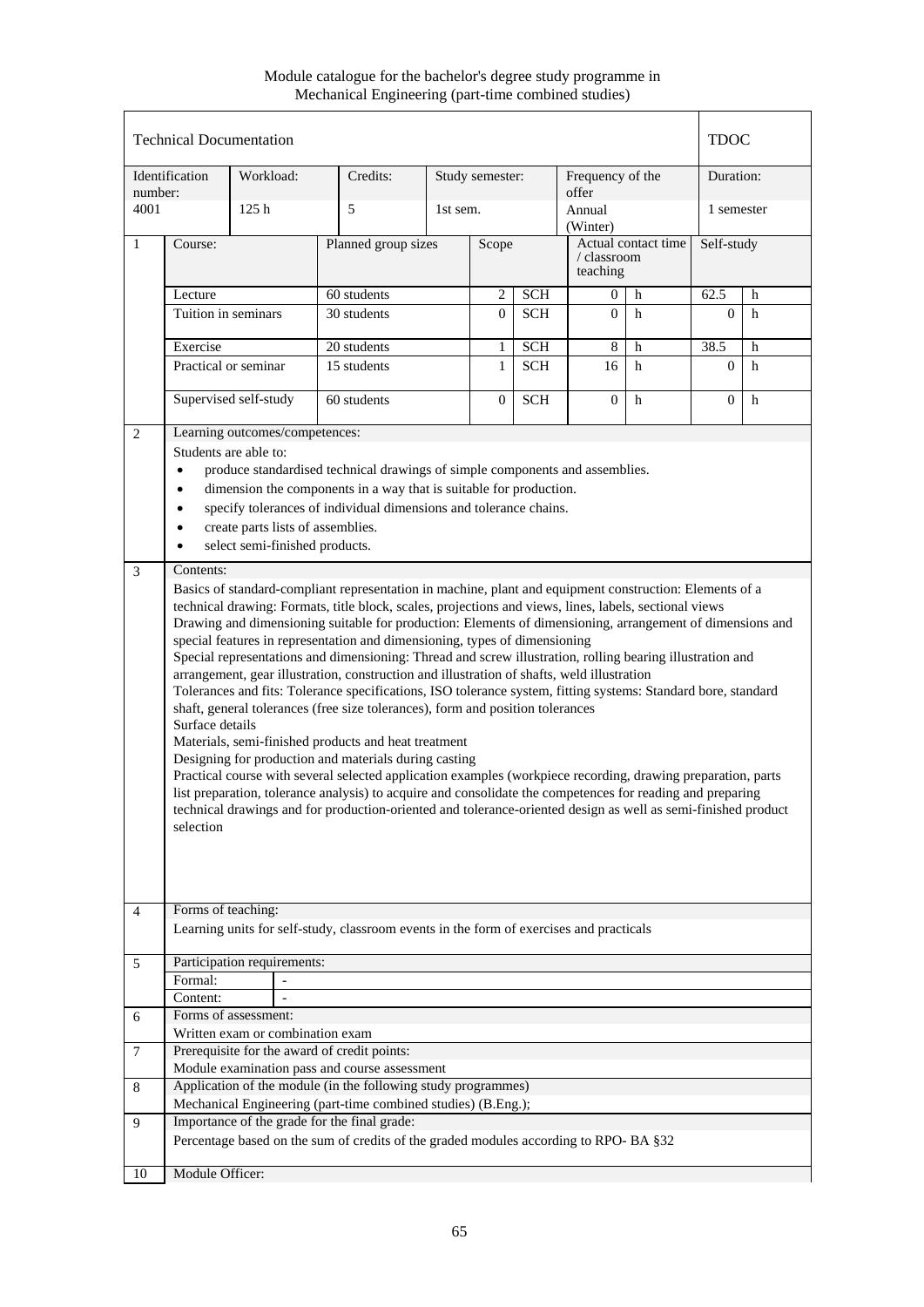Module catalogue for the bachelor's degree study programme in Mechanical Engineering (part-time combined studies)

| Technical Documentation | | | | | | TDOC |
|---|---|---|---|---|---|---|
| Identification number: | Workload: | Credits: | Study semester: | Frequency of the offer | | Duration: |
| 4001 | 125 h | 5 | 1st sem. | Annual (Winter) | | 1 semester |

| | Course: | Planned group sizes | Scope | | Actual contact time / classroom teaching | | Self-study | |
|---|---|---|---|---|---|---|---|---|
| 1 | Lecture | 60 students | 2 | SCH | 0 | h | 62.5 | h |
| | Tuition in seminars | 30 students | 0 | SCH | 0 | h | 0 | h |
| | Exercise | 20 students | 1 | SCH | 8 | h | 38.5 | h |
| | Practical or seminar | 15 students | 1 | SCH | 16 | h | 0 | h |
| | Supervised self-study | 60 students | 0 | SCH | 0 | h | 0 | h |

**2 Learning outcomes/competences:**

Students are able to:

- produce standardised technical drawings of simple components and assemblies.
- dimension the components in a way that is suitable for production.
- specify tolerances of individual dimensions and tolerance chains.
- create parts lists of assemblies.
- select semi-finished products.

**3 Contents:**

Basics of standard-compliant representation in machine, plant and equipment construction: Elements of a technical drawing: Formats, title block, scales, projections and views, lines, labels, sectional views
Drawing and dimensioning suitable for production: Elements of dimensioning, arrangement of dimensions and special features in representation and dimensioning, types of dimensioning
Special representations and dimensioning: Thread and screw illustration, rolling bearing illustration and arrangement, gear illustration, construction and illustration of shafts, weld illustration
Tolerances and fits: Tolerance specifications, ISO tolerance system, fitting systems: Standard bore, standard shaft, general tolerances (free size tolerances), form and position tolerances
Surface details
Materials, semi-finished products and heat treatment
Designing for production and materials during casting
Practical course with several selected application examples (workpiece recording, drawing preparation, parts list preparation, tolerance analysis) to acquire and consolidate the competences for reading and preparing technical drawings and for production-oriented and tolerance-oriented design as well as semi-finished product selection

**4 Forms of teaching:**

Learning units for self-study, classroom events in the form of exercises and practicals

**5 Participation requirements:**

Formal: -

Content: -

**6 Forms of assessment:**

Written exam or combination exam

**7 Prerequisite for the award of credit points:**

Module examination pass and course assessment

**8 Application of the module (in the following study programmes)**

Mechanical Engineering (part-time combined studies) (B.Eng.);

**9 Importance of the grade for the final grade:**

Percentage based on the sum of credits of the graded modules according to RPO- BA §32

**10 Module Officer:**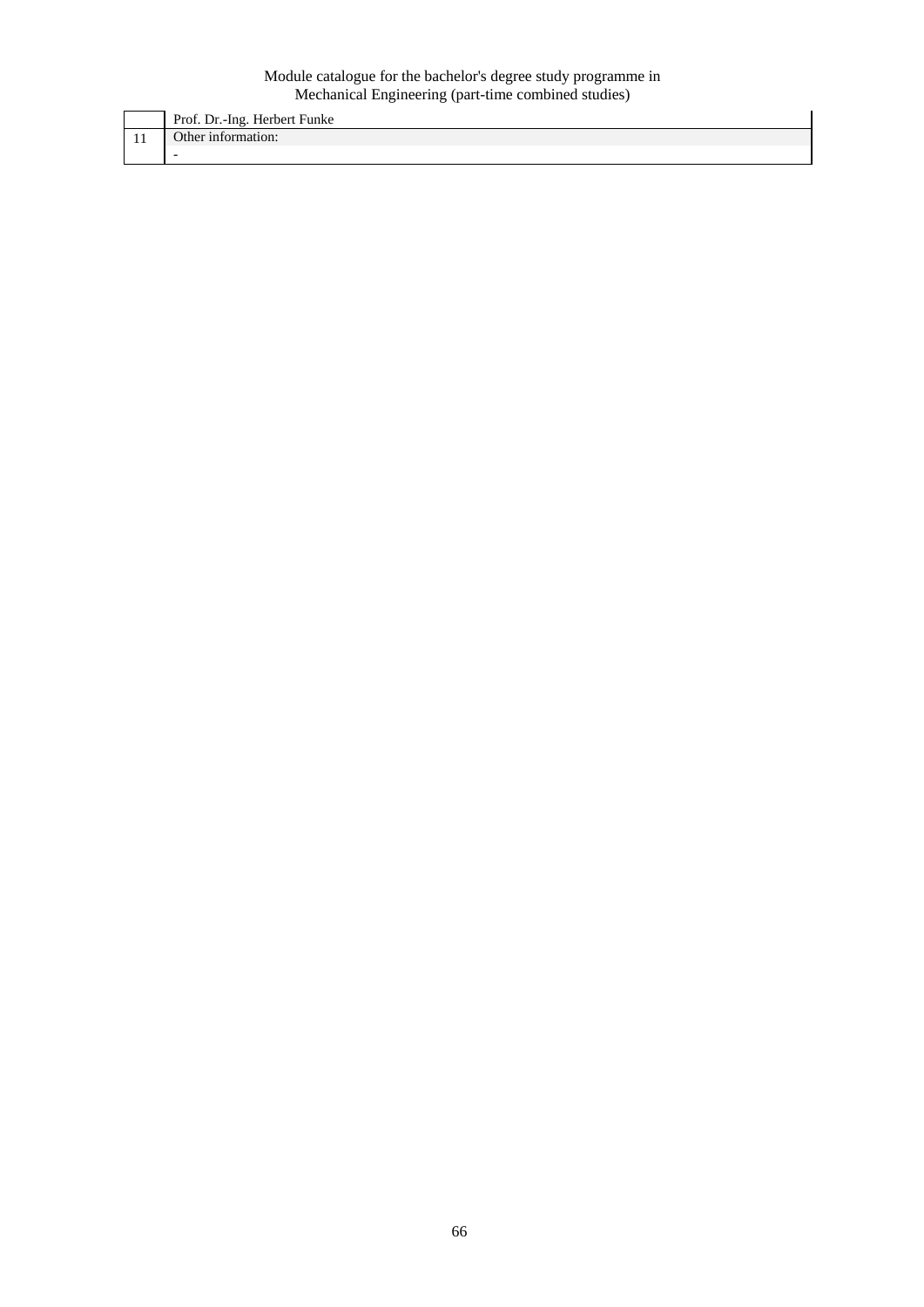| | |
|---|---|
| | Prof. Dr.-Ing. Herbert Funke |
| 11 | Other information: |
| | - |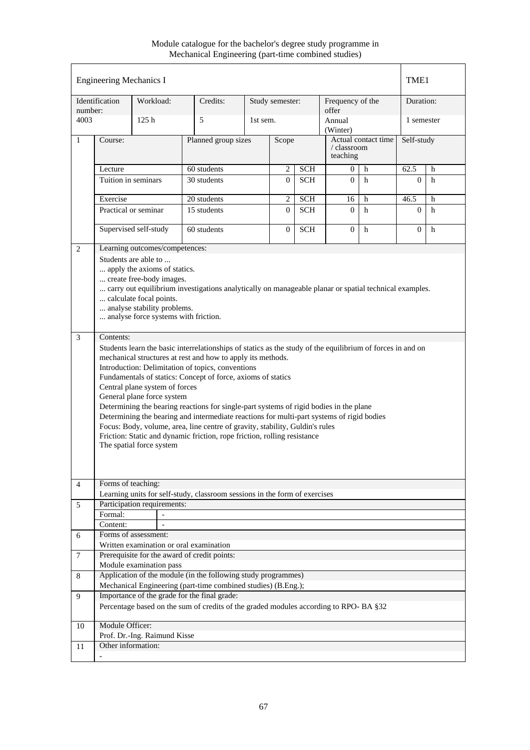Module catalogue for the bachelor's degree study programme in Mechanical Engineering (part-time combined studies)

| Engineering Mechanics I | | | | | | TME1 |
|---|---|---|---|---|---|---|
| Identification number: | Workload: | Credits: | Study semester: | Frequency of the offer | | Duration: |
| 4003 | 125 h | 5 | 1st sem. | Annual (Winter) | | 1 semester |

| | Course: | Planned group sizes | Scope | | Actual contact time / classroom teaching | | Self-study | |
|---|---|---|---|---|---|---|---|---|
| 1 | Lecture | 60 students | 2 | SCH | 0 | h | 62.5 | h |
| | Tuition in seminars | 30 students | 0 | SCH | 0 | h | 0 | h |
| | Exercise | 20 students | 2 | SCH | 16 | h | 46.5 | h |
| | Practical or seminar | 15 students | 0 | SCH | 0 | h | 0 | h |
| | Supervised self-study | 60 students | 0 | SCH | 0 | h | 0 | h |

**2 Learning outcomes/competences:**

Students are able to ...
... apply the axioms of statics.
... create free-body images.
... carry out equilibrium investigations analytically on manageable planar or spatial technical examples.
... calculate focal points.
... analyse stability problems.
... analyse force systems with friction.

**3 Contents:**

Students learn the basic interrelationships of statics as the study of the equilibrium of forces in and on mechanical structures at rest and how to apply its methods.
Introduction: Delimitation of topics, conventions
Fundamentals of statics: Concept of force, axioms of statics
Central plane system of forces
General plane force system
Determining the bearing reactions for single-part systems of rigid bodies in the plane
Determining the bearing and intermediate reactions for multi-part systems of rigid bodies
Focus: Body, volume, area, line centre of gravity, stability, Guldin's rules
Friction: Static and dynamic friction, rope friction, rolling resistance
The spatial force system

**4 Forms of teaching:**

Learning units for self-study, classroom sessions in the form of exercises

**5 Participation requirements:**

Formal: -
Content: -

**6 Forms of assessment:**

Written examination or oral examination

**7 Prerequisite for the award of credit points:**

Module examination pass

**8 Application of the module (in the following study programmes)**

Mechanical Engineering (part-time combined studies) (B.Eng.);

**9 Importance of the grade for the final grade:**

Percentage based on the sum of credits of the graded modules according to RPO- BA §32

**10 Module Officer:**

Prof. Dr.-Ing. Raimund Kisse

**11 Other information:**

-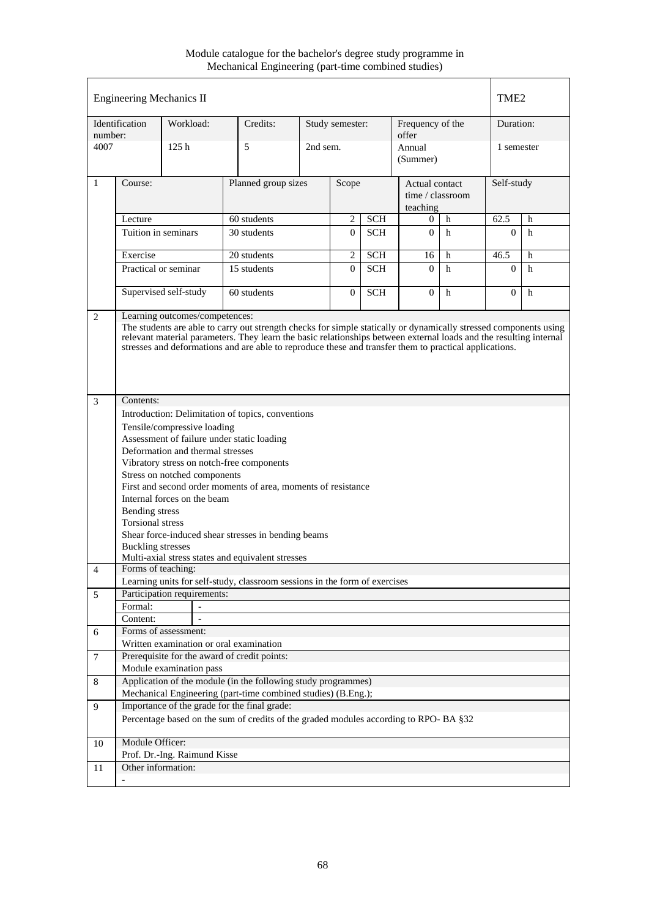Module catalogue for the bachelor's degree study programme in Mechanical Engineering (part-time combined studies)

## Engineering Mechanics II — TME2

| Identification number: | Workload: | Credits: | Study semester: | Frequency of the offer | Duration: |
|---|---|---|---|---|---|
| 4007 | 125 h | 5 | 2nd sem. | Annual (Summer) | 1 semester |

**1**

| Course: | Planned group sizes | Scope | Actual contact time / classroom teaching | Self-study |
|---|---|---|---|---|
| Lecture | 60 students | 2 SCH | 0 h | 62.5 h |
| Tuition in seminars | 30 students | 0 SCH | 0 h | 0 h |
| Exercise | 20 students | 2 SCH | 16 h | 46.5 h |
| Practical or seminar | 15 students | 0 SCH | 0 h | 0 h |
| Supervised self-study | 60 students | 0 SCH | 0 h | 0 h |

**2 Learning outcomes/competences:**

The students are able to carry out strength checks for simple statically or dynamically stressed components using relevant material parameters. They learn the basic relationships between external loads and the resulting internal stresses and deformations and are able to reproduce these and transfer them to practical applications.

**3 Contents:**

Introduction: Delimitation of topics, conventions
Tensile/compressive loading
Assessment of failure under static loading
Deformation and thermal stresses
Vibratory stress on notch-free components
Stress on notched components
First and second order moments of area, moments of resistance
Internal forces on the beam
Bending stress
Torsional stress
Shear force-induced shear stresses in bending beams
Buckling stresses
Multi-axial stress states and equivalent stresses

**4 Forms of teaching:**

Learning units for self-study, classroom sessions in the form of exercises

**5 Participation requirements:**

Formal: -
Content: -

**6 Forms of assessment:**

Written examination or oral examination

**7 Prerequisite for the award of credit points:**

Module examination pass

**8 Application of the module (in the following study programmes)**

Mechanical Engineering (part-time combined studies) (B.Eng.);

**9 Importance of the grade for the final grade:**

Percentage based on the sum of credits of the graded modules according to RPO- BA §32

**10 Module Officer:**

Prof. Dr.-Ing. Raimund Kisse

**11 Other information:**

-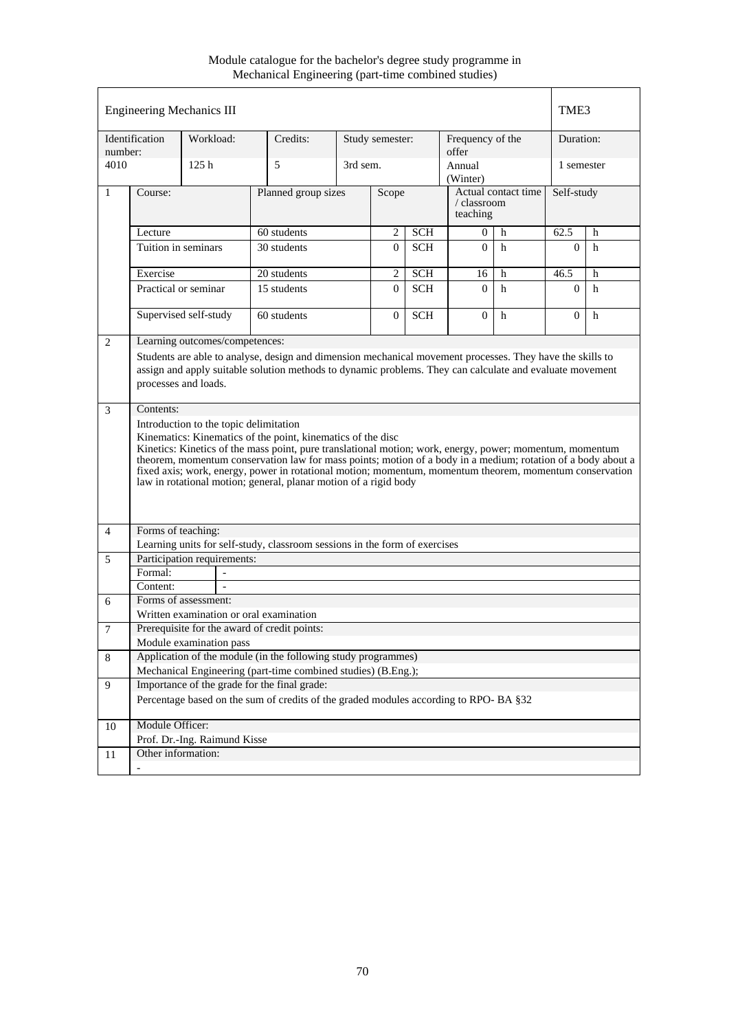Module catalogue for the bachelor's degree study programme in Mechanical Engineering (part-time combined studies)

| Engineering Mechanics III | | | | | | TME3 |
|---|---|---|---|---|---|---|
| Identification number: | Workload: | Credits: | Study semester: | Frequency of the offer | | Duration: |
| 4010 | 125 h | 5 | 3rd sem. | Annual (Winter) | | 1 semester |

| 1 | Course: | Planned group sizes | Scope | | Actual contact time / classroom teaching | | Self-study | |
|---|---|---|---|---|---|---|---|---|
| | Lecture | 60 students | 2 | SCH | 0 | h | 62.5 | h |
| | Tuition in seminars | 30 students | 0 | SCH | 0 | h | 0 | h |
| | Exercise | 20 students | 2 | SCH | 16 | h | 46.5 | h |
| | Practical or seminar | 15 students | 0 | SCH | 0 | h | 0 | h |
| | Supervised self-study | 60 students | 0 | SCH | 0 | h | 0 | h |

| | | |
|---|---|---|
| 2 | Learning outcomes/competences: | |
| | Students are able to analyse, design and dimension mechanical movement processes. They have the skills to assign and apply suitable solution methods to dynamic problems. They can calculate and evaluate movement processes and loads. | |
| 3 | Contents: | |
| | Introduction to the topic delimitation<br>Kinematics: Kinematics of the point, kinematics of the disc<br>Kinetics: Kinetics of the mass point, pure translational motion; work, energy, power; momentum, momentum theorem, momentum conservation law for mass points; motion of a body in a medium; rotation of a body about a fixed axis; work, energy, power in rotational motion; momentum, momentum theorem, momentum conservation law in rotational motion; general, planar motion of a rigid body | |
| 4 | Forms of teaching: | |
| | Learning units for self-study, classroom sessions in the form of exercises | |
| 5 | Participation requirements: | |
| | Formal: | - |
| | Content: | - |
| 6 | Forms of assessment: | |
| | Written examination or oral examination | |
| 7 | Prerequisite for the award of credit points: | |
| | Module examination pass | |
| 8 | Application of the module (in the following study programmes) | |
| | Mechanical Engineering (part-time combined studies) (B.Eng.); | |
| 9 | Importance of the grade for the final grade: | |
| | Percentage based on the sum of credits of the graded modules according to RPO- BA §32 | |
| 10 | Module Officer: | |
| | Prof. Dr.-Ing. Raimund Kisse | |
| 11 | Other information: | |
| | - | |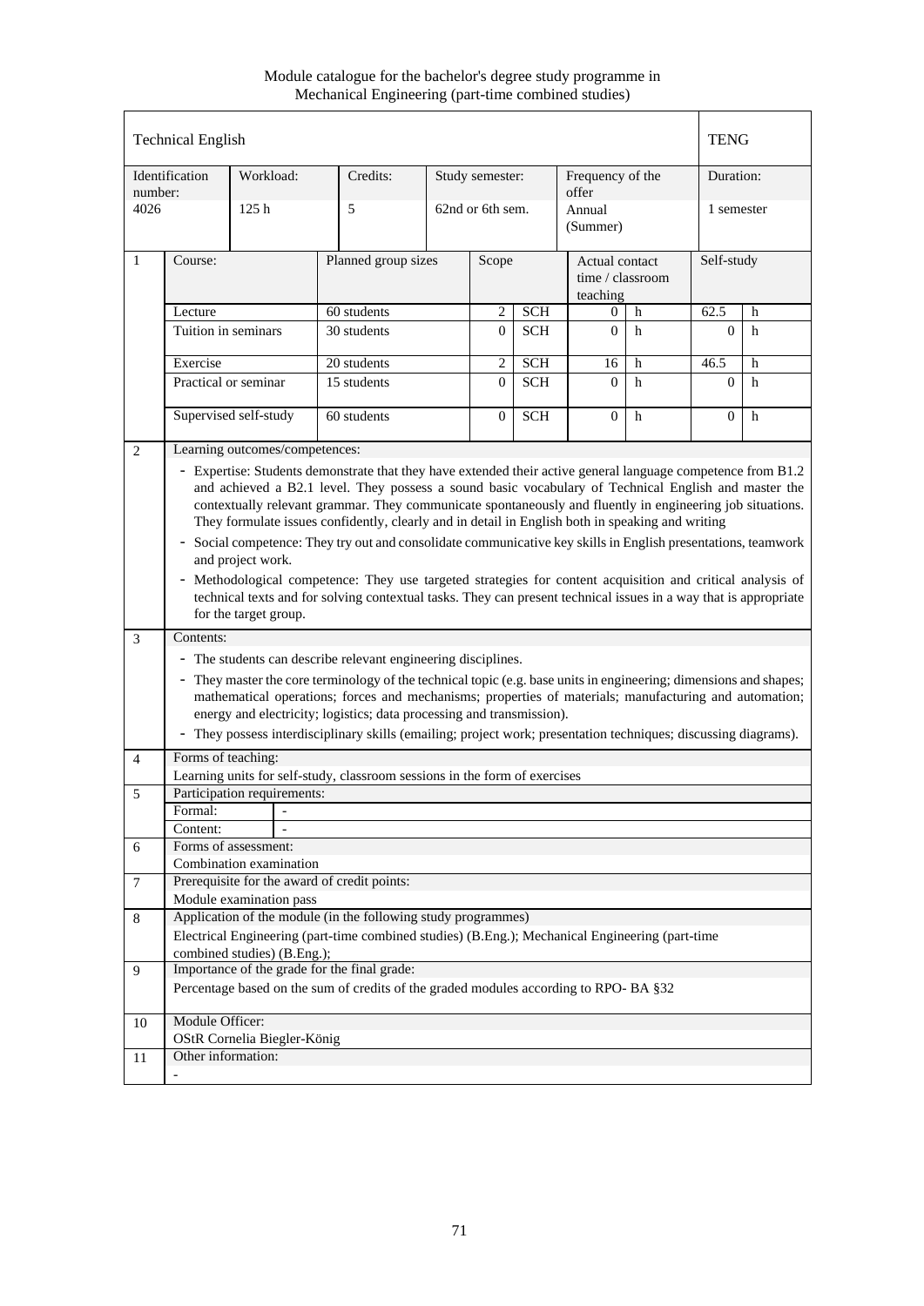Module catalogue for the bachelor's degree study programme in Mechanical Engineering (part-time combined studies)

| Technical English | | | | | | TENG |
|---|---|---|---|---|---|---|
| Identification number: | Workload: | Credits: | Study semester: | Frequency of the offer | | Duration: |
| 4026 | 125 h | 5 | 62nd or 6th sem. | Annual (Summer) | | 1 semester |

| 1 | Course: | Planned group sizes | Scope | | Actual contact time / classroom teaching | | Self-study | |
|---|---|---|---|---|---|---|---|---|
| | Lecture | 60 students | 2 | SCH | 0 | h | 62.5 | h |
| | Tuition in seminars | 30 students | 0 | SCH | 0 | h | 0 | h |
| | Exercise | 20 students | 2 | SCH | 16 | h | 46.5 | h |
| | Practical or seminar | 15 students | 0 | SCH | 0 | h | 0 | h |
| | Supervised self-study | 60 students | 0 | SCH | 0 | h | 0 | h |

**2 Learning outcomes/competences:**

- Expertise: Students demonstrate that they have extended their active general language competence from B1.2 and achieved a B2.1 level. They possess a sound basic vocabulary of Technical English and master the contextually relevant grammar. They communicate spontaneously and fluently in engineering job situations. They formulate issues confidently, clearly and in detail in English both in speaking and writing
- Social competence: They try out and consolidate communicative key skills in English presentations, teamwork and project work.
- Methodological competence: They use targeted strategies for content acquisition and critical analysis of technical texts and for solving contextual tasks. They can present technical issues in a way that is appropriate for the target group.

**3 Contents:**

- The students can describe relevant engineering disciplines.
- They master the core terminology of the technical topic (e.g. base units in engineering; dimensions and shapes; mathematical operations; forces and mechanisms; properties of materials; manufacturing and automation; energy and electricity; logistics; data processing and transmission).
- They possess interdisciplinary skills (emailing; project work; presentation techniques; discussing diagrams).

**4 Forms of teaching:**

Learning units for self-study, classroom sessions in the form of exercises

**5 Participation requirements:**

Formal: -

Content: -

**6 Forms of assessment:**

Combination examination

**7 Prerequisite for the award of credit points:**

Module examination pass

**8 Application of the module (in the following study programmes)**

Electrical Engineering (part-time combined studies) (B.Eng.); Mechanical Engineering (part-time combined studies) (B.Eng.);

**9 Importance of the grade for the final grade:**

Percentage based on the sum of credits of the graded modules according to RPO- BA §32

**10 Module Officer:**

OStR Cornelia Biegler-König

**11 Other information:**

-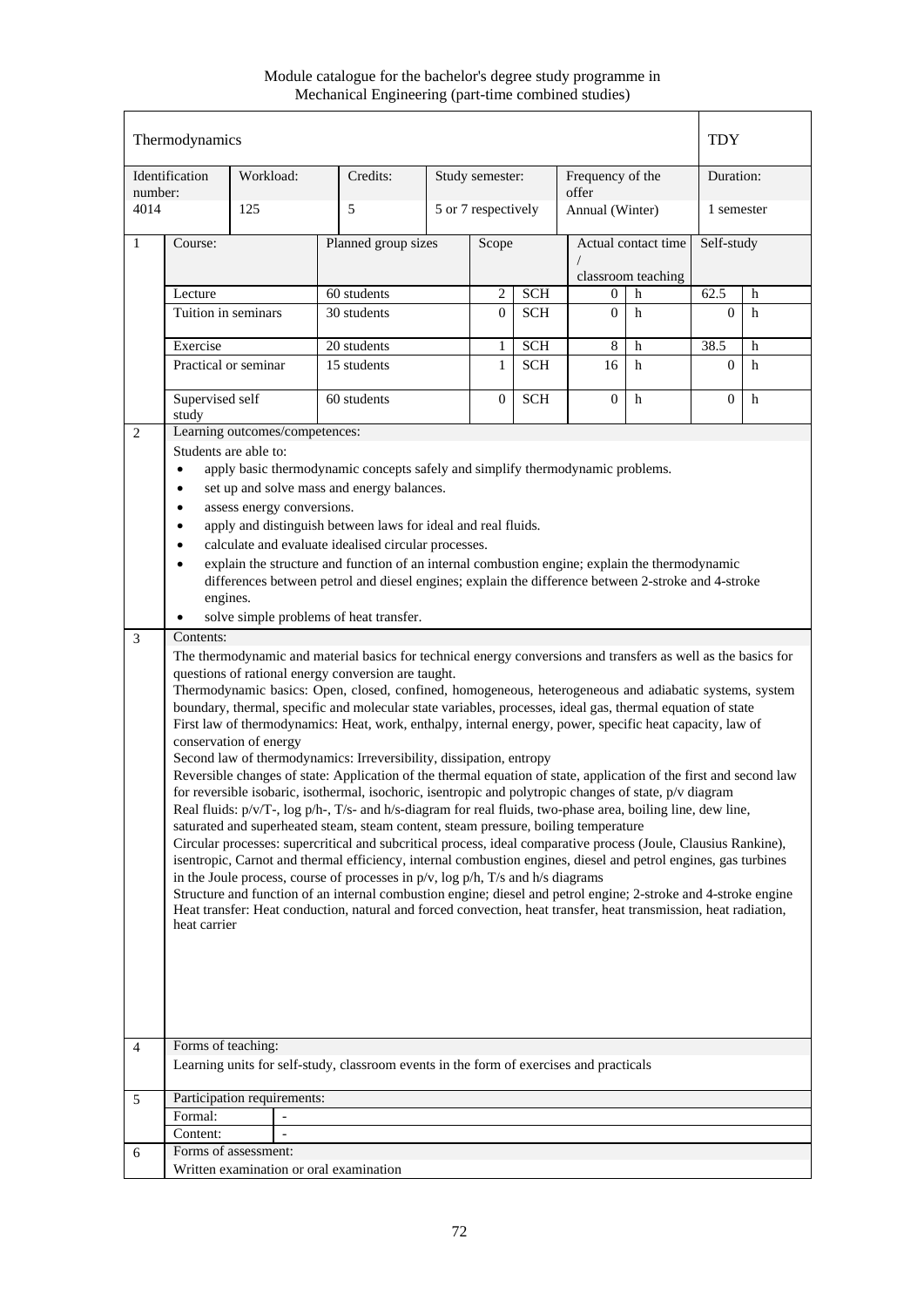Module catalogue for the bachelor's degree study programme in Mechanical Engineering (part-time combined studies)

| Thermodynamics | | | | | | TDY |
|---|---|---|---|---|---|---|
| Identification number: | Workload: | Credits: | Study semester: | Frequency of the offer | | Duration: |
| 4014 | 125 | 5 | 5 or 7 respectively | Annual (Winter) | | 1 semester |

| | Course: | Planned group sizes | Scope | | Actual contact time / classroom teaching | | Self-study | |
|---|---|---|---|---|---|---|---|---|
| 1 | Lecture | 60 students | 2 | SCH | 0 | h | 62.5 | h |
| | Tuition in seminars | 30 students | 0 | SCH | 0 | h | 0 | h |
| | Exercise | 20 students | 1 | SCH | 8 | h | 38.5 | h |
| | Practical or seminar | 15 students | 1 | SCH | 16 | h | 0 | h |
| | Supervised self study | 60 students | 0 | SCH | 0 | h | 0 | h |

**2 Learning outcomes/competences:**

Students are able to:

- apply basic thermodynamic concepts safely and simplify thermodynamic problems.
- set up and solve mass and energy balances.
- assess energy conversions.
- apply and distinguish between laws for ideal and real fluids.
- calculate and evaluate idealised circular processes.
- explain the structure and function of an internal combustion engine; explain the thermodynamic differences between petrol and diesel engines; explain the difference between 2-stroke and 4-stroke engines.
- solve simple problems of heat transfer.

**3 Contents:**

The thermodynamic and material basics for technical energy conversions and transfers as well as the basics for questions of rational energy conversion are taught.
Thermodynamic basics: Open, closed, confined, homogeneous, heterogeneous and adiabatic systems, system boundary, thermal, specific and molecular state variables, processes, ideal gas, thermal equation of state
First law of thermodynamics: Heat, work, enthalpy, internal energy, power, specific heat capacity, law of conservation of energy
Second law of thermodynamics: Irreversibility, dissipation, entropy
Reversible changes of state: Application of the thermal equation of state, application of the first and second law for reversible isobaric, isothermal, isochoric, isentropic and polytropic changes of state, p/v diagram
Real fluids: p/v/T-, log p/h-, T/s- and h/s-diagram for real fluids, two-phase area, boiling line, dew line, saturated and superheated steam, steam content, steam pressure, boiling temperature
Circular processes: supercritical and subcritical process, ideal comparative process (Joule, Clausius Rankine), isentropic, Carnot and thermal efficiency, internal combustion engines, diesel and petrol engines, gas turbines in the Joule process, course of processes in p/v, log p/h, T/s and h/s diagrams
Structure and function of an internal combustion engine; diesel and petrol engine; 2-stroke and 4-stroke engine
Heat transfer: Heat conduction, natural and forced convection, heat transfer, heat transmission, heat radiation, heat carrier

**4 Forms of teaching:**

Learning units for self-study, classroom events in the form of exercises and practicals

**5 Participation requirements:**

| Formal: | - |
|---|---|
| Content: | - |

**6 Forms of assessment:**

Written examination or oral examination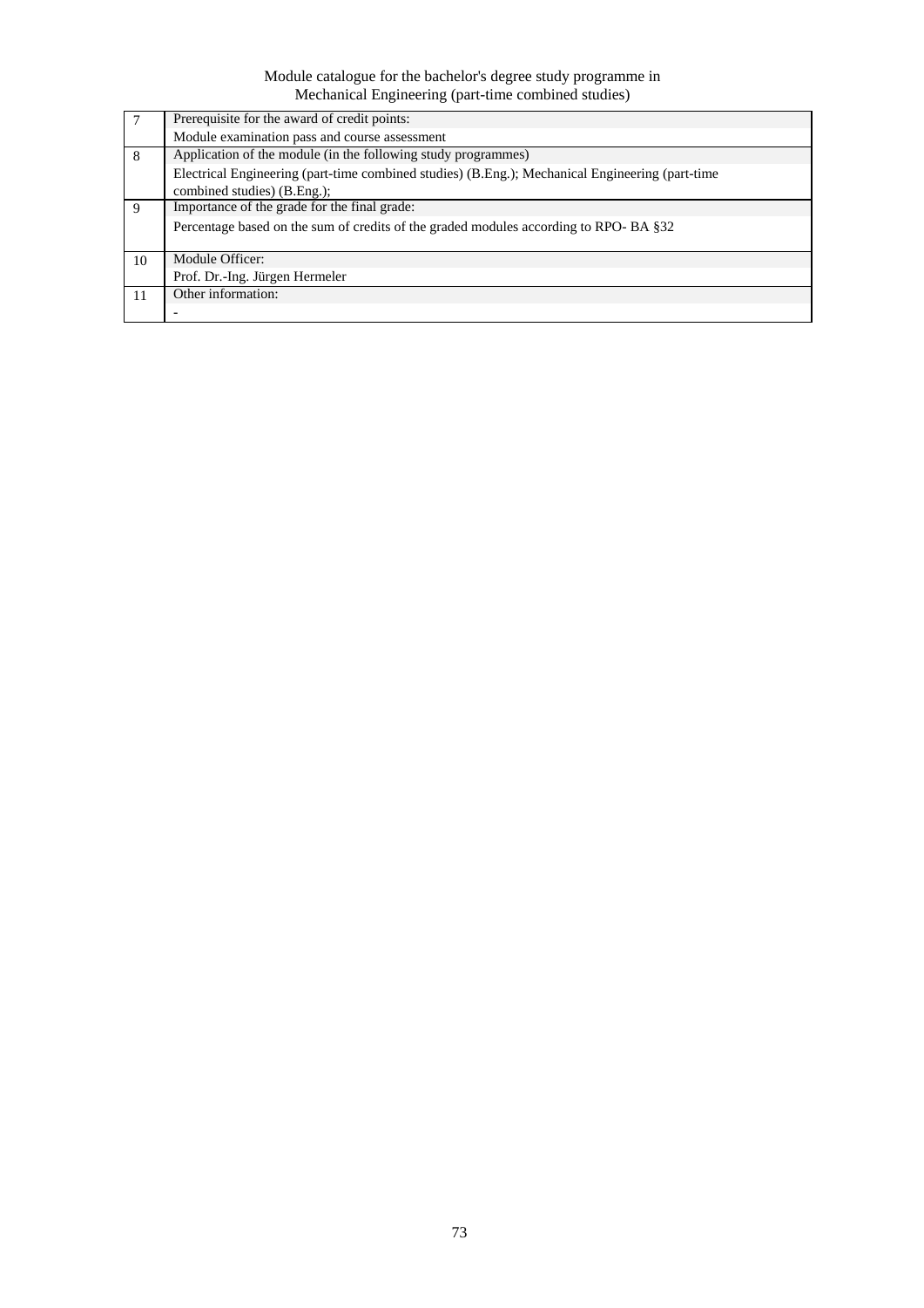| | |
|---|---|
| 7 | Prerequisite for the award of credit points: |
| | Module examination pass and course assessment |
| 8 | Application of the module (in the following study programmes) |
| | Electrical Engineering (part-time combined studies) (B.Eng.); Mechanical Engineering (part-time combined studies) (B.Eng.); |
| 9 | Importance of the grade for the final grade: |
| | Percentage based on the sum of credits of the graded modules according to RPO- BA §32 |
| 10 | Module Officer: |
| | Prof. Dr.-Ing. Jürgen Hermeler |
| 11 | Other information: |
| | - |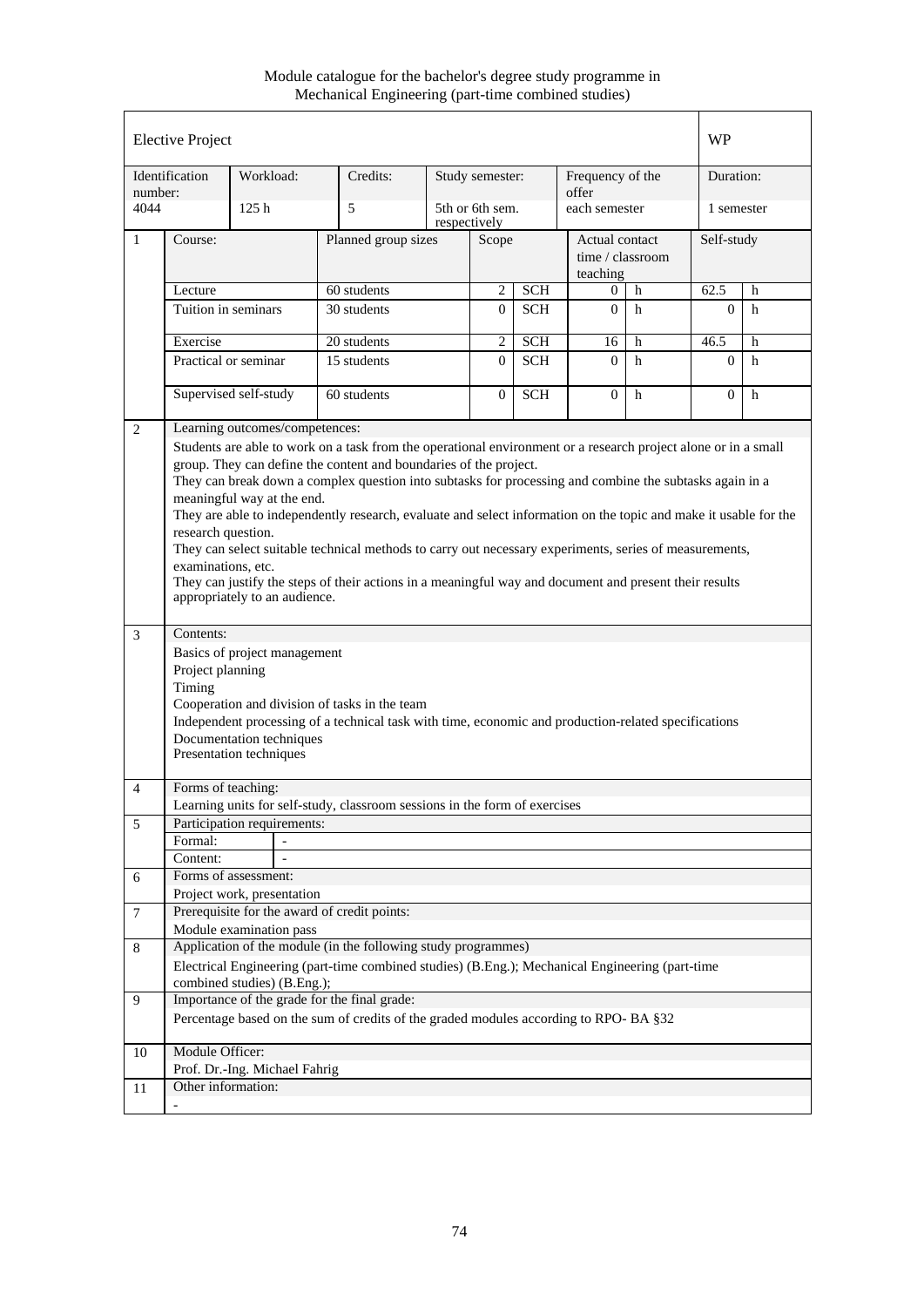Module catalogue for the bachelor's degree study programme in Mechanical Engineering (part-time combined studies)

| Elective Project | | | | | | WP |
|---|---|---|---|---|---|---|
| Identification number: | Workload: | Credits: | Study semester: | Frequency of the offer | | Duration: |
| 4044 | 125 h | 5 | 5th or 6th sem. respectively | each semester | | 1 semester |

| | Course: | Planned group sizes | Scope | | Actual contact time / classroom teaching | | Self-study | |
|---|---|---|---|---|---|---|---|---|
| 1 | Lecture | 60 students | 2 | SCH | 0 | h | 62.5 | h |
| | Tuition in seminars | 30 students | 0 | SCH | 0 | h | 0 | h |
| | Exercise | 20 students | 2 | SCH | 16 | h | 46.5 | h |
| | Practical or seminar | 15 students | 0 | SCH | 0 | h | 0 | h |
| | Supervised self-study | 60 students | 0 | SCH | 0 | h | 0 | h |

**2 Learning outcomes/competences:**

Students are able to work on a task from the operational environment or a research project alone or in a small group. They can define the content and boundaries of the project.
They can break down a complex question into subtasks for processing and combine the subtasks again in a meaningful way at the end.
They are able to independently research, evaluate and select information on the topic and make it usable for the research question.
They can select suitable technical methods to carry out necessary experiments, series of measurements, examinations, etc.
They can justify the steps of their actions in a meaningful way and document and present their results appropriately to an audience.

**3 Contents:**

Basics of project management
Project planning
Timing
Cooperation and division of tasks in the team
Independent processing of a technical task with time, economic and production-related specifications
Documentation techniques
Presentation techniques

**4 Forms of teaching:**

Learning units for self-study, classroom sessions in the form of exercises

**5 Participation requirements:**

Formal: -
Content: -

**6 Forms of assessment:**

Project work, presentation

**7 Prerequisite for the award of credit points:**

Module examination pass

**8 Application of the module (in the following study programmes)**

Electrical Engineering (part-time combined studies) (B.Eng.); Mechanical Engineering (part-time combined studies) (B.Eng.);

**9 Importance of the grade for the final grade:**

Percentage based on the sum of credits of the graded modules according to RPO- BA §32

**10 Module Officer:**

Prof. Dr.-Ing. Michael Fahrig

**11 Other information:**

-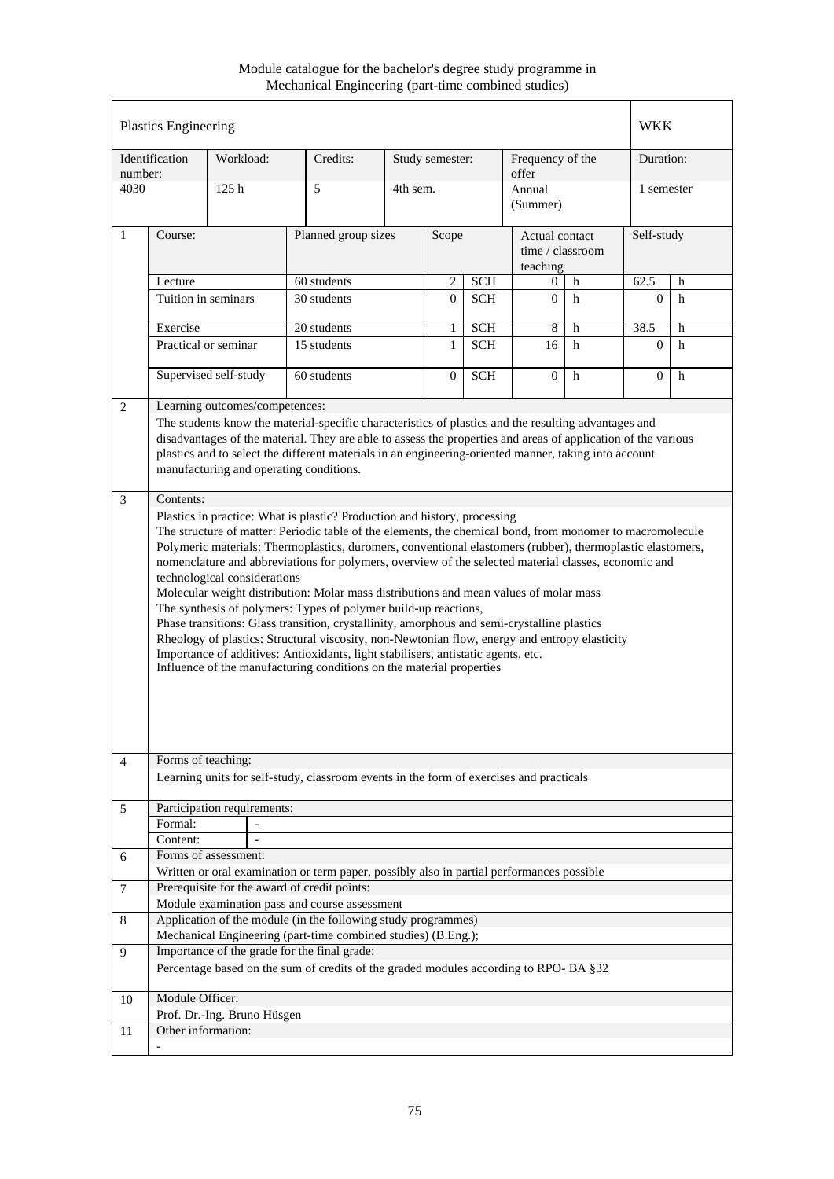Module catalogue for the bachelor's degree study programme in Mechanical Engineering (part-time combined studies)

## Plastics Engineering — WKK

| Identification number: | Workload: | Credits: | Study semester: | Frequency of the offer | Duration: |
|---|---|---|---|---|---|
| 4030 | 125 h | 5 | 4th sem. | Annual (Summer) | 1 semester |

**1**

| Course: | Planned group sizes | Scope | | Actual contact time / classroom teaching | | Self-study | |
|---|---|---|---|---|---|---|---|
| Lecture | 60 students | 2 | SCH | 0 | h | 62.5 | h |
| Tuition in seminars | 30 students | 0 | SCH | 0 | h | 0 | h |
| Exercise | 20 students | 1 | SCH | 8 | h | 38.5 | h |
| Practical or seminar | 15 students | 1 | SCH | 16 | h | 0 | h |
| Supervised self-study | 60 students | 0 | SCH | 0 | h | 0 | h |

**2 Learning outcomes/competences:**

The students know the material-specific characteristics of plastics and the resulting advantages and disadvantages of the material. They are able to assess the properties and areas of application of the various plastics and to select the different materials in an engineering-oriented manner, taking into account manufacturing and operating conditions.

**3 Contents:**

Plastics in practice: What is plastic? Production and history, processing
The structure of matter: Periodic table of the elements, the chemical bond, from monomer to macromolecule
Polymeric materials: Thermoplastics, duromers, conventional elastomers (rubber), thermoplastic elastomers, nomenclature and abbreviations for polymers, overview of the selected material classes, economic and technological considerations
Molecular weight distribution: Molar mass distributions and mean values of molar mass
The synthesis of polymers: Types of polymer build-up reactions,
Phase transitions: Glass transition, crystallinity, amorphous and semi-crystalline plastics
Rheology of plastics: Structural viscosity, non-Newtonian flow, energy and entropy elasticity
Importance of additives: Antioxidants, light stabilisers, antistatic agents, etc.
Influence of the manufacturing conditions on the material properties

**4 Forms of teaching:**

Learning units for self-study, classroom events in the form of exercises and practicals

**5 Participation requirements:**

| | |
|---|---|
| Formal: | - |
| Content: | - |

**6 Forms of assessment:**

Written or oral examination or term paper, possibly also in partial performances possible

**7 Prerequisite for the award of credit points:**

Module examination pass and course assessment

**8 Application of the module (in the following study programmes)**

Mechanical Engineering (part-time combined studies) (B.Eng.);

**9 Importance of the grade for the final grade:**

Percentage based on the sum of credits of the graded modules according to RPO- BA §32

**10 Module Officer:**

Prof. Dr.-Ing. Bruno Hüsgen

**11 Other information:**

-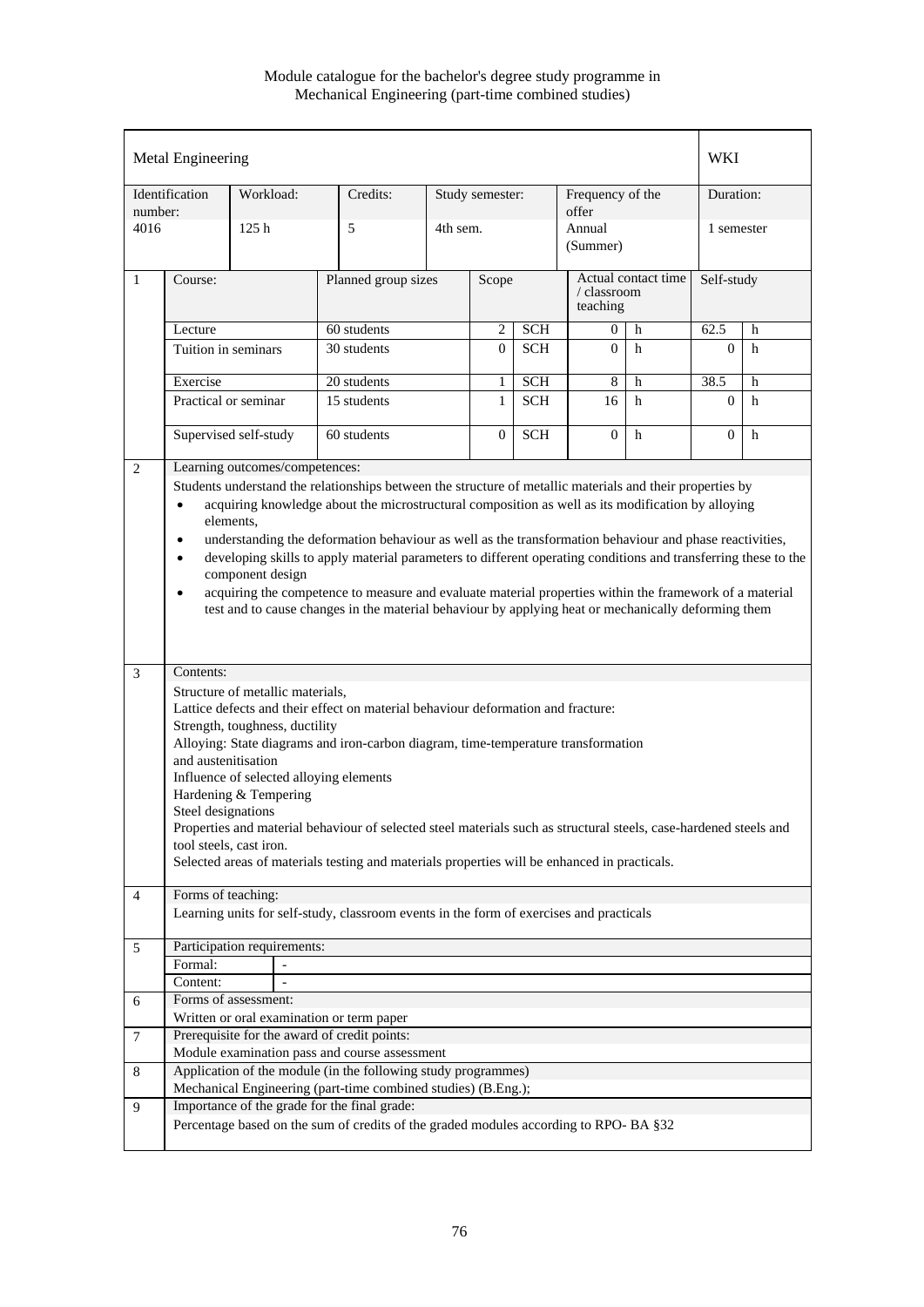Module catalogue for the bachelor's degree study programme in Mechanical Engineering (part-time combined studies)

| Metal Engineering | | | | | | WKI |
|---|---|---|---|---|---|---|
| Identification number: | Workload: | Credits: | Study semester: | Frequency of the offer | | Duration: |
| 4016 | 125 h | 5 | 4th sem. | Annual (Summer) | | 1 semester |

| 1 | Course: | Planned group sizes | Scope | | Actual contact time / classroom teaching | | Self-study | |
|---|---|---|---|---|---|---|---|---|
| | Lecture | 60 students | 2 | SCH | 0 | h | 62.5 | h |
| | Tuition in seminars | 30 students | 0 | SCH | 0 | h | 0 | h |
| | Exercise | 20 students | 1 | SCH | 8 | h | 38.5 | h |
| | Practical or seminar | 15 students | 1 | SCH | 16 | h | 0 | h |
| | Supervised self-study | 60 students | 0 | SCH | 0 | h | 0 | h |

**2 Learning outcomes/competences:**

Students understand the relationships between the structure of metallic materials and their properties by

- acquiring knowledge about the microstructural composition as well as its modification by alloying elements,
- understanding the deformation behaviour as well as the transformation behaviour and phase reactivities,
- developing skills to apply material parameters to different operating conditions and transferring these to the component design
- acquiring the competence to measure and evaluate material properties within the framework of a material test and to cause changes in the material behaviour by applying heat or mechanically deforming them

**3 Contents:**

Structure of metallic materials,
Lattice defects and their effect on material behaviour deformation and fracture:
Strength, toughness, ductility
Alloying: State diagrams and iron-carbon diagram, time-temperature transformation and austenitisation
Influence of selected alloying elements
Hardening & Tempering
Steel designations
Properties and material behaviour of selected steel materials such as structural steels, case-hardened steels and tool steels, cast iron.
Selected areas of materials testing and materials properties will be enhanced in practicals.

**4 Forms of teaching:**

Learning units for self-study, classroom events in the form of exercises and practicals

**5 Participation requirements:**

| | |
|---|---|
| Formal: | - |
| Content: | - |

**6 Forms of assessment:**

Written or oral examination or term paper

**7 Prerequisite for the award of credit points:**

Module examination pass and course assessment

**8 Application of the module (in the following study programmes)**

Mechanical Engineering (part-time combined studies) (B.Eng.);

**9 Importance of the grade for the final grade:**

Percentage based on the sum of credits of the graded modules according to RPO- BA §32